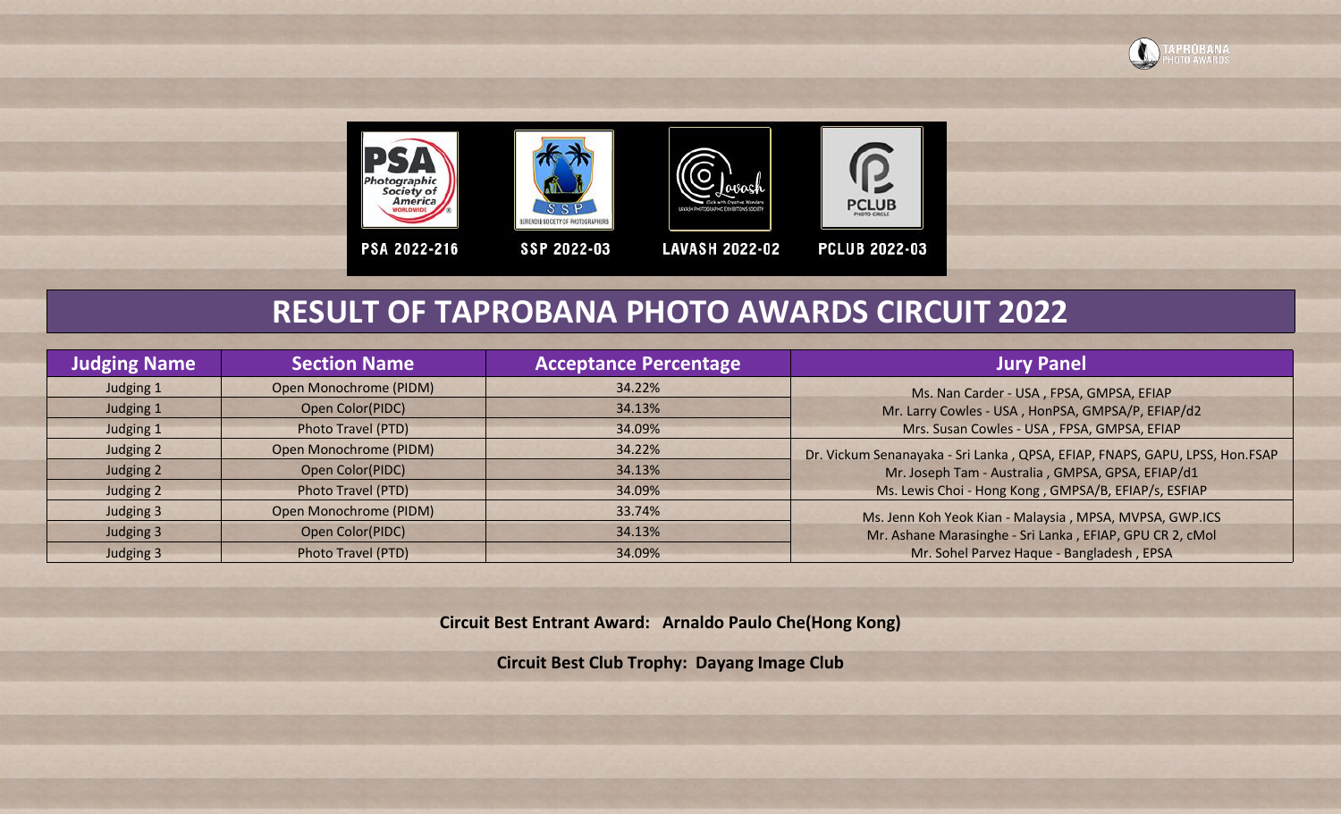PSA 2022-216 SSP 2022-03 LAVASH 2022-02 PCLUB 2022-03

# RESULT OF TAPROBANA PHOTO AWARDS CIRCUIT 2022

| Judging Name | Section Name | Acceptance Percentage | Jury Panel |
|---|---|---|---|
| Judging 1 | Open Monochrome (PIDM) | 34.22% | Ms. Nan Carder - USA , FPSA, GMPSA, EFIAP<br>Mr. Larry Cowles - USA , HonPSA, GMPSA/P, EFIAP/d2<br>Mrs. Susan Cowles - USA , FPSA, GMPSA, EFIAP |
| Judging 1 | Open Color(PIDC) | 34.13% | |
| Judging 1 | Photo Travel (PTD) | 34.09% | |
| Judging 2 | Open Monochrome (PIDM) | 34.22% | Dr. Vickum Senanayaka - Sri Lanka , QPSA, EFIAP, FNAPS, GAPU, LPSS, Hon.FSAP<br>Mr. Joseph Tam - Australia , GMPSA, GPSA, EFIAP/d1<br>Ms. Lewis Choi - Hong Kong , GMPSA/B, EFIAP/s, ESFIAP |
| Judging 2 | Open Color(PIDC) | 34.13% | |
| Judging 2 | Photo Travel (PTD) | 34.09% | |
| Judging 3 | Open Monochrome (PIDM) | 33.74% | Ms. Jenn Koh Yeok Kian - Malaysia , MPSA, MVPSA, GWP.ICS<br>Mr. Ashane Marasinghe - Sri Lanka , EFIAP, GPU CR 2, cMol<br>Mr. Sohel Parvez Haque - Bangladesh , EPSA |
| Judging 3 | Open Color(PIDC) | 34.13% | |
| Judging 3 | Photo Travel (PTD) | 34.09% | |

**Circuit Best Entrant Award: Arnaldo Paulo Che(Hong Kong)**

**Circuit Best Club Trophy: Dayang Image Club**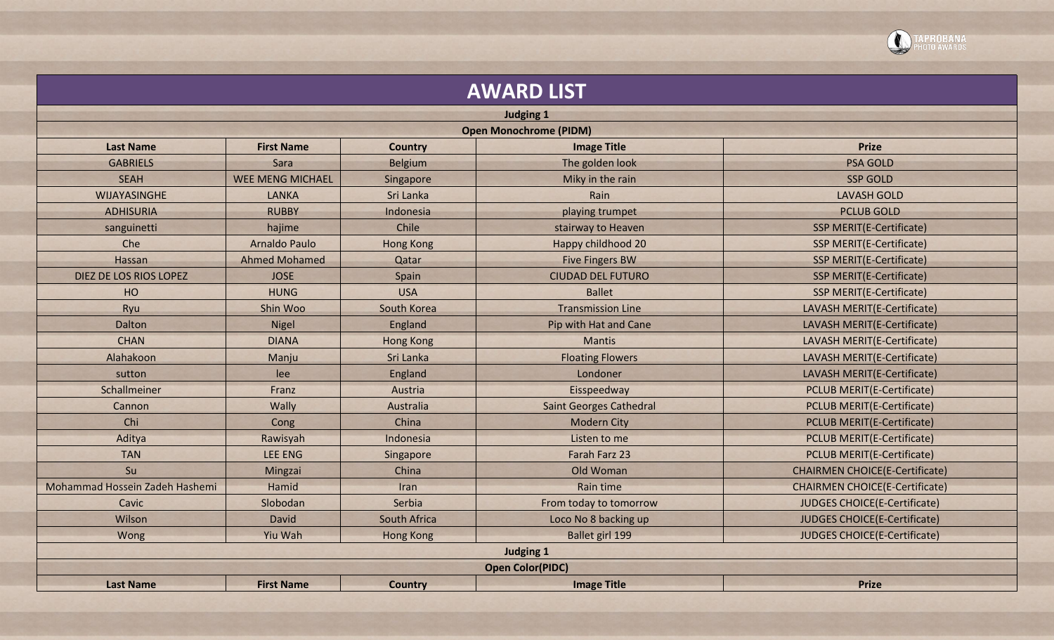# AWARD LIST

## Judging 1

### Open Monochrome (PIDM)

| Last Name | First Name | Country | Image Title | Prize |
|---|---|---|---|---|
| GABRIELS | Sara | Belgium | The golden look | PSA GOLD |
| SEAH | WEE MENG MICHAEL | Singapore | Miky in the rain | SSP GOLD |
| WIJAYASINGHE | LANKA | Sri Lanka | Rain | LAVASH GOLD |
| ADHISURIA | RUBBY | Indonesia | playing trumpet | PCLUB GOLD |
| sanguinetti | hajime | Chile | stairway to Heaven | SSP MERIT(E-Certificate) |
| Che | Arnaldo Paulo | Hong Kong | Happy childhood 20 | SSP MERIT(E-Certificate) |
| Hassan | Ahmed Mohamed | Qatar | Five Fingers BW | SSP MERIT(E-Certificate) |
| DIEZ DE LOS RIOS LOPEZ | JOSE | Spain | CIUDAD DEL FUTURO | SSP MERIT(E-Certificate) |
| HO | HUNG | USA | Ballet | SSP MERIT(E-Certificate) |
| Ryu | Shin Woo | South Korea | Transmission Line | LAVASH MERIT(E-Certificate) |
| Dalton | Nigel | England | Pip with Hat and Cane | LAVASH MERIT(E-Certificate) |
| CHAN | DIANA | Hong Kong | Mantis | LAVASH MERIT(E-Certificate) |
| Alahakoon | Manju | Sri Lanka | Floating Flowers | LAVASH MERIT(E-Certificate) |
| sutton | lee | England | Londoner | LAVASH MERIT(E-Certificate) |
| Schallmeiner | Franz | Austria | Eisspeedway | PCLUB MERIT(E-Certificate) |
| Cannon | Wally | Australia | Saint Georges Cathedral | PCLUB MERIT(E-Certificate) |
| Chi | Cong | China | Modern City | PCLUB MERIT(E-Certificate) |
| Aditya | Rawisyah | Indonesia | Listen to me | PCLUB MERIT(E-Certificate) |
| TAN | LEE ENG | Singapore | Farah Farz 23 | PCLUB MERIT(E-Certificate) |
| Su | Mingzai | China | Old Woman | CHAIRMEN CHOICE(E-Certificate) |
| Mohammad Hossein Zadeh Hashemi | Hamid | Iran | Rain time | CHAIRMEN CHOICE(E-Certificate) |
| Cavic | Slobodan | Serbia | From today to tomorrow | JUDGES CHOICE(E-Certificate) |
| Wilson | David | South Africa | Loco No 8 backing up | JUDGES CHOICE(E-Certificate) |
| Wong | Yiu Wah | Hong Kong | Ballet girl 199 | JUDGES CHOICE(E-Certificate) |

## Judging 1

### Open Color(PIDC)

| Last Name | First Name | Country | Image Title | Prize |
|---|---|---|---|---|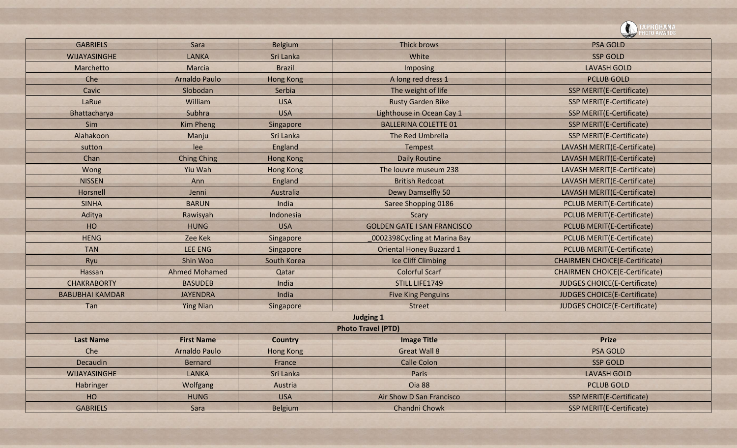| GABRIELS | Sara | Belgium | Thick brows | PSA GOLD |
|---|---|---|---|---|
| WIJAYASINGHE | LANKA | Sri Lanka | White | SSP GOLD |
| Marchetto | Marcia | Brazil | Imposing | LAVASH GOLD |
| Che | Arnaldo Paulo | Hong Kong | A long red dress 1 | PCLUB GOLD |
| Cavic | Slobodan | Serbia | The weight of life | SSP MERIT(E-Certificate) |
| LaRue | William | USA | Rusty Garden Bike | SSP MERIT(E-Certificate) |
| Bhattacharya | Subhra | USA | Lighthouse in Ocean Cay 1 | SSP MERIT(E-Certificate) |
| Sim | Kim Pheng | Singapore | BALLERINA COLETTE 01 | SSP MERIT(E-Certificate) |
| Alahakoon | Manju | Sri Lanka | The Red Umbrella | SSP MERIT(E-Certificate) |
| sutton | lee | England | Tempest | LAVASH MERIT(E-Certificate) |
| Chan | Ching Ching | Hong Kong | Daily Routine | LAVASH MERIT(E-Certificate) |
| Wong | Yiu Wah | Hong Kong | The louvre museum 238 | LAVASH MERIT(E-Certificate) |
| NISSEN | Ann | England | British Redcoat | LAVASH MERIT(E-Certificate) |
| Horsnell | Jenni | Australia | Dewy Damselfly 50 | LAVASH MERIT(E-Certificate) |
| SINHA | BARUN | India | Saree Shopping 0186 | PCLUB MERIT(E-Certificate) |
| Aditya | Rawisyah | Indonesia | Scary | PCLUB MERIT(E-Certificate) |
| HO | HUNG | USA | GOLDEN GATE I SAN FRANCISCO | PCLUB MERIT(E-Certificate) |
| HENG | Zee Kek | Singapore | _0002398Cycling at Marina Bay | PCLUB MERIT(E-Certificate) |
| TAN | LEE ENG | Singapore | Oriental Honey Buzzard 1 | PCLUB MERIT(E-Certificate) |
| Ryu | Shin Woo | South Korea | Ice Cliff Climbing | CHAIRMEN CHOICE(E-Certificate) |
| Hassan | Ahmed Mohamed | Qatar | Colorful Scarf | CHAIRMEN CHOICE(E-Certificate) |
| CHAKRABORTY | BASUDEB | India | STILL LIFE1749 | JUDGES CHOICE(E-Certificate) |
| BABUBHAI KAMDAR | JAYENDRA | India | Five King Penguins | JUDGES CHOICE(E-Certificate) |
| Tan | Ying Nian | Singapore | Street | JUDGES CHOICE(E-Certificate) |

**Judging 1**

**Photo Travel (PTD)**

| Last Name | First Name | Country | Image Title | Prize |
|---|---|---|---|---|
| Che | Arnaldo Paulo | Hong Kong | Great Wall 8 | PSA GOLD |
| Decaudin | Bernard | France | Calle Colon | SSP GOLD |
| WIJAYASINGHE | LANKA | Sri Lanka | Paris | LAVASH GOLD |
| Habringer | Wolfgang | Austria | Oia 88 | PCLUB GOLD |
| HO | HUNG | USA | Air Show D San Francisco | SSP MERIT(E-Certificate) |
| GABRIELS | Sara | Belgium | Chandni Chowk | SSP MERIT(E-Certificate) |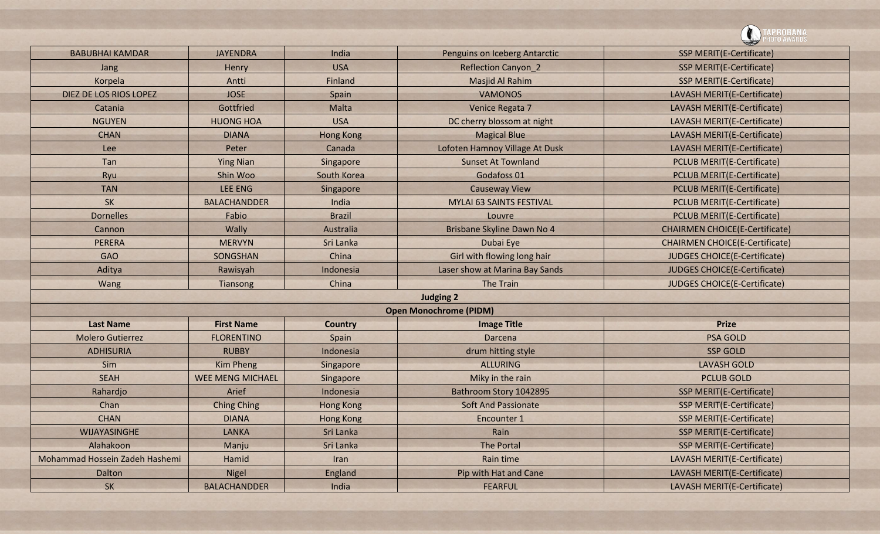| | | | | |
|---|---|---|---|---|
| BABUBHAI KAMDAR | JAYENDRA | India | Penguins on Iceberg Antarctic | SSP MERIT(E-Certificate) |
| Jang | Henry | USA | Reflection Canyon_2 | SSP MERIT(E-Certificate) |
| Korpela | Antti | Finland | Masjid Al Rahim | SSP MERIT(E-Certificate) |
| DIEZ DE LOS RIOS LOPEZ | JOSE | Spain | VAMONOS | LAVASH MERIT(E-Certificate) |
| Catania | Gottfried | Malta | Venice Regata 7 | LAVASH MERIT(E-Certificate) |
| NGUYEN | HUONG HOA | USA | DC cherry blossom at night | LAVASH MERIT(E-Certificate) |
| CHAN | DIANA | Hong Kong | Magical Blue | LAVASH MERIT(E-Certificate) |
| Lee | Peter | Canada | Lofoten Hamnoy Village At Dusk | LAVASH MERIT(E-Certificate) |
| Tan | Ying Nian | Singapore | Sunset At Townland | PCLUB MERIT(E-Certificate) |
| Ryu | Shin Woo | South Korea | Godafoss 01 | PCLUB MERIT(E-Certificate) |
| TAN | LEE ENG | Singapore | Causeway View | PCLUB MERIT(E-Certificate) |
| SK | BALACHANDDER | India | MYLAI 63 SAINTS FESTIVAL | PCLUB MERIT(E-Certificate) |
| Dornelles | Fabio | Brazil | Louvre | PCLUB MERIT(E-Certificate) |
| Cannon | Wally | Australia | Brisbane Skyline Dawn No 4 | CHAIRMEN CHOICE(E-Certificate) |
| PERERA | MERVYN | Sri Lanka | Dubai Eye | CHAIRMEN CHOICE(E-Certificate) |
| GAO | SONGSHAN | China | Girl with flowing long hair | JUDGES CHOICE(E-Certificate) |
| Aditya | Rawisyah | Indonesia | Laser show at Marina Bay Sands | JUDGES CHOICE(E-Certificate) |
| Wang | Tiansong | China | The Train | JUDGES CHOICE(E-Certificate) |

**Judging 2**

**Open Monochrome (PIDM)**

| Last Name | First Name | Country | Image Title | Prize |
|---|---|---|---|---|
| Molero Gutierrez | FLORENTINO | Spain | Darcena | PSA GOLD |
| ADHISURIA | RUBBY | Indonesia | drum hitting style | SSP GOLD |
| Sim | Kim Pheng | Singapore | ALLURING | LAVASH GOLD |
| SEAH | WEE MENG MICHAEL | Singapore | Miky in the rain | PCLUB GOLD |
| Rahardjo | Arief | Indonesia | Bathroom Story 1042895 | SSP MERIT(E-Certificate) |
| Chan | Ching Ching | Hong Kong | Soft And Passionate | SSP MERIT(E-Certificate) |
| CHAN | DIANA | Hong Kong | Encounter 1 | SSP MERIT(E-Certificate) |
| WIJAYASINGHE | LANKA | Sri Lanka | Rain | SSP MERIT(E-Certificate) |
| Alahakoon | Manju | Sri Lanka | The Portal | SSP MERIT(E-Certificate) |
| Mohammad Hossein Zadeh Hashemi | Hamid | Iran | Rain time | LAVASH MERIT(E-Certificate) |
| Dalton | Nigel | England | Pip with Hat and Cane | LAVASH MERIT(E-Certificate) |
| SK | BALACHANDDER | India | FEARFUL | LAVASH MERIT(E-Certificate) |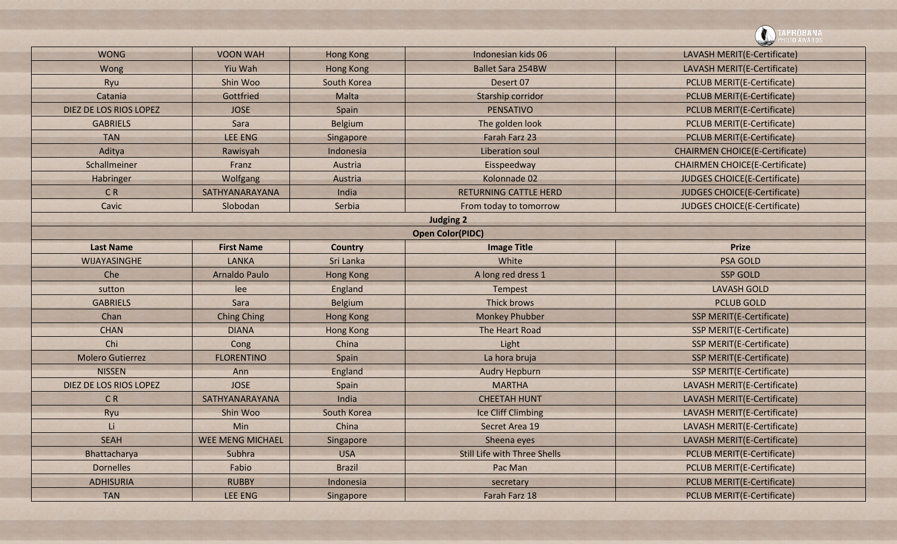| WONG | VOON WAH | Hong Kong | Indonesian kids 06 | LAVASH MERIT(E-Certificate) |
|---|---|---|---|---|
| Wong | Yiu Wah | Hong Kong | Ballet Sara 254BW | LAVASH MERIT(E-Certificate) |
| Ryu | Shin Woo | South Korea | Desert 07 | PCLUB MERIT(E-Certificate) |
| Catania | Gottfried | Malta | Starship corridor | PCLUB MERIT(E-Certificate) |
| DIEZ DE LOS RIOS LOPEZ | JOSE | Spain | PENSATIVO | PCLUB MERIT(E-Certificate) |
| GABRIELS | Sara | Belgium | The golden look | PCLUB MERIT(E-Certificate) |
| TAN | LEE ENG | Singapore | Farah Farz 23 | PCLUB MERIT(E-Certificate) |
| Aditya | Rawisyah | Indonesia | Liberation soul | CHAIRMEN CHOICE(E-Certificate) |
| Schallmeiner | Franz | Austria | Eisspeedway | CHAIRMEN CHOICE(E-Certificate) |
| Habringer | Wolfgang | Austria | Kolonnade 02 | JUDGES CHOICE(E-Certificate) |
| C R | SATHYANARAYANA | India | RETURNING CATTLE HERD | JUDGES CHOICE(E-Certificate) |
| Cavic | Slobodan | Serbia | From today to tomorrow | JUDGES CHOICE(E-Certificate) |

**Judging 2**

**Open Color(PIDC)**

| Last Name | First Name | Country | Image Title | Prize |
|---|---|---|---|---|
| WIJAYASINGHE | LANKA | Sri Lanka | White | PSA GOLD |
| Che | Arnaldo Paulo | Hong Kong | A long red dress 1 | SSP GOLD |
| sutton | lee | England | Tempest | LAVASH GOLD |
| GABRIELS | Sara | Belgium | Thick brows | PCLUB GOLD |
| Chan | Ching Ching | Hong Kong | Monkey Phubber | SSP MERIT(E-Certificate) |
| CHAN | DIANA | Hong Kong | The Heart Road | SSP MERIT(E-Certificate) |
| Chi | Cong | China | Light | SSP MERIT(E-Certificate) |
| Molero Gutierrez | FLORENTINO | Spain | La hora bruja | SSP MERIT(E-Certificate) |
| NISSEN | Ann | England | Audry Hepburn | SSP MERIT(E-Certificate) |
| DIEZ DE LOS RIOS LOPEZ | JOSE | Spain | MARTHA | LAVASH MERIT(E-Certificate) |
| C R | SATHYANARAYANA | India | CHEETAH HUNT | LAVASH MERIT(E-Certificate) |
| Ryu | Shin Woo | South Korea | Ice Cliff Climbing | LAVASH MERIT(E-Certificate) |
| Li | Min | China | Secret Area 19 | LAVASH MERIT(E-Certificate) |
| SEAH | WEE MENG MICHAEL | Singapore | Sheena eyes | LAVASH MERIT(E-Certificate) |
| Bhattacharya | Subhra | USA | Still Life with Three Shells | PCLUB MERIT(E-Certificate) |
| Dornelles | Fabio | Brazil | Pac Man | PCLUB MERIT(E-Certificate) |
| ADHISURIA | RUBBY | Indonesia | secretary | PCLUB MERIT(E-Certificate) |
| TAN | LEE ENG | Singapore | Farah Farz 18 | PCLUB MERIT(E-Certificate) |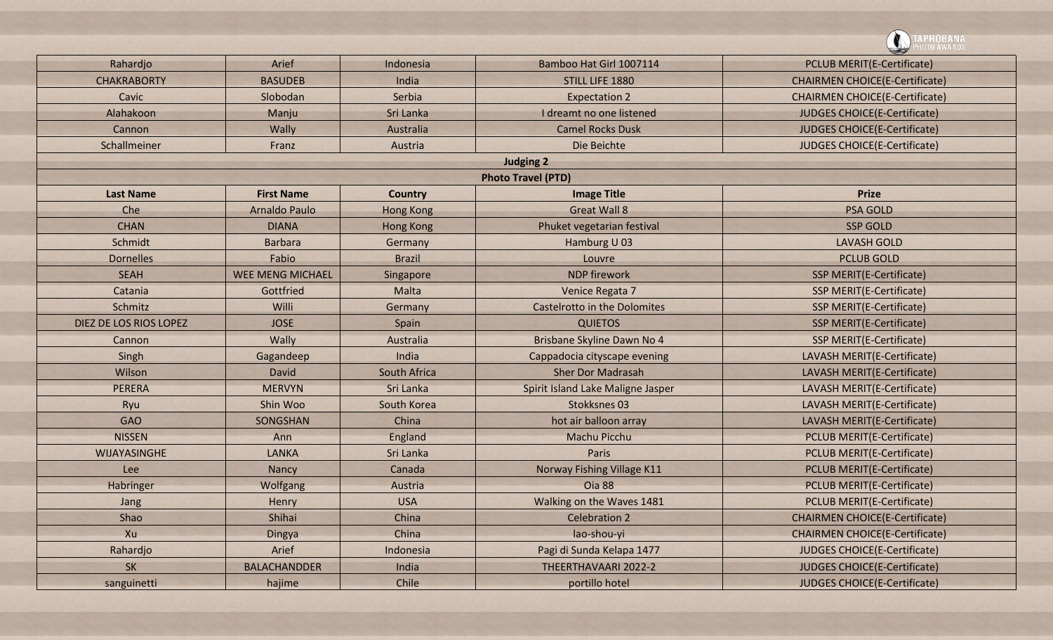| | | | | |
|---|---|---|---|---|
| Rahardjo | Arief | Indonesia | Bamboo Hat Girl 1007114 | PCLUB MERIT(E-Certificate) |
| CHAKRABORTY | BASUDEB | India | STILL LIFE 1880 | CHAIRMEN CHOICE(E-Certificate) |
| Cavic | Slobodan | Serbia | Expectation 2 | CHAIRMEN CHOICE(E-Certificate) |
| Alahakoon | Manju | Sri Lanka | I dreamt no one listened | JUDGES CHOICE(E-Certificate) |
| Cannon | Wally | Australia | Camel Rocks Dusk | JUDGES CHOICE(E-Certificate) |
| Schallmeiner | Franz | Austria | Die Beichte | JUDGES CHOICE(E-Certificate) |

**Judging 2**

**Photo Travel (PTD)**

| Last Name | First Name | Country | Image Title | Prize |
|---|---|---|---|---|
| Che | Arnaldo Paulo | Hong Kong | Great Wall 8 | PSA GOLD |
| CHAN | DIANA | Hong Kong | Phuket vegetarian festival | SSP GOLD |
| Schmidt | Barbara | Germany | Hamburg U 03 | LAVASH GOLD |
| Dornelles | Fabio | Brazil | Louvre | PCLUB GOLD |
| SEAH | WEE MENG MICHAEL | Singapore | NDP firework | SSP MERIT(E-Certificate) |
| Catania | Gottfried | Malta | Venice Regata 7 | SSP MERIT(E-Certificate) |
| Schmitz | Willi | Germany | Castelrotto in the Dolomites | SSP MERIT(E-Certificate) |
| DIEZ DE LOS RIOS LOPEZ | JOSE | Spain | QUIETOS | SSP MERIT(E-Certificate) |
| Cannon | Wally | Australia | Brisbane Skyline Dawn No 4 | SSP MERIT(E-Certificate) |
| Singh | Gagandeep | India | Cappadocia cityscape evening | LAVASH MERIT(E-Certificate) |
| Wilson | David | South Africa | Sher Dor Madrasah | LAVASH MERIT(E-Certificate) |
| PERERA | MERVYN | Sri Lanka | Spirit Island Lake Maligne Jasper | LAVASH MERIT(E-Certificate) |
| Ryu | Shin Woo | South Korea | Stokksnes 03 | LAVASH MERIT(E-Certificate) |
| GAO | SONGSHAN | China | hot air balloon array | LAVASH MERIT(E-Certificate) |
| NISSEN | Ann | England | Machu Picchu | PCLUB MERIT(E-Certificate) |
| WIJAYASINGHE | LANKA | Sri Lanka | Paris | PCLUB MERIT(E-Certificate) |
| Lee | Nancy | Canada | Norway Fishing Village K11 | PCLUB MERIT(E-Certificate) |
| Habringer | Wolfgang | Austria | Oia 88 | PCLUB MERIT(E-Certificate) |
| Jang | Henry | USA | Walking on the Waves 1481 | PCLUB MERIT(E-Certificate) |
| Shao | Shihai | China | Celebration 2 | CHAIRMEN CHOICE(E-Certificate) |
| Xu | Dingya | China | lao-shou-yi | CHAIRMEN CHOICE(E-Certificate) |
| Rahardjo | Arief | Indonesia | Pagi di Sunda Kelapa 1477 | JUDGES CHOICE(E-Certificate) |
| SK | BALACHANDDER | India | THEERTHAVAARI 2022-2 | JUDGES CHOICE(E-Certificate) |
| sanguinetti | hajime | Chile | portillo hotel | JUDGES CHOICE(E-Certificate) |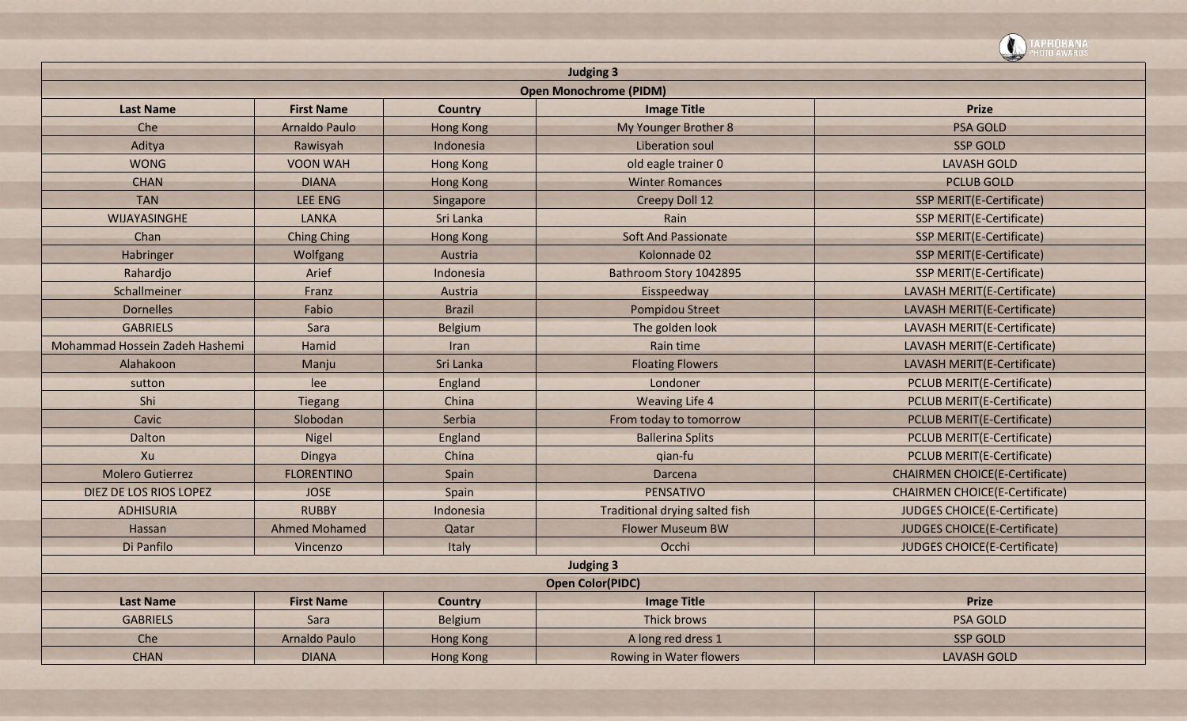| Judging 3 | | | | |
|---|---|---|---|---|
| **Open Monochrome (PIDM)** | | | | |
| **Last Name** | **First Name** | **Country** | **Image Title** | **Prize** |
| Che | Arnaldo Paulo | Hong Kong | My Younger Brother 8 | PSA GOLD |
| Aditya | Rawisyah | Indonesia | Liberation soul | SSP GOLD |
| WONG | VOON WAH | Hong Kong | old eagle trainer 0 | LAVASH GOLD |
| CHAN | DIANA | Hong Kong | Winter Romances | PCLUB GOLD |
| TAN | LEE ENG | Singapore | Creepy Doll 12 | SSP MERIT(E-Certificate) |
| WIJAYASINGHE | LANKA | Sri Lanka | Rain | SSP MERIT(E-Certificate) |
| Chan | Ching Ching | Hong Kong | Soft And Passionate | SSP MERIT(E-Certificate) |
| Habringer | Wolfgang | Austria | Kolonnade 02 | SSP MERIT(E-Certificate) |
| Rahardjo | Arief | Indonesia | Bathroom Story 1042895 | SSP MERIT(E-Certificate) |
| Schallmeiner | Franz | Austria | Eisspeedway | LAVASH MERIT(E-Certificate) |
| Dornelles | Fabio | Brazil | Pompidou Street | LAVASH MERIT(E-Certificate) |
| GABRIELS | Sara | Belgium | The golden look | LAVASH MERIT(E-Certificate) |
| Mohammad Hossein Zadeh Hashemi | Hamid | Iran | Rain time | LAVASH MERIT(E-Certificate) |
| Alahakoon | Manju | Sri Lanka | Floating Flowers | LAVASH MERIT(E-Certificate) |
| sutton | lee | England | Londoner | PCLUB MERIT(E-Certificate) |
| Shi | Tiegang | China | Weaving Life 4 | PCLUB MERIT(E-Certificate) |
| Cavic | Slobodan | Serbia | From today to tomorrow | PCLUB MERIT(E-Certificate) |
| Dalton | Nigel | England | Ballerina Splits | PCLUB MERIT(E-Certificate) |
| Xu | Dingya | China | qian-fu | PCLUB MERIT(E-Certificate) |
| Molero Gutierrez | FLORENTINO | Spain | Darcena | CHAIRMEN CHOICE(E-Certificate) |
| DIEZ DE LOS RIOS LOPEZ | JOSE | Spain | PENSATIVO | CHAIRMEN CHOICE(E-Certificate) |
| ADHISURIA | RUBBY | Indonesia | Traditional drying salted fish | JUDGES CHOICE(E-Certificate) |
| Hassan | Ahmed Mohamed | Qatar | Flower Museum BW | JUDGES CHOICE(E-Certificate) |
| Di Panfilo | Vincenzo | Italy | Occhi | JUDGES CHOICE(E-Certificate) |

| Judging 3 | | | | |
|---|---|---|---|---|
| **Open Color(PIDC)** | | | | |
| **Last Name** | **First Name** | **Country** | **Image Title** | **Prize** |
| GABRIELS | Sara | Belgium | Thick brows | PSA GOLD |
| Che | Arnaldo Paulo | Hong Kong | A long red dress 1 | SSP GOLD |
| CHAN | DIANA | Hong Kong | Rowing in Water flowers | LAVASH GOLD |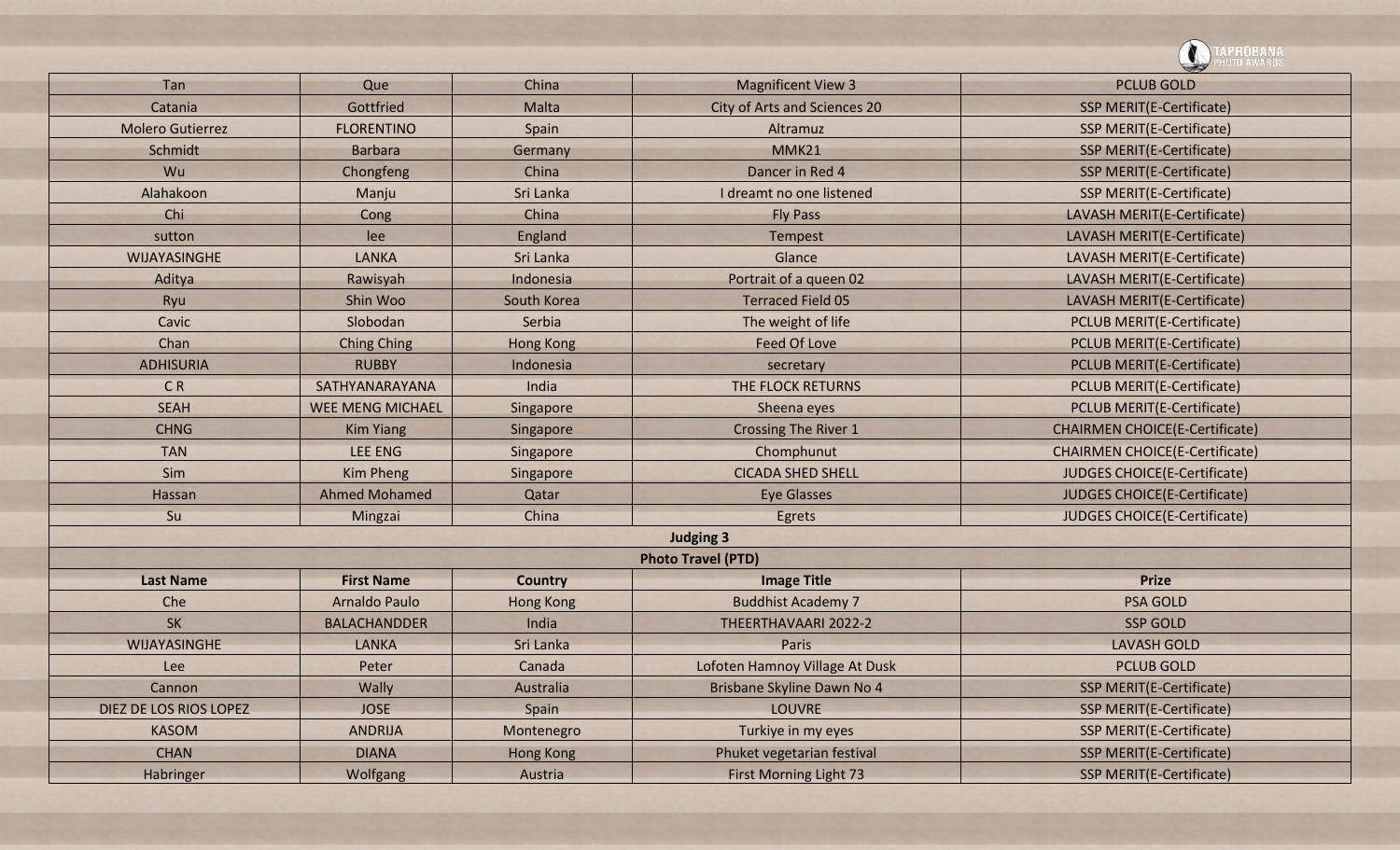| | | | | |
|---|---|---|---|---|
| Tan | Que | China | Magnificent View 3 | PCLUB GOLD |
| Catania | Gottfried | Malta | City of Arts and Sciences 20 | SSP MERIT(E-Certificate) |
| Molero Gutierrez | FLORENTINO | Spain | Altramuz | SSP MERIT(E-Certificate) |
| Schmidt | Barbara | Germany | MMK21 | SSP MERIT(E-Certificate) |
| Wu | Chongfeng | China | Dancer in Red 4 | SSP MERIT(E-Certificate) |
| Alahakoon | Manju | Sri Lanka | I dreamt no one listened | SSP MERIT(E-Certificate) |
| Chi | Cong | China | Fly Pass | LAVASH MERIT(E-Certificate) |
| sutton | lee | England | Tempest | LAVASH MERIT(E-Certificate) |
| WIJAYASINGHE | LANKA | Sri Lanka | Glance | LAVASH MERIT(E-Certificate) |
| Aditya | Rawisyah | Indonesia | Portrait of a queen 02 | LAVASH MERIT(E-Certificate) |
| Ryu | Shin Woo | South Korea | Terraced Field 05 | LAVASH MERIT(E-Certificate) |
| Cavic | Slobodan | Serbia | The weight of life | PCLUB MERIT(E-Certificate) |
| Chan | Ching Ching | Hong Kong | Feed Of Love | PCLUB MERIT(E-Certificate) |
| ADHISURIA | RUBBY | Indonesia | secretary | PCLUB MERIT(E-Certificate) |
| C R | SATHYANARAYANA | India | THE FLOCK RETURNS | PCLUB MERIT(E-Certificate) |
| SEAH | WEE MENG MICHAEL | Singapore | Sheena eyes | PCLUB MERIT(E-Certificate) |
| CHNG | Kim Yiang | Singapore | Crossing The River 1 | CHAIRMEN CHOICE(E-Certificate) |
| TAN | LEE ENG | Singapore | Chomphunut | CHAIRMEN CHOICE(E-Certificate) |
| Sim | Kim Pheng | Singapore | CICADA SHED SHELL | JUDGES CHOICE(E-Certificate) |
| Hassan | Ahmed Mohamed | Qatar | Eye Glasses | JUDGES CHOICE(E-Certificate) |
| Su | Mingzai | China | Egrets | JUDGES CHOICE(E-Certificate) |

**Judging 3**

**Photo Travel (PTD)**

| Last Name | First Name | Country | Image Title | Prize |
|---|---|---|---|---|
| Che | Arnaldo Paulo | Hong Kong | Buddhist Academy 7 | PSA GOLD |
| SK | BALACHANDDER | India | THEERTHAVAARI 2022-2 | SSP GOLD |
| WIJAYASINGHE | LANKA | Sri Lanka | Paris | LAVASH GOLD |
| Lee | Peter | Canada | Lofoten Hamnoy Village At Dusk | PCLUB GOLD |
| Cannon | Wally | Australia | Brisbane Skyline Dawn No 4 | SSP MERIT(E-Certificate) |
| DIEZ DE LOS RIOS LOPEZ | JOSE | Spain | LOUVRE | SSP MERIT(E-Certificate) |
| KASOM | ANDRIJA | Montenegro | Turkiye in my eyes | SSP MERIT(E-Certificate) |
| CHAN | DIANA | Hong Kong | Phuket vegetarian festival | SSP MERIT(E-Certificate) |
| Habringer | Wolfgang | Austria | First Morning Light 73 | SSP MERIT(E-Certificate) |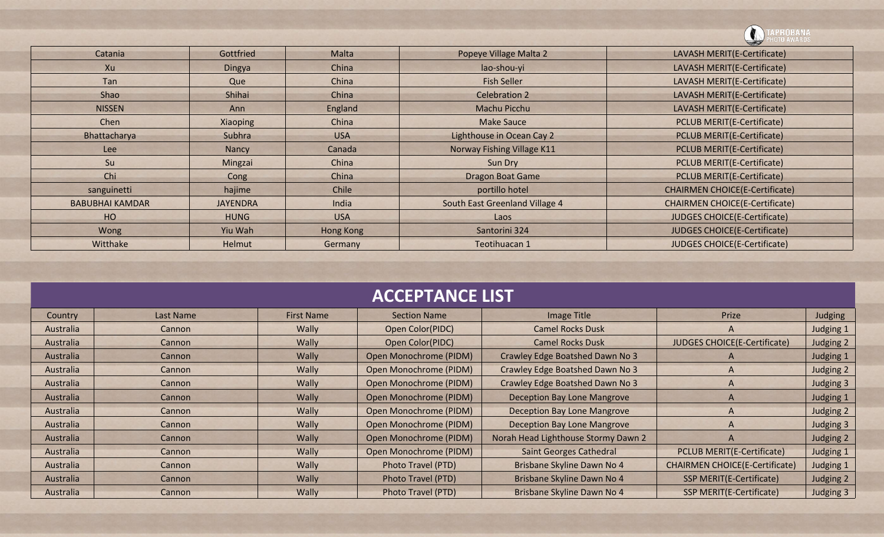| Catania | Gottfried | Malta | Popeye Village Malta 2 | LAVASH MERIT(E-Certificate) |
|---|---|---|---|---|
| Xu | Dingya | China | lao-shou-yi | LAVASH MERIT(E-Certificate) |
| Tan | Que | China | Fish Seller | LAVASH MERIT(E-Certificate) |
| Shao | Shihai | China | Celebration 2 | LAVASH MERIT(E-Certificate) |
| NISSEN | Ann | England | Machu Picchu | LAVASH MERIT(E-Certificate) |
| Chen | Xiaoping | China | Make Sauce | PCLUB MERIT(E-Certificate) |
| Bhattacharya | Subhra | USA | Lighthouse in Ocean Cay 2 | PCLUB MERIT(E-Certificate) |
| Lee | Nancy | Canada | Norway Fishing Village K11 | PCLUB MERIT(E-Certificate) |
| Su | Mingzai | China | Sun Dry | PCLUB MERIT(E-Certificate) |
| Chi | Cong | China | Dragon Boat Game | PCLUB MERIT(E-Certificate) |
| sanguinetti | hajime | Chile | portillo hotel | CHAIRMEN CHOICE(E-Certificate) |
| BABUBHAI KAMDAR | JAYENDRA | India | South East Greenland Village 4 | CHAIRMEN CHOICE(E-Certificate) |
| HO | HUNG | USA | Laos | JUDGES CHOICE(E-Certificate) |
| Wong | Yiu Wah | Hong Kong | Santorini 324 | JUDGES CHOICE(E-Certificate) |
| Witthake | Helmut | Germany | Teotihuacan 1 | JUDGES CHOICE(E-Certificate) |

# ACCEPTANCE LIST

| Country | Last Name | First Name | Section Name | Image Title | Prize | Judging |
|---|---|---|---|---|---|---|
| Australia | Cannon | Wally | Open Color(PIDC) | Camel Rocks Dusk | A | Judging 1 |
| Australia | Cannon | Wally | Open Color(PIDC) | Camel Rocks Dusk | JUDGES CHOICE(E-Certificate) | Judging 2 |
| Australia | Cannon | Wally | Open Monochrome (PIDM) | Crawley Edge Boatshed Dawn No 3 | A | Judging 1 |
| Australia | Cannon | Wally | Open Monochrome (PIDM) | Crawley Edge Boatshed Dawn No 3 | A | Judging 2 |
| Australia | Cannon | Wally | Open Monochrome (PIDM) | Crawley Edge Boatshed Dawn No 3 | A | Judging 3 |
| Australia | Cannon | Wally | Open Monochrome (PIDM) | Deception Bay Lone Mangrove | A | Judging 1 |
| Australia | Cannon | Wally | Open Monochrome (PIDM) | Deception Bay Lone Mangrove | A | Judging 2 |
| Australia | Cannon | Wally | Open Monochrome (PIDM) | Deception Bay Lone Mangrove | A | Judging 3 |
| Australia | Cannon | Wally | Open Monochrome (PIDM) | Norah Head Lighthouse Stormy Dawn 2 | A | Judging 2 |
| Australia | Cannon | Wally | Open Monochrome (PIDM) | Saint Georges Cathedral | PCLUB MERIT(E-Certificate) | Judging 1 |
| Australia | Cannon | Wally | Photo Travel (PTD) | Brisbane Skyline Dawn No 4 | CHAIRMEN CHOICE(E-Certificate) | Judging 1 |
| Australia | Cannon | Wally | Photo Travel (PTD) | Brisbane Skyline Dawn No 4 | SSP MERIT(E-Certificate) | Judging 2 |
| Australia | Cannon | Wally | Photo Travel (PTD) | Brisbane Skyline Dawn No 4 | SSP MERIT(E-Certificate) | Judging 3 |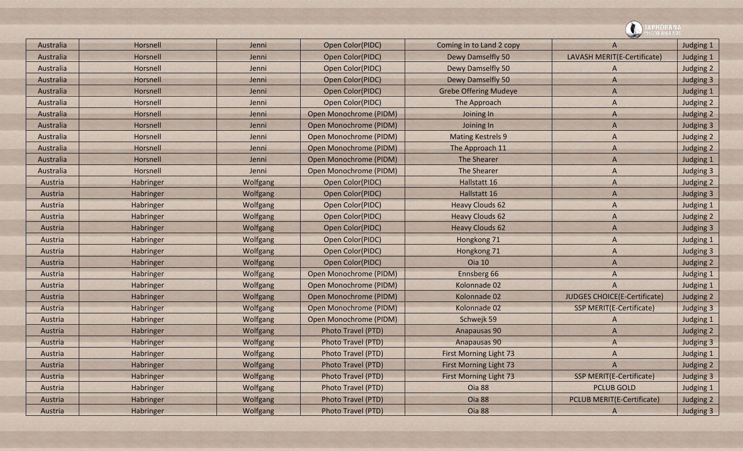| Australia | Horsnell | Jenni | Open Color(PIDC) | Coming in to Land 2 copy | A | Judging 1 |
|---|---|---|---|---|---|---|
| Australia | Horsnell | Jenni | Open Color(PIDC) | Dewy Damselfly 50 | LAVASH MERIT(E-Certificate) | Judging 1 |
| Australia | Horsnell | Jenni | Open Color(PIDC) | Dewy Damselfly 50 | A | Judging 2 |
| Australia | Horsnell | Jenni | Open Color(PIDC) | Dewy Damselfly 50 | A | Judging 3 |
| Australia | Horsnell | Jenni | Open Color(PIDC) | Grebe Offering Mudeye | A | Judging 1 |
| Australia | Horsnell | Jenni | Open Color(PIDC) | The Approach | A | Judging 2 |
| Australia | Horsnell | Jenni | Open Monochrome (PIDM) | Joining In | A | Judging 2 |
| Australia | Horsnell | Jenni | Open Monochrome (PIDM) | Joining In | A | Judging 3 |
| Australia | Horsnell | Jenni | Open Monochrome (PIDM) | Mating Kestrels 9 | A | Judging 2 |
| Australia | Horsnell | Jenni | Open Monochrome (PIDM) | The Approach 11 | A | Judging 2 |
| Australia | Horsnell | Jenni | Open Monochrome (PIDM) | The Shearer | A | Judging 1 |
| Australia | Horsnell | Jenni | Open Monochrome (PIDM) | The Shearer | A | Judging 3 |
| Austria | Habringer | Wolfgang | Open Color(PIDC) | Hallstatt 16 | A | Judging 2 |
| Austria | Habringer | Wolfgang | Open Color(PIDC) | Hallstatt 16 | A | Judging 3 |
| Austria | Habringer | Wolfgang | Open Color(PIDC) | Heavy Clouds 62 | A | Judging 1 |
| Austria | Habringer | Wolfgang | Open Color(PIDC) | Heavy Clouds 62 | A | Judging 2 |
| Austria | Habringer | Wolfgang | Open Color(PIDC) | Heavy Clouds 62 | A | Judging 3 |
| Austria | Habringer | Wolfgang | Open Color(PIDC) | Hongkong 71 | A | Judging 1 |
| Austria | Habringer | Wolfgang | Open Color(PIDC) | Hongkong 71 | A | Judging 3 |
| Austria | Habringer | Wolfgang | Open Color(PIDC) | Oia 10 | A | Judging 2 |
| Austria | Habringer | Wolfgang | Open Monochrome (PIDM) | Ennsberg 66 | A | Judging 1 |
| Austria | Habringer | Wolfgang | Open Monochrome (PIDM) | Kolonnade 02 | A | Judging 1 |
| Austria | Habringer | Wolfgang | Open Monochrome (PIDM) | Kolonnade 02 | JUDGES CHOICE(E-Certificate) | Judging 2 |
| Austria | Habringer | Wolfgang | Open Monochrome (PIDM) | Kolonnade 02 | SSP MERIT(E-Certificate) | Judging 3 |
| Austria | Habringer | Wolfgang | Open Monochrome (PIDM) | Schwejk 59 | A | Judging 1 |
| Austria | Habringer | Wolfgang | Photo Travel (PTD) | Anapausas 90 | A | Judging 2 |
| Austria | Habringer | Wolfgang | Photo Travel (PTD) | Anapausas 90 | A | Judging 3 |
| Austria | Habringer | Wolfgang | Photo Travel (PTD) | First Morning Light 73 | A | Judging 1 |
| Austria | Habringer | Wolfgang | Photo Travel (PTD) | First Morning Light 73 | A | Judging 2 |
| Austria | Habringer | Wolfgang | Photo Travel (PTD) | First Morning Light 73 | SSP MERIT(E-Certificate) | Judging 3 |
| Austria | Habringer | Wolfgang | Photo Travel (PTD) | Oia 88 | PCLUB GOLD | Judging 1 |
| Austria | Habringer | Wolfgang | Photo Travel (PTD) | Oia 88 | PCLUB MERIT(E-Certificate) | Judging 2 |
| Austria | Habringer | Wolfgang | Photo Travel (PTD) | Oia 88 | A | Judging 3 |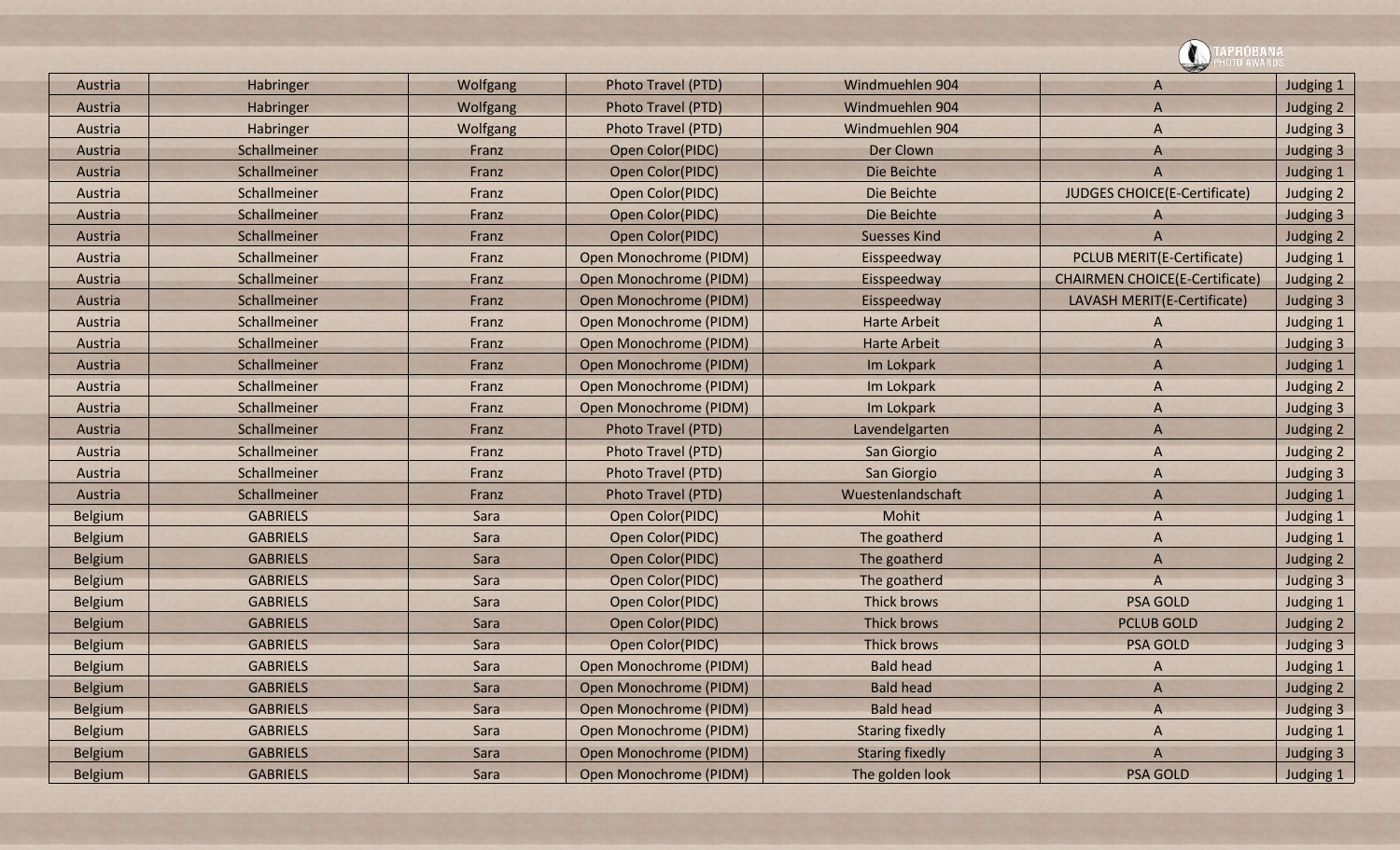| Austria | Habringer | Wolfgang | Photo Travel (PTD) | Windmuehlen 904 | A | Judging 1 |
|---|---|---|---|---|---|---|
| Austria | Habringer | Wolfgang | Photo Travel (PTD) | Windmuehlen 904 | A | Judging 2 |
| Austria | Habringer | Wolfgang | Photo Travel (PTD) | Windmuehlen 904 | A | Judging 3 |
| Austria | Schallmeiner | Franz | Open Color(PIDC) | Der Clown | A | Judging 3 |
| Austria | Schallmeiner | Franz | Open Color(PIDC) | Die Beichte | A | Judging 1 |
| Austria | Schallmeiner | Franz | Open Color(PIDC) | Die Beichte | JUDGES CHOICE(E-Certificate) | Judging 2 |
| Austria | Schallmeiner | Franz | Open Color(PIDC) | Die Beichte | A | Judging 3 |
| Austria | Schallmeiner | Franz | Open Color(PIDC) | Suesses Kind | A | Judging 2 |
| Austria | Schallmeiner | Franz | Open Monochrome (PIDM) | Eisspeedway | PCLUB MERIT(E-Certificate) | Judging 1 |
| Austria | Schallmeiner | Franz | Open Monochrome (PIDM) | Eisspeedway | CHAIRMEN CHOICE(E-Certificate) | Judging 2 |
| Austria | Schallmeiner | Franz | Open Monochrome (PIDM) | Eisspeedway | LAVASH MERIT(E-Certificate) | Judging 3 |
| Austria | Schallmeiner | Franz | Open Monochrome (PIDM) | Harte Arbeit | A | Judging 1 |
| Austria | Schallmeiner | Franz | Open Monochrome (PIDM) | Harte Arbeit | A | Judging 3 |
| Austria | Schallmeiner | Franz | Open Monochrome (PIDM) | Im Lokpark | A | Judging 1 |
| Austria | Schallmeiner | Franz | Open Monochrome (PIDM) | Im Lokpark | A | Judging 2 |
| Austria | Schallmeiner | Franz | Open Monochrome (PIDM) | Im Lokpark | A | Judging 3 |
| Austria | Schallmeiner | Franz | Photo Travel (PTD) | Lavendelgarten | A | Judging 2 |
| Austria | Schallmeiner | Franz | Photo Travel (PTD) | San Giorgio | A | Judging 2 |
| Austria | Schallmeiner | Franz | Photo Travel (PTD) | San Giorgio | A | Judging 3 |
| Austria | Schallmeiner | Franz | Photo Travel (PTD) | Wuestenlandschaft | A | Judging 1 |
| Belgium | GABRIELS | Sara | Open Color(PIDC) | Mohit | A | Judging 1 |
| Belgium | GABRIELS | Sara | Open Color(PIDC) | The goatherd | A | Judging 1 |
| Belgium | GABRIELS | Sara | Open Color(PIDC) | The goatherd | A | Judging 2 |
| Belgium | GABRIELS | Sara | Open Color(PIDC) | The goatherd | A | Judging 3 |
| Belgium | GABRIELS | Sara | Open Color(PIDC) | Thick brows | PSA GOLD | Judging 1 |
| Belgium | GABRIELS | Sara | Open Color(PIDC) | Thick brows | PCLUB GOLD | Judging 2 |
| Belgium | GABRIELS | Sara | Open Color(PIDC) | Thick brows | PSA GOLD | Judging 3 |
| Belgium | GABRIELS | Sara | Open Monochrome (PIDM) | Bald head | A | Judging 1 |
| Belgium | GABRIELS | Sara | Open Monochrome (PIDM) | Bald head | A | Judging 2 |
| Belgium | GABRIELS | Sara | Open Monochrome (PIDM) | Bald head | A | Judging 3 |
| Belgium | GABRIELS | Sara | Open Monochrome (PIDM) | Staring fixedly | A | Judging 1 |
| Belgium | GABRIELS | Sara | Open Monochrome (PIDM) | Staring fixedly | A | Judging 3 |
| Belgium | GABRIELS | Sara | Open Monochrome (PIDM) | The golden look | PSA GOLD | Judging 1 |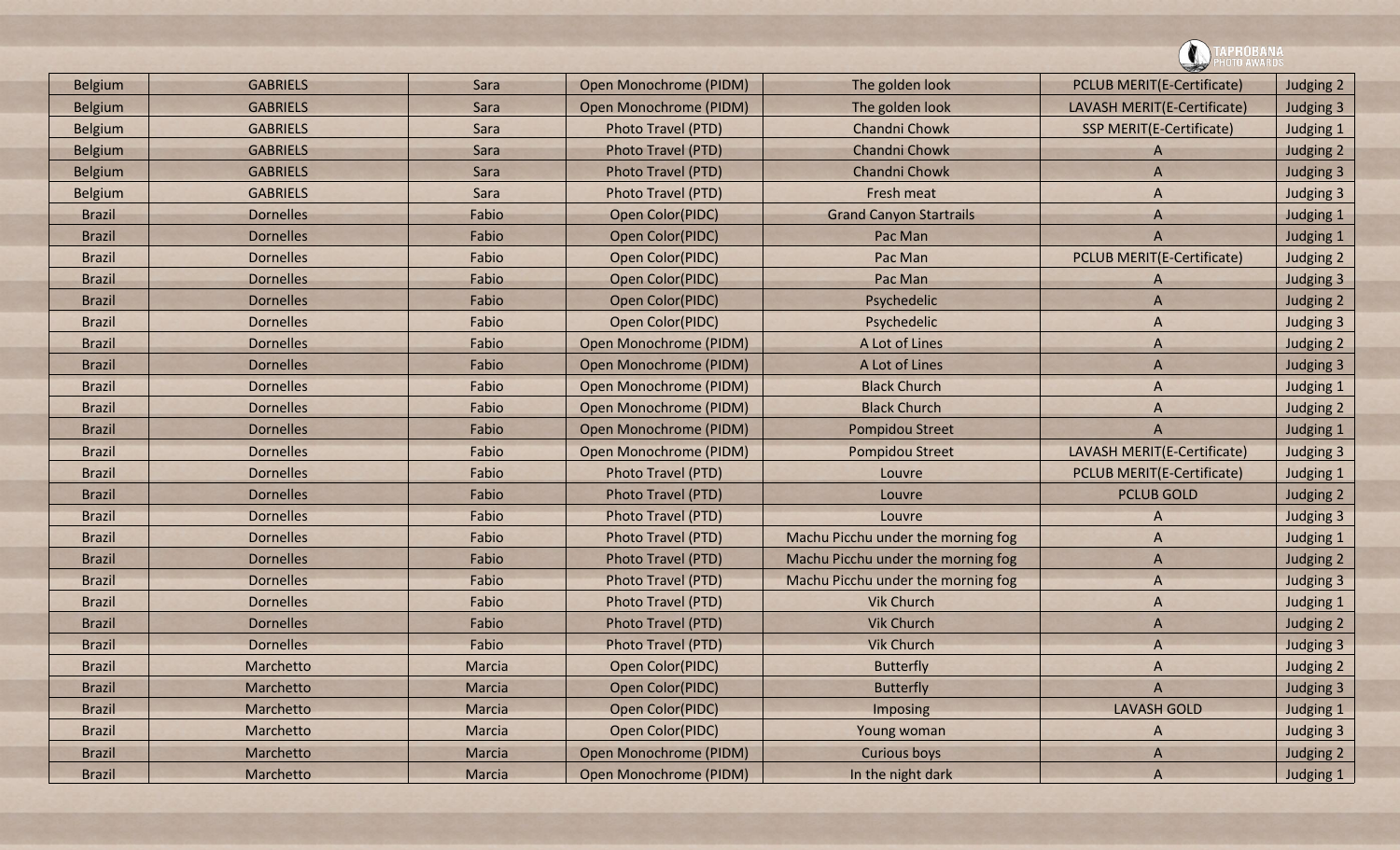| Belgium | GABRIELS | Sara | Open Monochrome (PIDM) | The golden look | PCLUB MERIT(E-Certificate) | Judging 2 |
|---|---|---|---|---|---|---|
| Belgium | GABRIELS | Sara | Open Monochrome (PIDM) | The golden look | LAVASH MERIT(E-Certificate) | Judging 3 |
| Belgium | GABRIELS | Sara | Photo Travel (PTD) | Chandni Chowk | SSP MERIT(E-Certificate) | Judging 1 |
| Belgium | GABRIELS | Sara | Photo Travel (PTD) | Chandni Chowk | A | Judging 2 |
| Belgium | GABRIELS | Sara | Photo Travel (PTD) | Chandni Chowk | A | Judging 3 |
| Belgium | GABRIELS | Sara | Photo Travel (PTD) | Fresh meat | A | Judging 3 |
| Brazil | Dornelles | Fabio | Open Color(PIDC) | Grand Canyon Startrails | A | Judging 1 |
| Brazil | Dornelles | Fabio | Open Color(PIDC) | Pac Man | A | Judging 1 |
| Brazil | Dornelles | Fabio | Open Color(PIDC) | Pac Man | PCLUB MERIT(E-Certificate) | Judging 2 |
| Brazil | Dornelles | Fabio | Open Color(PIDC) | Pac Man | A | Judging 3 |
| Brazil | Dornelles | Fabio | Open Color(PIDC) | Psychedelic | A | Judging 2 |
| Brazil | Dornelles | Fabio | Open Color(PIDC) | Psychedelic | A | Judging 3 |
| Brazil | Dornelles | Fabio | Open Monochrome (PIDM) | A Lot of Lines | A | Judging 2 |
| Brazil | Dornelles | Fabio | Open Monochrome (PIDM) | A Lot of Lines | A | Judging 3 |
| Brazil | Dornelles | Fabio | Open Monochrome (PIDM) | Black Church | A | Judging 1 |
| Brazil | Dornelles | Fabio | Open Monochrome (PIDM) | Black Church | A | Judging 2 |
| Brazil | Dornelles | Fabio | Open Monochrome (PIDM) | Pompidou Street | A | Judging 1 |
| Brazil | Dornelles | Fabio | Open Monochrome (PIDM) | Pompidou Street | LAVASH MERIT(E-Certificate) | Judging 3 |
| Brazil | Dornelles | Fabio | Photo Travel (PTD) | Louvre | PCLUB MERIT(E-Certificate) | Judging 1 |
| Brazil | Dornelles | Fabio | Photo Travel (PTD) | Louvre | PCLUB GOLD | Judging 2 |
| Brazil | Dornelles | Fabio | Photo Travel (PTD) | Louvre | A | Judging 3 |
| Brazil | Dornelles | Fabio | Photo Travel (PTD) | Machu Picchu under the morning fog | A | Judging 1 |
| Brazil | Dornelles | Fabio | Photo Travel (PTD) | Machu Picchu under the morning fog | A | Judging 2 |
| Brazil | Dornelles | Fabio | Photo Travel (PTD) | Machu Picchu under the morning fog | A | Judging 3 |
| Brazil | Dornelles | Fabio | Photo Travel (PTD) | Vik Church | A | Judging 1 |
| Brazil | Dornelles | Fabio | Photo Travel (PTD) | Vik Church | A | Judging 2 |
| Brazil | Dornelles | Fabio | Photo Travel (PTD) | Vik Church | A | Judging 3 |
| Brazil | Marchetto | Marcia | Open Color(PIDC) | Butterfly | A | Judging 2 |
| Brazil | Marchetto | Marcia | Open Color(PIDC) | Butterfly | A | Judging 3 |
| Brazil | Marchetto | Marcia | Open Color(PIDC) | Imposing | LAVASH GOLD | Judging 1 |
| Brazil | Marchetto | Marcia | Open Color(PIDC) | Young woman | A | Judging 3 |
| Brazil | Marchetto | Marcia | Open Monochrome (PIDM) | Curious boys | A | Judging 2 |
| Brazil | Marchetto | Marcia | Open Monochrome (PIDM) | In the night dark | A | Judging 1 |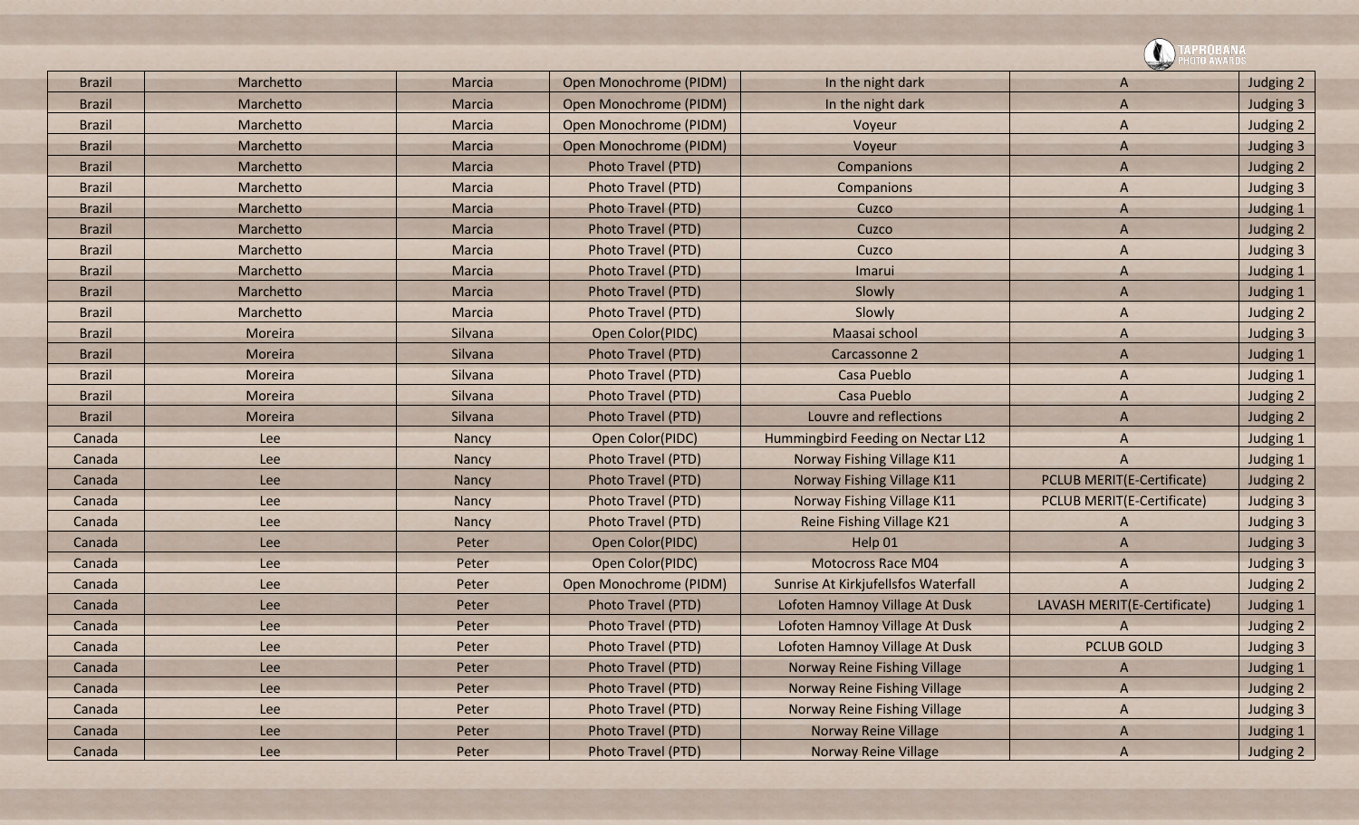| Brazil | Marchetto | Marcia | Open Monochrome (PIDM) | In the night dark | A | Judging 2 |
|---|---|---|---|---|---|---|
| Brazil | Marchetto | Marcia | Open Monochrome (PIDM) | In the night dark | A | Judging 3 |
| Brazil | Marchetto | Marcia | Open Monochrome (PIDM) | Voyeur | A | Judging 2 |
| Brazil | Marchetto | Marcia | Open Monochrome (PIDM) | Voyeur | A | Judging 3 |
| Brazil | Marchetto | Marcia | Photo Travel (PTD) | Companions | A | Judging 2 |
| Brazil | Marchetto | Marcia | Photo Travel (PTD) | Companions | A | Judging 3 |
| Brazil | Marchetto | Marcia | Photo Travel (PTD) | Cuzco | A | Judging 1 |
| Brazil | Marchetto | Marcia | Photo Travel (PTD) | Cuzco | A | Judging 2 |
| Brazil | Marchetto | Marcia | Photo Travel (PTD) | Cuzco | A | Judging 3 |
| Brazil | Marchetto | Marcia | Photo Travel (PTD) | Imarui | A | Judging 1 |
| Brazil | Marchetto | Marcia | Photo Travel (PTD) | Slowly | A | Judging 1 |
| Brazil | Marchetto | Marcia | Photo Travel (PTD) | Slowly | A | Judging 2 |
| Brazil | Moreira | Silvana | Open Color(PIDC) | Maasai school | A | Judging 3 |
| Brazil | Moreira | Silvana | Photo Travel (PTD) | Carcassonne 2 | A | Judging 1 |
| Brazil | Moreira | Silvana | Photo Travel (PTD) | Casa Pueblo | A | Judging 1 |
| Brazil | Moreira | Silvana | Photo Travel (PTD) | Casa Pueblo | A | Judging 2 |
| Brazil | Moreira | Silvana | Photo Travel (PTD) | Louvre and reflections | A | Judging 2 |
| Canada | Lee | Nancy | Open Color(PIDC) | Hummingbird Feeding on Nectar L12 | A | Judging 1 |
| Canada | Lee | Nancy | Photo Travel (PTD) | Norway Fishing Village K11 | A | Judging 1 |
| Canada | Lee | Nancy | Photo Travel (PTD) | Norway Fishing Village K11 | PCLUB MERIT(E-Certificate) | Judging 2 |
| Canada | Lee | Nancy | Photo Travel (PTD) | Norway Fishing Village K11 | PCLUB MERIT(E-Certificate) | Judging 3 |
| Canada | Lee | Nancy | Photo Travel (PTD) | Reine Fishing Village K21 | A | Judging 3 |
| Canada | Lee | Peter | Open Color(PIDC) | Help 01 | A | Judging 3 |
| Canada | Lee | Peter | Open Color(PIDC) | Motocross Race M04 | A | Judging 3 |
| Canada | Lee | Peter | Open Monochrome (PIDM) | Sunrise At Kirkjufellsfos Waterfall | A | Judging 2 |
| Canada | Lee | Peter | Photo Travel (PTD) | Lofoten Hamnoy Village At Dusk | LAVASH MERIT(E-Certificate) | Judging 1 |
| Canada | Lee | Peter | Photo Travel (PTD) | Lofoten Hamnoy Village At Dusk | A | Judging 2 |
| Canada | Lee | Peter | Photo Travel (PTD) | Lofoten Hamnoy Village At Dusk | PCLUB GOLD | Judging 3 |
| Canada | Lee | Peter | Photo Travel (PTD) | Norway Reine Fishing Village | A | Judging 1 |
| Canada | Lee | Peter | Photo Travel (PTD) | Norway Reine Fishing Village | A | Judging 2 |
| Canada | Lee | Peter | Photo Travel (PTD) | Norway Reine Fishing Village | A | Judging 3 |
| Canada | Lee | Peter | Photo Travel (PTD) | Norway Reine Village | A | Judging 1 |
| Canada | Lee | Peter | Photo Travel (PTD) | Norway Reine Village | A | Judging 2 |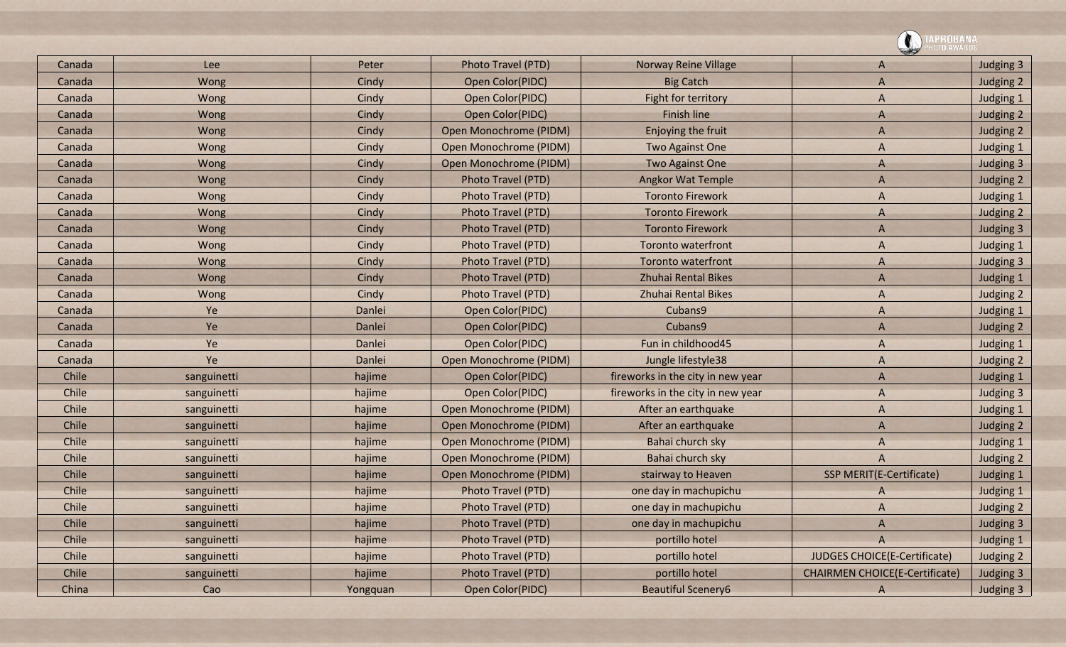| Canada | Lee | Peter | Photo Travel (PTD) | Norway Reine Village | A | Judging 3 |
|---|---|---|---|---|---|---|
| Canada | Wong | Cindy | Open Color(PIDC) | Big Catch | A | Judging 2 |
| Canada | Wong | Cindy | Open Color(PIDC) | Fight for territory | A | Judging 1 |
| Canada | Wong | Cindy | Open Color(PIDC) | Finish line | A | Judging 2 |
| Canada | Wong | Cindy | Open Monochrome (PIDM) | Enjoying the fruit | A | Judging 2 |
| Canada | Wong | Cindy | Open Monochrome (PIDM) | Two Against One | A | Judging 1 |
| Canada | Wong | Cindy | Open Monochrome (PIDM) | Two Against One | A | Judging 3 |
| Canada | Wong | Cindy | Photo Travel (PTD) | Angkor Wat Temple | A | Judging 2 |
| Canada | Wong | Cindy | Photo Travel (PTD) | Toronto Firework | A | Judging 1 |
| Canada | Wong | Cindy | Photo Travel (PTD) | Toronto Firework | A | Judging 2 |
| Canada | Wong | Cindy | Photo Travel (PTD) | Toronto Firework | A | Judging 3 |
| Canada | Wong | Cindy | Photo Travel (PTD) | Toronto waterfront | A | Judging 1 |
| Canada | Wong | Cindy | Photo Travel (PTD) | Toronto waterfront | A | Judging 3 |
| Canada | Wong | Cindy | Photo Travel (PTD) | Zhuhai Rental Bikes | A | Judging 1 |
| Canada | Wong | Cindy | Photo Travel (PTD) | Zhuhai Rental Bikes | A | Judging 2 |
| Canada | Ye | Danlei | Open Color(PIDC) | Cubans9 | A | Judging 1 |
| Canada | Ye | Danlei | Open Color(PIDC) | Cubans9 | A | Judging 2 |
| Canada | Ye | Danlei | Open Color(PIDC) | Fun in childhood45 | A | Judging 1 |
| Canada | Ye | Danlei | Open Monochrome (PIDM) | Jungle lifestyle38 | A | Judging 2 |
| Chile | sanguinetti | hajime | Open Color(PIDC) | fireworks in the city in new year | A | Judging 1 |
| Chile | sanguinetti | hajime | Open Color(PIDC) | fireworks in the city in new year | A | Judging 3 |
| Chile | sanguinetti | hajime | Open Monochrome (PIDM) | After an earthquake | A | Judging 1 |
| Chile | sanguinetti | hajime | Open Monochrome (PIDM) | After an earthquake | A | Judging 2 |
| Chile | sanguinetti | hajime | Open Monochrome (PIDM) | Bahai church sky | A | Judging 1 |
| Chile | sanguinetti | hajime | Open Monochrome (PIDM) | Bahai church sky | A | Judging 2 |
| Chile | sanguinetti | hajime | Open Monochrome (PIDM) | stairway to Heaven | SSP MERIT(E-Certificate) | Judging 1 |
| Chile | sanguinetti | hajime | Photo Travel (PTD) | one day in machupichu | A | Judging 1 |
| Chile | sanguinetti | hajime | Photo Travel (PTD) | one day in machupichu | A | Judging 2 |
| Chile | sanguinetti | hajime | Photo Travel (PTD) | one day in machupichu | A | Judging 3 |
| Chile | sanguinetti | hajime | Photo Travel (PTD) | portillo hotel | A | Judging 1 |
| Chile | sanguinetti | hajime | Photo Travel (PTD) | portillo hotel | JUDGES CHOICE(E-Certificate) | Judging 2 |
| Chile | sanguinetti | hajime | Photo Travel (PTD) | portillo hotel | CHAIRMEN CHOICE(E-Certificate) | Judging 3 |
| China | Cao | Yongquan | Open Color(PIDC) | Beautiful Scenery6 | A | Judging 3 |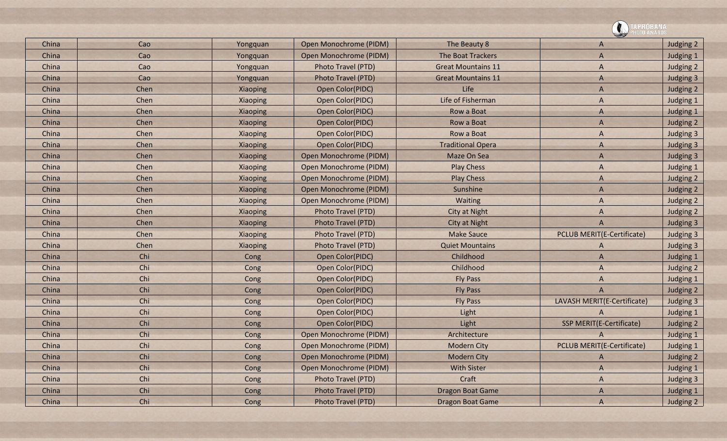| China | Cao | Yongquan | Open Monochrome (PIDM) | The Beauty 8 | A | Judging 2 |
|---|---|---|---|---|---|---|
| China | Cao | Yongquan | Open Monochrome (PIDM) | The Boat Trackers | A | Judging 1 |
| China | Cao | Yongquan | Photo Travel (PTD) | Great Mountains 11 | A | Judging 2 |
| China | Cao | Yongquan | Photo Travel (PTD) | Great Mountains 11 | A | Judging 3 |
| China | Chen | Xiaoping | Open Color(PIDC) | Life | A | Judging 2 |
| China | Chen | Xiaoping | Open Color(PIDC) | Life of Fisherman | A | Judging 1 |
| China | Chen | Xiaoping | Open Color(PIDC) | Row a Boat | A | Judging 1 |
| China | Chen | Xiaoping | Open Color(PIDC) | Row a Boat | A | Judging 2 |
| China | Chen | Xiaoping | Open Color(PIDC) | Row a Boat | A | Judging 3 |
| China | Chen | Xiaoping | Open Color(PIDC) | Traditional Opera | A | Judging 3 |
| China | Chen | Xiaoping | Open Monochrome (PIDM) | Maze On Sea | A | Judging 3 |
| China | Chen | Xiaoping | Open Monochrome (PIDM) | Play Chess | A | Judging 1 |
| China | Chen | Xiaoping | Open Monochrome (PIDM) | Play Chess | A | Judging 2 |
| China | Chen | Xiaoping | Open Monochrome (PIDM) | Sunshine | A | Judging 2 |
| China | Chen | Xiaoping | Open Monochrome (PIDM) | Waiting | A | Judging 2 |
| China | Chen | Xiaoping | Photo Travel (PTD) | City at Night | A | Judging 2 |
| China | Chen | Xiaoping | Photo Travel (PTD) | City at Night | A | Judging 3 |
| China | Chen | Xiaoping | Photo Travel (PTD) | Make Sauce | PCLUB MERIT(E-Certificate) | Judging 3 |
| China | Chen | Xiaoping | Photo Travel (PTD) | Quiet Mountains | A | Judging 3 |
| China | Chi | Cong | Open Color(PIDC) | Childhood | A | Judging 1 |
| China | Chi | Cong | Open Color(PIDC) | Childhood | A | Judging 2 |
| China | Chi | Cong | Open Color(PIDC) | Fly Pass | A | Judging 1 |
| China | Chi | Cong | Open Color(PIDC) | Fly Pass | A | Judging 2 |
| China | Chi | Cong | Open Color(PIDC) | Fly Pass | LAVASH MERIT(E-Certificate) | Judging 3 |
| China | Chi | Cong | Open Color(PIDC) | Light | A | Judging 1 |
| China | Chi | Cong | Open Color(PIDC) | Light | SSP MERIT(E-Certificate) | Judging 2 |
| China | Chi | Cong | Open Monochrome (PIDM) | Architecture | A | Judging 1 |
| China | Chi | Cong | Open Monochrome (PIDM) | Modern City | PCLUB MERIT(E-Certificate) | Judging 1 |
| China | Chi | Cong | Open Monochrome (PIDM) | Modern City | A | Judging 2 |
| China | Chi | Cong | Open Monochrome (PIDM) | With Sister | A | Judging 1 |
| China | Chi | Cong | Photo Travel (PTD) | Craft | A | Judging 3 |
| China | Chi | Cong | Photo Travel (PTD) | Dragon Boat Game | A | Judging 1 |
| China | Chi | Cong | Photo Travel (PTD) | Dragon Boat Game | A | Judging 2 |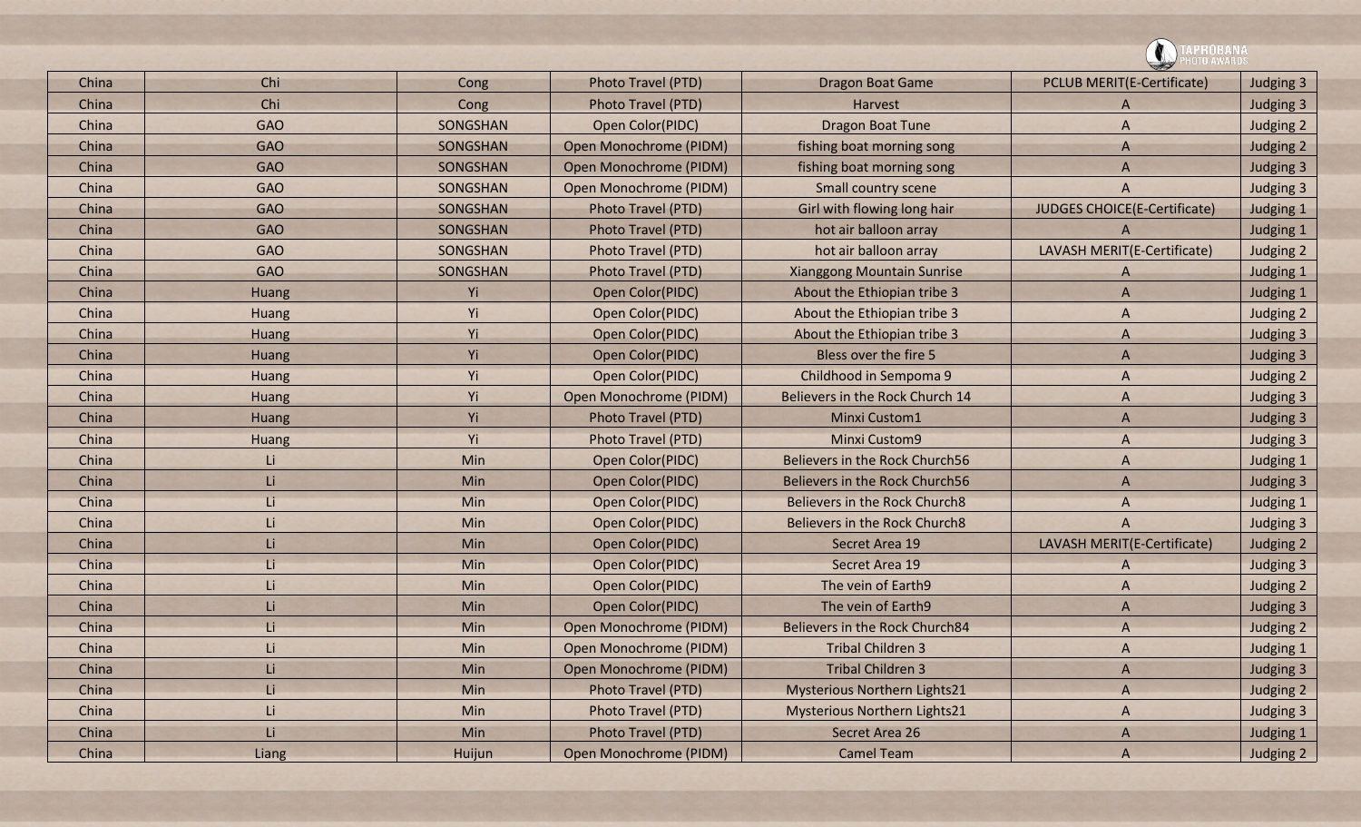| China | Chi | Cong | Photo Travel (PTD) | Dragon Boat Game | PCLUB MERIT(E-Certificate) | Judging 3 |
|---|---|---|---|---|---|---|
| China | Chi | Cong | Photo Travel (PTD) | Harvest | A | Judging 3 |
| China | GAO | SONGSHAN | Open Color(PIDC) | Dragon Boat Tune | A | Judging 2 |
| China | GAO | SONGSHAN | Open Monochrome (PIDM) | fishing boat morning song | A | Judging 2 |
| China | GAO | SONGSHAN | Open Monochrome (PIDM) | fishing boat morning song | A | Judging 3 |
| China | GAO | SONGSHAN | Open Monochrome (PIDM) | Small country scene | A | Judging 3 |
| China | GAO | SONGSHAN | Photo Travel (PTD) | Girl with flowing long hair | JUDGES CHOICE(E-Certificate) | Judging 1 |
| China | GAO | SONGSHAN | Photo Travel (PTD) | hot air balloon array | A | Judging 1 |
| China | GAO | SONGSHAN | Photo Travel (PTD) | hot air balloon array | LAVASH MERIT(E-Certificate) | Judging 2 |
| China | GAO | SONGSHAN | Photo Travel (PTD) | Xianggong Mountain Sunrise | A | Judging 1 |
| China | Huang | Yi | Open Color(PIDC) | About the Ethiopian tribe 3 | A | Judging 1 |
| China | Huang | Yi | Open Color(PIDC) | About the Ethiopian tribe 3 | A | Judging 2 |
| China | Huang | Yi | Open Color(PIDC) | About the Ethiopian tribe 3 | A | Judging 3 |
| China | Huang | Yi | Open Color(PIDC) | Bless over the fire 5 | A | Judging 3 |
| China | Huang | Yi | Open Color(PIDC) | Childhood in Sempoma 9 | A | Judging 2 |
| China | Huang | Yi | Open Monochrome (PIDM) | Believers in the Rock Church 14 | A | Judging 3 |
| China | Huang | Yi | Photo Travel (PTD) | Minxi Custom1 | A | Judging 3 |
| China | Huang | Yi | Photo Travel (PTD) | Minxi Custom9 | A | Judging 3 |
| China | Li | Min | Open Color(PIDC) | Believers in the Rock Church56 | A | Judging 1 |
| China | Li | Min | Open Color(PIDC) | Believers in the Rock Church56 | A | Judging 3 |
| China | Li | Min | Open Color(PIDC) | Believers in the Rock Church8 | A | Judging 1 |
| China | Li | Min | Open Color(PIDC) | Believers in the Rock Church8 | A | Judging 3 |
| China | Li | Min | Open Color(PIDC) | Secret Area 19 | LAVASH MERIT(E-Certificate) | Judging 2 |
| China | Li | Min | Open Color(PIDC) | Secret Area 19 | A | Judging 3 |
| China | Li | Min | Open Color(PIDC) | The vein of Earth9 | A | Judging 2 |
| China | Li | Min | Open Color(PIDC) | The vein of Earth9 | A | Judging 3 |
| China | Li | Min | Open Monochrome (PIDM) | Believers in the Rock Church84 | A | Judging 2 |
| China | Li | Min | Open Monochrome (PIDM) | Tribal Children 3 | A | Judging 1 |
| China | Li | Min | Open Monochrome (PIDM) | Tribal Children 3 | A | Judging 3 |
| China | Li | Min | Photo Travel (PTD) | Mysterious Northern Lights21 | A | Judging 2 |
| China | Li | Min | Photo Travel (PTD) | Mysterious Northern Lights21 | A | Judging 3 |
| China | Li | Min | Photo Travel (PTD) | Secret Area 26 | A | Judging 1 |
| China | Liang | Huijun | Open Monochrome (PIDM) | Camel Team | A | Judging 2 |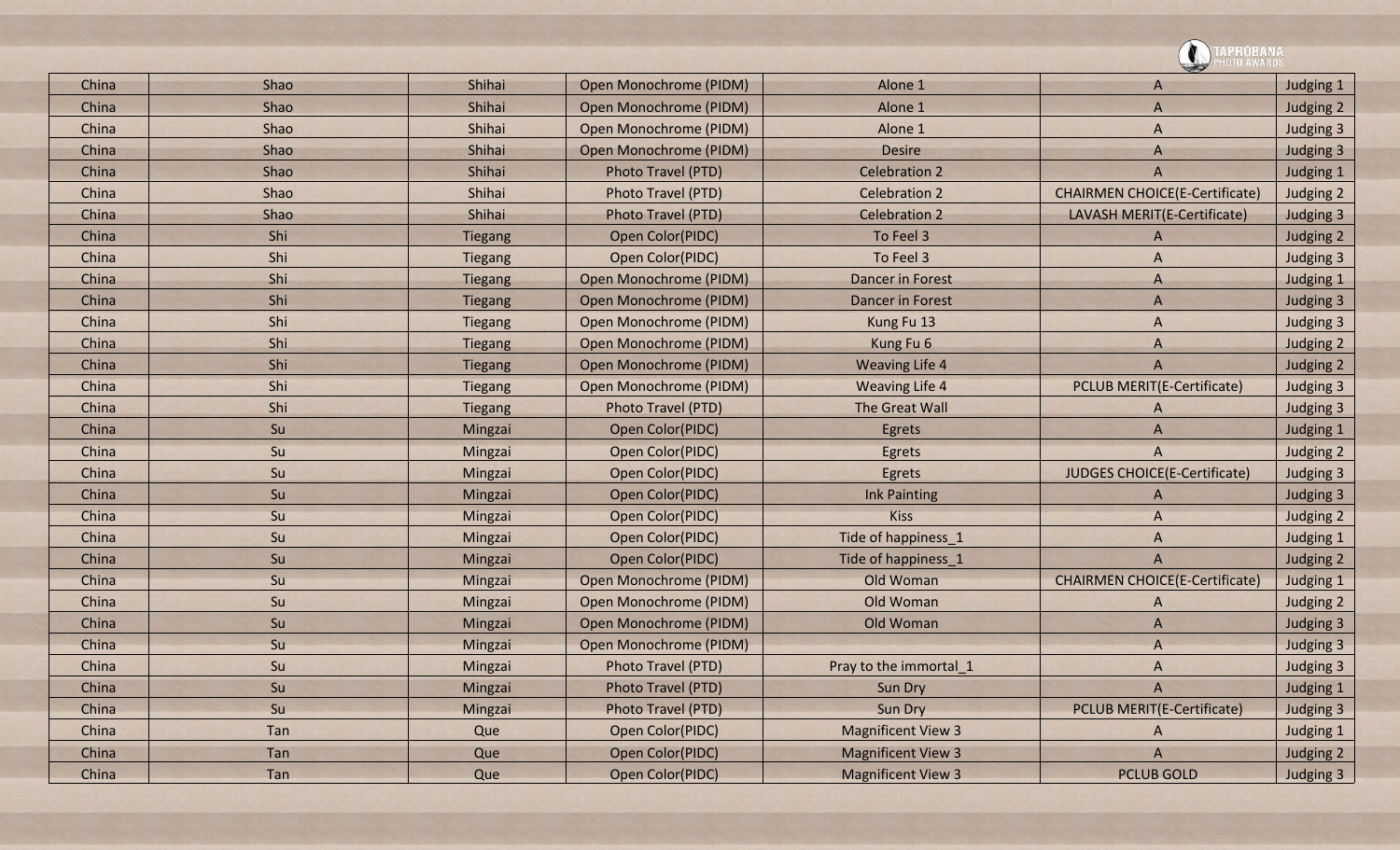| China | Shao | Shihai | Open Monochrome (PIDM) | Alone 1 | A | Judging 1 |
|---|---|---|---|---|---|---|
| China | Shao | Shihai | Open Monochrome (PIDM) | Alone 1 | A | Judging 2 |
| China | Shao | Shihai | Open Monochrome (PIDM) | Alone 1 | A | Judging 3 |
| China | Shao | Shihai | Open Monochrome (PIDM) | Desire | A | Judging 3 |
| China | Shao | Shihai | Photo Travel (PTD) | Celebration 2 | A | Judging 1 |
| China | Shao | Shihai | Photo Travel (PTD) | Celebration 2 | CHAIRMEN CHOICE(E-Certificate) | Judging 2 |
| China | Shao | Shihai | Photo Travel (PTD) | Celebration 2 | LAVASH MERIT(E-Certificate) | Judging 3 |
| China | Shi | Tiegang | Open Color(PIDC) | To Feel 3 | A | Judging 2 |
| China | Shi | Tiegang | Open Color(PIDC) | To Feel 3 | A | Judging 3 |
| China | Shi | Tiegang | Open Monochrome (PIDM) | Dancer in Forest | A | Judging 1 |
| China | Shi | Tiegang | Open Monochrome (PIDM) | Dancer in Forest | A | Judging 3 |
| China | Shi | Tiegang | Open Monochrome (PIDM) | Kung Fu 13 | A | Judging 3 |
| China | Shi | Tiegang | Open Monochrome (PIDM) | Kung Fu 6 | A | Judging 2 |
| China | Shi | Tiegang | Open Monochrome (PIDM) | Weaving Life 4 | A | Judging 2 |
| China | Shi | Tiegang | Open Monochrome (PIDM) | Weaving Life 4 | PCLUB MERIT(E-Certificate) | Judging 3 |
| China | Shi | Tiegang | Photo Travel (PTD) | The Great Wall | A | Judging 3 |
| China | Su | Mingzai | Open Color(PIDC) | Egrets | A | Judging 1 |
| China | Su | Mingzai | Open Color(PIDC) | Egrets | A | Judging 2 |
| China | Su | Mingzai | Open Color(PIDC) | Egrets | JUDGES CHOICE(E-Certificate) | Judging 3 |
| China | Su | Mingzai | Open Color(PIDC) | Ink Painting | A | Judging 3 |
| China | Su | Mingzai | Open Color(PIDC) | Kiss | A | Judging 2 |
| China | Su | Mingzai | Open Color(PIDC) | Tide of happiness_1 | A | Judging 1 |
| China | Su | Mingzai | Open Color(PIDC) | Tide of happiness_1 | A | Judging 2 |
| China | Su | Mingzai | Open Monochrome (PIDM) | Old Woman | CHAIRMEN CHOICE(E-Certificate) | Judging 1 |
| China | Su | Mingzai | Open Monochrome (PIDM) | Old Woman | A | Judging 2 |
| China | Su | Mingzai | Open Monochrome (PIDM) | Old Woman | A | Judging 3 |
| China | Su | Mingzai | Open Monochrome (PIDM) | | A | Judging 3 |
| China | Su | Mingzai | Photo Travel (PTD) | Pray to the immortal_1 | A | Judging 3 |
| China | Su | Mingzai | Photo Travel (PTD) | Sun Dry | A | Judging 1 |
| China | Su | Mingzai | Photo Travel (PTD) | Sun Dry | PCLUB MERIT(E-Certificate) | Judging 3 |
| China | Tan | Que | Open Color(PIDC) | Magnificent View 3 | A | Judging 1 |
| China | Tan | Que | Open Color(PIDC) | Magnificent View 3 | A | Judging 2 |
| China | Tan | Que | Open Color(PIDC) | Magnificent View 3 | PCLUB GOLD | Judging 3 |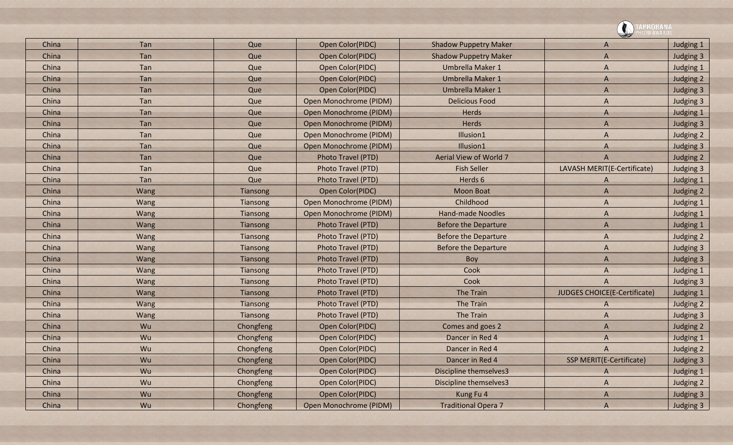| China | Tan | Que | Open Color(PIDC) | Shadow Puppetry Maker | A | Judging 1 |
|---|---|---|---|---|---|---|
| China | Tan | Que | Open Color(PIDC) | Shadow Puppetry Maker | A | Judging 3 |
| China | Tan | Que | Open Color(PIDC) | Umbrella Maker 1 | A | Judging 1 |
| China | Tan | Que | Open Color(PIDC) | Umbrella Maker 1 | A | Judging 2 |
| China | Tan | Que | Open Color(PIDC) | Umbrella Maker 1 | A | Judging 3 |
| China | Tan | Que | Open Monochrome (PIDM) | Delicious Food | A | Judging 3 |
| China | Tan | Que | Open Monochrome (PIDM) | Herds | A | Judging 1 |
| China | Tan | Que | Open Monochrome (PIDM) | Herds | A | Judging 3 |
| China | Tan | Que | Open Monochrome (PIDM) | Illusion1 | A | Judging 2 |
| China | Tan | Que | Open Monochrome (PIDM) | Illusion1 | A | Judging 3 |
| China | Tan | Que | Photo Travel (PTD) | Aerial View of World 7 | A | Judging 2 |
| China | Tan | Que | Photo Travel (PTD) | Fish Seller | LAVASH MERIT(E-Certificate) | Judging 3 |
| China | Tan | Que | Photo Travel (PTD) | Herds 6 | A | Judging 1 |
| China | Wang | Tiansong | Open Color(PIDC) | Moon Boat | A | Judging 2 |
| China | Wang | Tiansong | Open Monochrome (PIDM) | Childhood | A | Judging 1 |
| China | Wang | Tiansong | Open Monochrome (PIDM) | Hand-made Noodles | A | Judging 1 |
| China | Wang | Tiansong | Photo Travel (PTD) | Before the Departure | A | Judging 1 |
| China | Wang | Tiansong | Photo Travel (PTD) | Before the Departure | A | Judging 2 |
| China | Wang | Tiansong | Photo Travel (PTD) | Before the Departure | A | Judging 3 |
| China | Wang | Tiansong | Photo Travel (PTD) | Boy | A | Judging 3 |
| China | Wang | Tiansong | Photo Travel (PTD) | Cook | A | Judging 1 |
| China | Wang | Tiansong | Photo Travel (PTD) | Cook | A | Judging 3 |
| China | Wang | Tiansong | Photo Travel (PTD) | The Train | JUDGES CHOICE(E-Certificate) | Judging 1 |
| China | Wang | Tiansong | Photo Travel (PTD) | The Train | A | Judging 2 |
| China | Wang | Tiansong | Photo Travel (PTD) | The Train | A | Judging 3 |
| China | Wu | Chongfeng | Open Color(PIDC) | Comes and goes 2 | A | Judging 2 |
| China | Wu | Chongfeng | Open Color(PIDC) | Dancer in Red 4 | A | Judging 1 |
| China | Wu | Chongfeng | Open Color(PIDC) | Dancer in Red 4 | A | Judging 2 |
| China | Wu | Chongfeng | Open Color(PIDC) | Dancer in Red 4 | SSP MERIT(E-Certificate) | Judging 3 |
| China | Wu | Chongfeng | Open Color(PIDC) | Discipline themselves3 | A | Judging 1 |
| China | Wu | Chongfeng | Open Color(PIDC) | Discipline themselves3 | A | Judging 2 |
| China | Wu | Chongfeng | Open Color(PIDC) | Kung Fu 4 | A | Judging 3 |
| China | Wu | Chongfeng | Open Monochrome (PIDM) | Traditional Opera 7 | A | Judging 3 |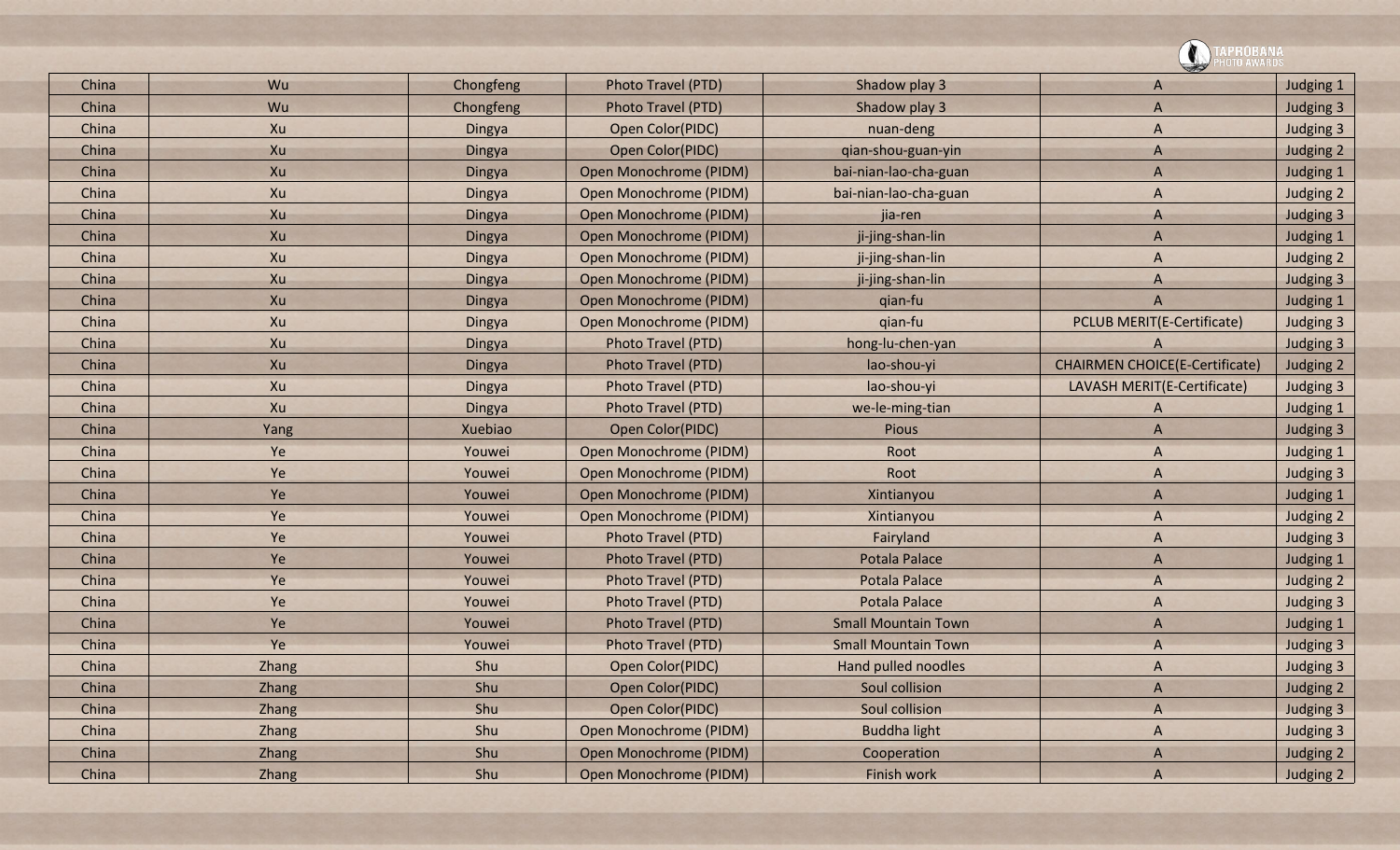| China | Wu | Chongfeng | Photo Travel (PTD) | Shadow play 3 | A | Judging 1 |
|---|---|---|---|---|---|---|
| China | Wu | Chongfeng | Photo Travel (PTD) | Shadow play 3 | A | Judging 3 |
| China | Xu | Dingya | Open Color(PIDC) | nuan-deng | A | Judging 3 |
| China | Xu | Dingya | Open Color(PIDC) | qian-shou-guan-yin | A | Judging 2 |
| China | Xu | Dingya | Open Monochrome (PIDM) | bai-nian-lao-cha-guan | A | Judging 1 |
| China | Xu | Dingya | Open Monochrome (PIDM) | bai-nian-lao-cha-guan | A | Judging 2 |
| China | Xu | Dingya | Open Monochrome (PIDM) | jia-ren | A | Judging 3 |
| China | Xu | Dingya | Open Monochrome (PIDM) | ji-jing-shan-lin | A | Judging 1 |
| China | Xu | Dingya | Open Monochrome (PIDM) | ji-jing-shan-lin | A | Judging 2 |
| China | Xu | Dingya | Open Monochrome (PIDM) | ji-jing-shan-lin | A | Judging 3 |
| China | Xu | Dingya | Open Monochrome (PIDM) | qian-fu | A | Judging 1 |
| China | Xu | Dingya | Open Monochrome (PIDM) | qian-fu | PCLUB MERIT(E-Certificate) | Judging 3 |
| China | Xu | Dingya | Photo Travel (PTD) | hong-lu-chen-yan | A | Judging 3 |
| China | Xu | Dingya | Photo Travel (PTD) | lao-shou-yi | CHAIRMEN CHOICE(E-Certificate) | Judging 2 |
| China | Xu | Dingya | Photo Travel (PTD) | lao-shou-yi | LAVASH MERIT(E-Certificate) | Judging 3 |
| China | Xu | Dingya | Photo Travel (PTD) | we-le-ming-tian | A | Judging 1 |
| China | Yang | Xuebiao | Open Color(PIDC) | Pious | A | Judging 3 |
| China | Ye | Youwei | Open Monochrome (PIDM) | Root | A | Judging 1 |
| China | Ye | Youwei | Open Monochrome (PIDM) | Root | A | Judging 3 |
| China | Ye | Youwei | Open Monochrome (PIDM) | Xintianyou | A | Judging 1 |
| China | Ye | Youwei | Open Monochrome (PIDM) | Xintianyou | A | Judging 2 |
| China | Ye | Youwei | Photo Travel (PTD) | Fairyland | A | Judging 3 |
| China | Ye | Youwei | Photo Travel (PTD) | Potala Palace | A | Judging 1 |
| China | Ye | Youwei | Photo Travel (PTD) | Potala Palace | A | Judging 2 |
| China | Ye | Youwei | Photo Travel (PTD) | Potala Palace | A | Judging 3 |
| China | Ye | Youwei | Photo Travel (PTD) | Small Mountain Town | A | Judging 1 |
| China | Ye | Youwei | Photo Travel (PTD) | Small Mountain Town | A | Judging 3 |
| China | Zhang | Shu | Open Color(PIDC) | Hand pulled noodles | A | Judging 3 |
| China | Zhang | Shu | Open Color(PIDC) | Soul collision | A | Judging 2 |
| China | Zhang | Shu | Open Color(PIDC) | Soul collision | A | Judging 3 |
| China | Zhang | Shu | Open Monochrome (PIDM) | Buddha light | A | Judging 3 |
| China | Zhang | Shu | Open Monochrome (PIDM) | Cooperation | A | Judging 2 |
| China | Zhang | Shu | Open Monochrome (PIDM) | Finish work | A | Judging 2 |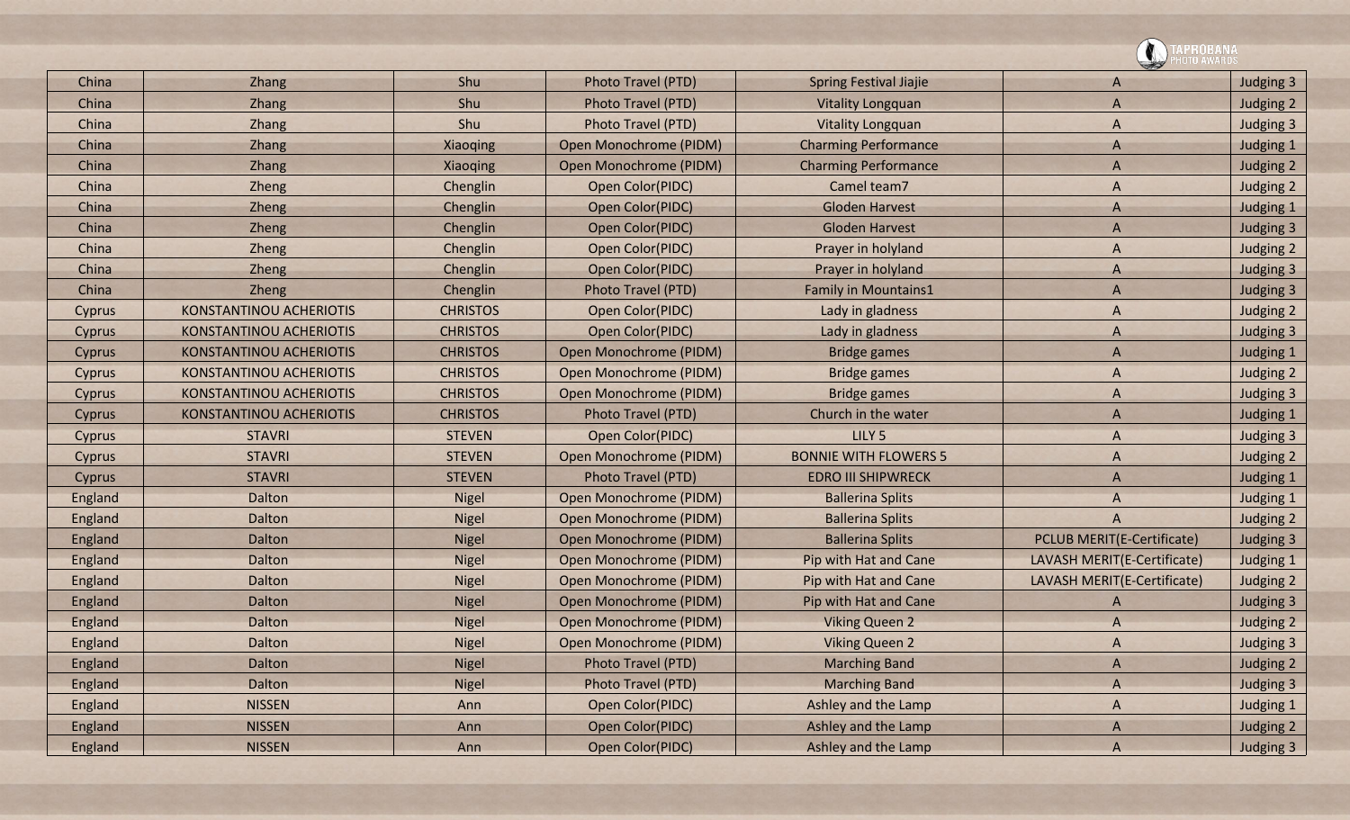| China | Zhang | Shu | Photo Travel (PTD) | Spring Festival Jiajie | A | Judging 3 |
|---|---|---|---|---|---|---|
| China | Zhang | Shu | Photo Travel (PTD) | Vitality Longquan | A | Judging 2 |
| China | Zhang | Shu | Photo Travel (PTD) | Vitality Longquan | A | Judging 3 |
| China | Zhang | Xiaoqing | Open Monochrome (PIDM) | Charming Performance | A | Judging 1 |
| China | Zhang | Xiaoqing | Open Monochrome (PIDM) | Charming Performance | A | Judging 2 |
| China | Zheng | Chenglin | Open Color(PIDC) | Camel team7 | A | Judging 2 |
| China | Zheng | Chenglin | Open Color(PIDC) | Gloden Harvest | A | Judging 1 |
| China | Zheng | Chenglin | Open Color(PIDC) | Gloden Harvest | A | Judging 3 |
| China | Zheng | Chenglin | Open Color(PIDC) | Prayer in holyland | A | Judging 2 |
| China | Zheng | Chenglin | Open Color(PIDC) | Prayer in holyland | A | Judging 3 |
| China | Zheng | Chenglin | Photo Travel (PTD) | Family in Mountains1 | A | Judging 3 |
| Cyprus | KONSTANTINOU ACHERIOTIS | CHRISTOS | Open Color(PIDC) | Lady in gladness | A | Judging 2 |
| Cyprus | KONSTANTINOU ACHERIOTIS | CHRISTOS | Open Color(PIDC) | Lady in gladness | A | Judging 3 |
| Cyprus | KONSTANTINOU ACHERIOTIS | CHRISTOS | Open Monochrome (PIDM) | Bridge games | A | Judging 1 |
| Cyprus | KONSTANTINOU ACHERIOTIS | CHRISTOS | Open Monochrome (PIDM) | Bridge games | A | Judging 2 |
| Cyprus | KONSTANTINOU ACHERIOTIS | CHRISTOS | Open Monochrome (PIDM) | Bridge games | A | Judging 3 |
| Cyprus | KONSTANTINOU ACHERIOTIS | CHRISTOS | Photo Travel (PTD) | Church in the water | A | Judging 1 |
| Cyprus | STAVRI | STEVEN | Open Color(PIDC) | LILY 5 | A | Judging 3 |
| Cyprus | STAVRI | STEVEN | Open Monochrome (PIDM) | BONNIE WITH FLOWERS 5 | A | Judging 2 |
| Cyprus | STAVRI | STEVEN | Photo Travel (PTD) | EDRO III SHIPWRECK | A | Judging 1 |
| England | Dalton | Nigel | Open Monochrome (PIDM) | Ballerina Splits | A | Judging 1 |
| England | Dalton | Nigel | Open Monochrome (PIDM) | Ballerina Splits | A | Judging 2 |
| England | Dalton | Nigel | Open Monochrome (PIDM) | Ballerina Splits | PCLUB MERIT(E-Certificate) | Judging 3 |
| England | Dalton | Nigel | Open Monochrome (PIDM) | Pip with Hat and Cane | LAVASH MERIT(E-Certificate) | Judging 1 |
| England | Dalton | Nigel | Open Monochrome (PIDM) | Pip with Hat and Cane | LAVASH MERIT(E-Certificate) | Judging 2 |
| England | Dalton | Nigel | Open Monochrome (PIDM) | Pip with Hat and Cane | A | Judging 3 |
| England | Dalton | Nigel | Open Monochrome (PIDM) | Viking Queen 2 | A | Judging 2 |
| England | Dalton | Nigel | Open Monochrome (PIDM) | Viking Queen 2 | A | Judging 3 |
| England | Dalton | Nigel | Photo Travel (PTD) | Marching Band | A | Judging 2 |
| England | Dalton | Nigel | Photo Travel (PTD) | Marching Band | A | Judging 3 |
| England | NISSEN | Ann | Open Color(PIDC) | Ashley and the Lamp | A | Judging 1 |
| England | NISSEN | Ann | Open Color(PIDC) | Ashley and the Lamp | A | Judging 2 |
| England | NISSEN | Ann | Open Color(PIDC) | Ashley and the Lamp | A | Judging 3 |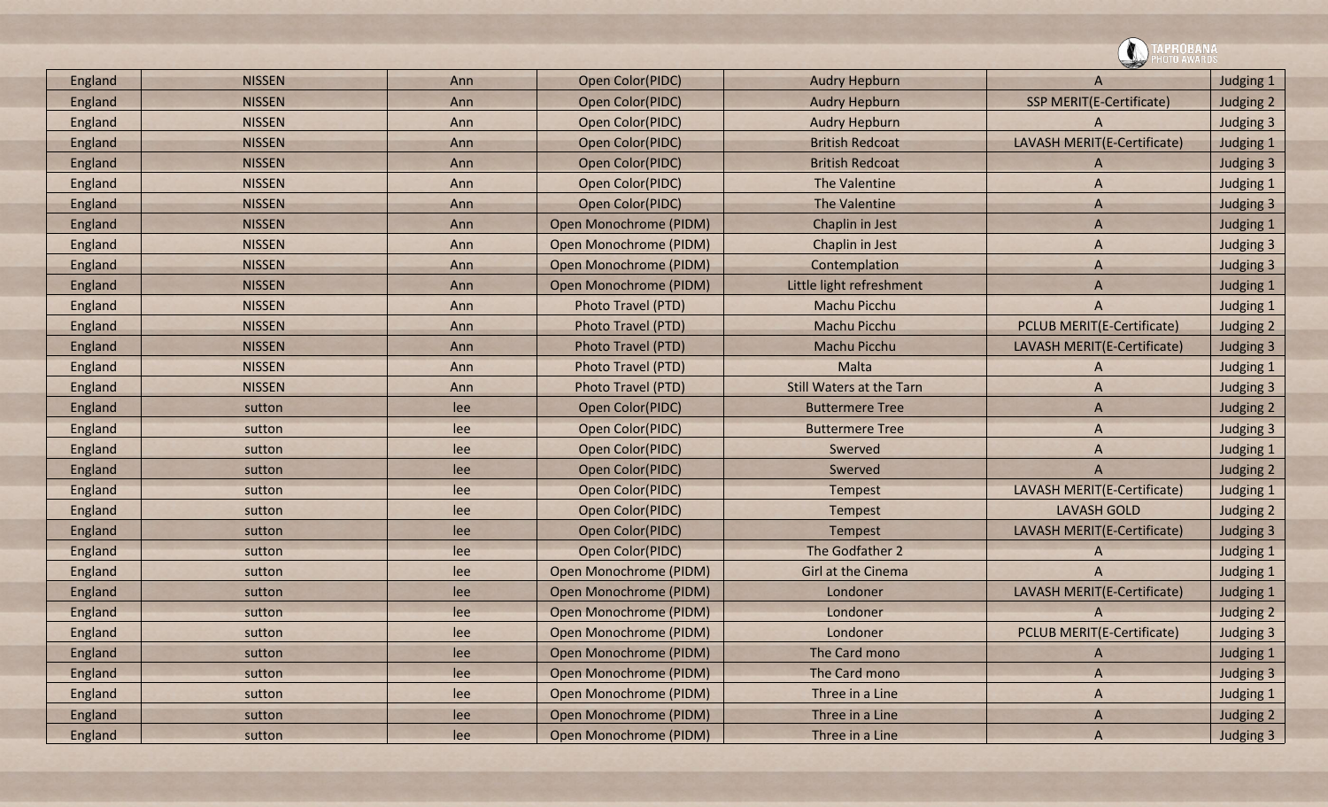| England | NISSEN | Ann | Open Color(PIDC) | Audry Hepburn | A | Judging 1 |
|---|---|---|---|---|---|---|
| England | NISSEN | Ann | Open Color(PIDC) | Audry Hepburn | SSP MERIT(E-Certificate) | Judging 2 |
| England | NISSEN | Ann | Open Color(PIDC) | Audry Hepburn | A | Judging 3 |
| England | NISSEN | Ann | Open Color(PIDC) | British Redcoat | LAVASH MERIT(E-Certificate) | Judging 1 |
| England | NISSEN | Ann | Open Color(PIDC) | British Redcoat | A | Judging 3 |
| England | NISSEN | Ann | Open Color(PIDC) | The Valentine | A | Judging 1 |
| England | NISSEN | Ann | Open Color(PIDC) | The Valentine | A | Judging 3 |
| England | NISSEN | Ann | Open Monochrome (PIDM) | Chaplin in Jest | A | Judging 1 |
| England | NISSEN | Ann | Open Monochrome (PIDM) | Chaplin in Jest | A | Judging 3 |
| England | NISSEN | Ann | Open Monochrome (PIDM) | Contemplation | A | Judging 3 |
| England | NISSEN | Ann | Open Monochrome (PIDM) | Little light refreshment | A | Judging 1 |
| England | NISSEN | Ann | Photo Travel (PTD) | Machu Picchu | A | Judging 1 |
| England | NISSEN | Ann | Photo Travel (PTD) | Machu Picchu | PCLUB MERIT(E-Certificate) | Judging 2 |
| England | NISSEN | Ann | Photo Travel (PTD) | Machu Picchu | LAVASH MERIT(E-Certificate) | Judging 3 |
| England | NISSEN | Ann | Photo Travel (PTD) | Malta | A | Judging 1 |
| England | NISSEN | Ann | Photo Travel (PTD) | Still Waters at the Tarn | A | Judging 3 |
| England | sutton | lee | Open Color(PIDC) | Buttermere Tree | A | Judging 2 |
| England | sutton | lee | Open Color(PIDC) | Buttermere Tree | A | Judging 3 |
| England | sutton | lee | Open Color(PIDC) | Swerved | A | Judging 1 |
| England | sutton | lee | Open Color(PIDC) | Swerved | A | Judging 2 |
| England | sutton | lee | Open Color(PIDC) | Tempest | LAVASH MERIT(E-Certificate) | Judging 1 |
| England | sutton | lee | Open Color(PIDC) | Tempest | LAVASH GOLD | Judging 2 |
| England | sutton | lee | Open Color(PIDC) | Tempest | LAVASH MERIT(E-Certificate) | Judging 3 |
| England | sutton | lee | Open Color(PIDC) | The Godfather 2 | A | Judging 1 |
| England | sutton | lee | Open Monochrome (PIDM) | Girl at the Cinema | A | Judging 1 |
| England | sutton | lee | Open Monochrome (PIDM) | Londoner | LAVASH MERIT(E-Certificate) | Judging 1 |
| England | sutton | lee | Open Monochrome (PIDM) | Londoner | A | Judging 2 |
| England | sutton | lee | Open Monochrome (PIDM) | Londoner | PCLUB MERIT(E-Certificate) | Judging 3 |
| England | sutton | lee | Open Monochrome (PIDM) | The Card mono | A | Judging 1 |
| England | sutton | lee | Open Monochrome (PIDM) | The Card mono | A | Judging 3 |
| England | sutton | lee | Open Monochrome (PIDM) | Three in a Line | A | Judging 1 |
| England | sutton | lee | Open Monochrome (PIDM) | Three in a Line | A | Judging 2 |
| England | sutton | lee | Open Monochrome (PIDM) | Three in a Line | A | Judging 3 |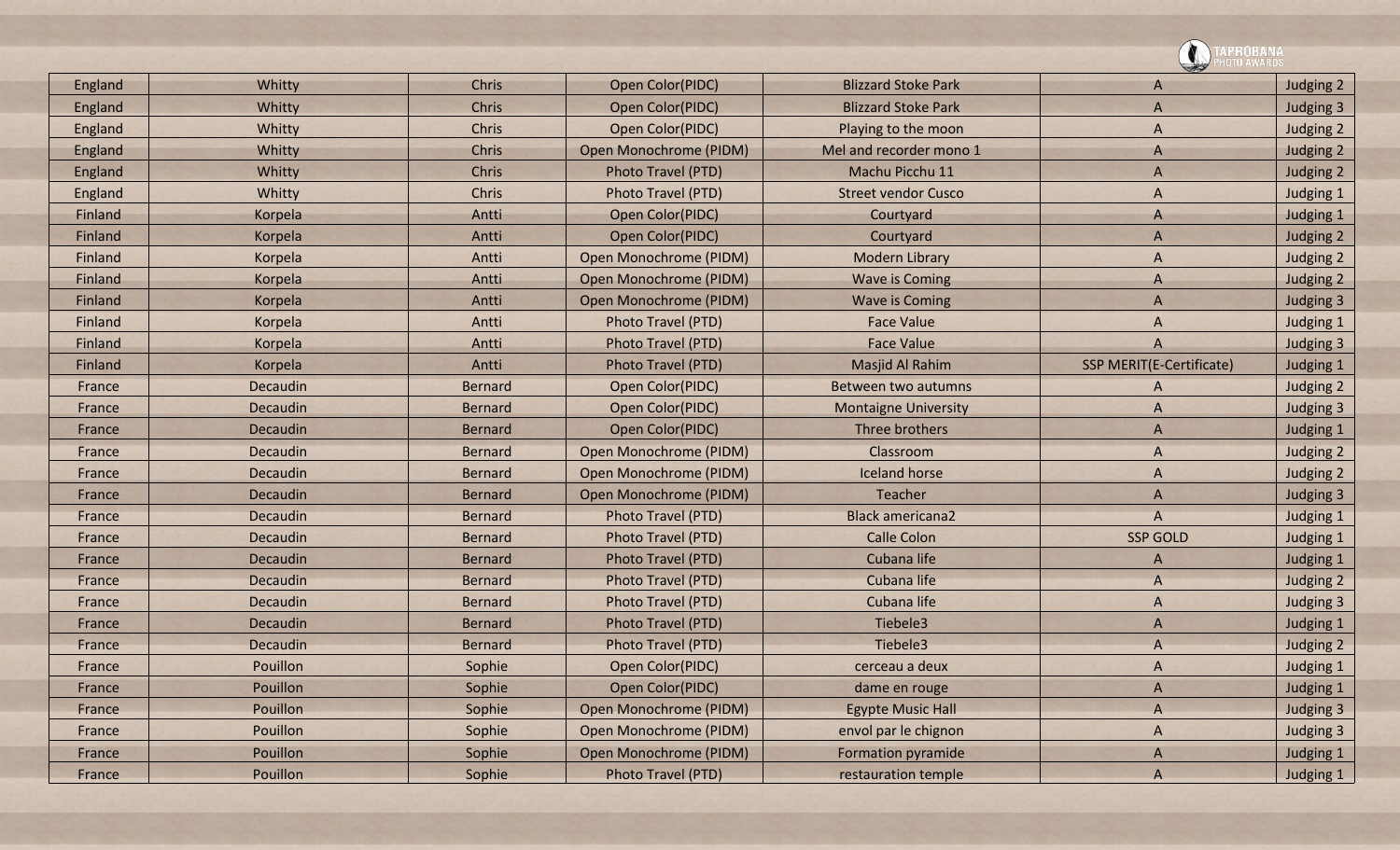| England | Whitty | Chris | Open Color(PIDC) | Blizzard Stoke Park | A | Judging 2 |
|---|---|---|---|---|---|---|
| England | Whitty | Chris | Open Color(PIDC) | Blizzard Stoke Park | A | Judging 3 |
| England | Whitty | Chris | Open Color(PIDC) | Playing to the moon | A | Judging 2 |
| England | Whitty | Chris | Open Monochrome (PIDM) | Mel and recorder mono 1 | A | Judging 2 |
| England | Whitty | Chris | Photo Travel (PTD) | Machu Picchu 11 | A | Judging 2 |
| England | Whitty | Chris | Photo Travel (PTD) | Street vendor Cusco | A | Judging 1 |
| Finland | Korpela | Antti | Open Color(PIDC) | Courtyard | A | Judging 1 |
| Finland | Korpela | Antti | Open Color(PIDC) | Courtyard | A | Judging 2 |
| Finland | Korpela | Antti | Open Monochrome (PIDM) | Modern Library | A | Judging 2 |
| Finland | Korpela | Antti | Open Monochrome (PIDM) | Wave is Coming | A | Judging 2 |
| Finland | Korpela | Antti | Open Monochrome (PIDM) | Wave is Coming | A | Judging 3 |
| Finland | Korpela | Antti | Photo Travel (PTD) | Face Value | A | Judging 1 |
| Finland | Korpela | Antti | Photo Travel (PTD) | Face Value | A | Judging 3 |
| Finland | Korpela | Antti | Photo Travel (PTD) | Masjid Al Rahim | SSP MERIT(E-Certificate) | Judging 1 |
| France | Decaudin | Bernard | Open Color(PIDC) | Between two autumns | A | Judging 2 |
| France | Decaudin | Bernard | Open Color(PIDC) | Montaigne University | A | Judging 3 |
| France | Decaudin | Bernard | Open Color(PIDC) | Three brothers | A | Judging 1 |
| France | Decaudin | Bernard | Open Monochrome (PIDM) | Classroom | A | Judging 2 |
| France | Decaudin | Bernard | Open Monochrome (PIDM) | Iceland horse | A | Judging 2 |
| France | Decaudin | Bernard | Open Monochrome (PIDM) | Teacher | A | Judging 3 |
| France | Decaudin | Bernard | Photo Travel (PTD) | Black americana2 | A | Judging 1 |
| France | Decaudin | Bernard | Photo Travel (PTD) | Calle Colon | SSP GOLD | Judging 1 |
| France | Decaudin | Bernard | Photo Travel (PTD) | Cubana life | A | Judging 1 |
| France | Decaudin | Bernard | Photo Travel (PTD) | Cubana life | A | Judging 2 |
| France | Decaudin | Bernard | Photo Travel (PTD) | Cubana life | A | Judging 3 |
| France | Decaudin | Bernard | Photo Travel (PTD) | Tiebele3 | A | Judging 1 |
| France | Decaudin | Bernard | Photo Travel (PTD) | Tiebele3 | A | Judging 2 |
| France | Pouillon | Sophie | Open Color(PIDC) | cerceau a deux | A | Judging 1 |
| France | Pouillon | Sophie | Open Color(PIDC) | dame en rouge | A | Judging 1 |
| France | Pouillon | Sophie | Open Monochrome (PIDM) | Egypte Music Hall | A | Judging 3 |
| France | Pouillon | Sophie | Open Monochrome (PIDM) | envol par le chignon | A | Judging 3 |
| France | Pouillon | Sophie | Open Monochrome (PIDM) | Formation pyramide | A | Judging 1 |
| France | Pouillon | Sophie | Photo Travel (PTD) | restauration temple | A | Judging 1 |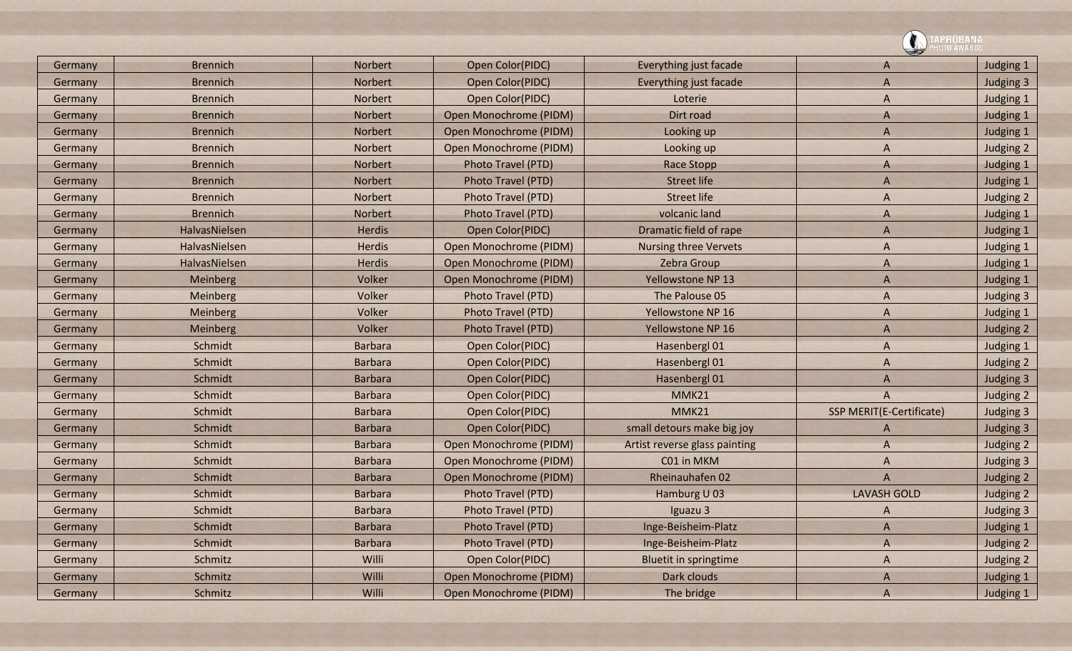| Germany | Brennich | Norbert | Open Color(PIDC) | Everything just facade | A | Judging 1 |
|---|---|---|---|---|---|---|
| Germany | Brennich | Norbert | Open Color(PIDC) | Everything just facade | A | Judging 3 |
| Germany | Brennich | Norbert | Open Color(PIDC) | Loterie | A | Judging 1 |
| Germany | Brennich | Norbert | Open Monochrome (PIDM) | Dirt road | A | Judging 1 |
| Germany | Brennich | Norbert | Open Monochrome (PIDM) | Looking up | A | Judging 1 |
| Germany | Brennich | Norbert | Open Monochrome (PIDM) | Looking up | A | Judging 2 |
| Germany | Brennich | Norbert | Photo Travel (PTD) | Race Stopp | A | Judging 1 |
| Germany | Brennich | Norbert | Photo Travel (PTD) | Street life | A | Judging 1 |
| Germany | Brennich | Norbert | Photo Travel (PTD) | Street life | A | Judging 2 |
| Germany | Brennich | Norbert | Photo Travel (PTD) | volcanic land | A | Judging 1 |
| Germany | HalvasNielsen | Herdis | Open Color(PIDC) | Dramatic field of rape | A | Judging 1 |
| Germany | HalvasNielsen | Herdis | Open Monochrome (PIDM) | Nursing three Vervets | A | Judging 1 |
| Germany | HalvasNielsen | Herdis | Open Monochrome (PIDM) | Zebra Group | A | Judging 1 |
| Germany | Meinberg | Volker | Open Monochrome (PIDM) | Yellowstone NP 13 | A | Judging 1 |
| Germany | Meinberg | Volker | Photo Travel (PTD) | The Palouse 05 | A | Judging 3 |
| Germany | Meinberg | Volker | Photo Travel (PTD) | Yellowstone NP 16 | A | Judging 1 |
| Germany | Meinberg | Volker | Photo Travel (PTD) | Yellowstone NP 16 | A | Judging 2 |
| Germany | Schmidt | Barbara | Open Color(PIDC) | Hasenbergl 01 | A | Judging 1 |
| Germany | Schmidt | Barbara | Open Color(PIDC) | Hasenbergl 01 | A | Judging 2 |
| Germany | Schmidt | Barbara | Open Color(PIDC) | Hasenbergl 01 | A | Judging 3 |
| Germany | Schmidt | Barbara | Open Color(PIDC) | MMK21 | A | Judging 2 |
| Germany | Schmidt | Barbara | Open Color(PIDC) | MMK21 | SSP MERIT(E-Certificate) | Judging 3 |
| Germany | Schmidt | Barbara | Open Color(PIDC) | small detours make big joy | A | Judging 3 |
| Germany | Schmidt | Barbara | Open Monochrome (PIDM) | Artist reverse glass painting | A | Judging 2 |
| Germany | Schmidt | Barbara | Open Monochrome (PIDM) | C01 in MKM | A | Judging 3 |
| Germany | Schmidt | Barbara | Open Monochrome (PIDM) | Rheinauhafen 02 | A | Judging 2 |
| Germany | Schmidt | Barbara | Photo Travel (PTD) | Hamburg U 03 | LAVASH GOLD | Judging 2 |
| Germany | Schmidt | Barbara | Photo Travel (PTD) | Iguazu 3 | A | Judging 3 |
| Germany | Schmidt | Barbara | Photo Travel (PTD) | Inge-Beisheim-Platz | A | Judging 1 |
| Germany | Schmidt | Barbara | Photo Travel (PTD) | Inge-Beisheim-Platz | A | Judging 2 |
| Germany | Schmitz | Willi | Open Color(PIDC) | Bluetit in springtime | A | Judging 2 |
| Germany | Schmitz | Willi | Open Monochrome (PIDM) | Dark clouds | A | Judging 1 |
| Germany | Schmitz | Willi | Open Monochrome (PIDM) | The bridge | A | Judging 1 |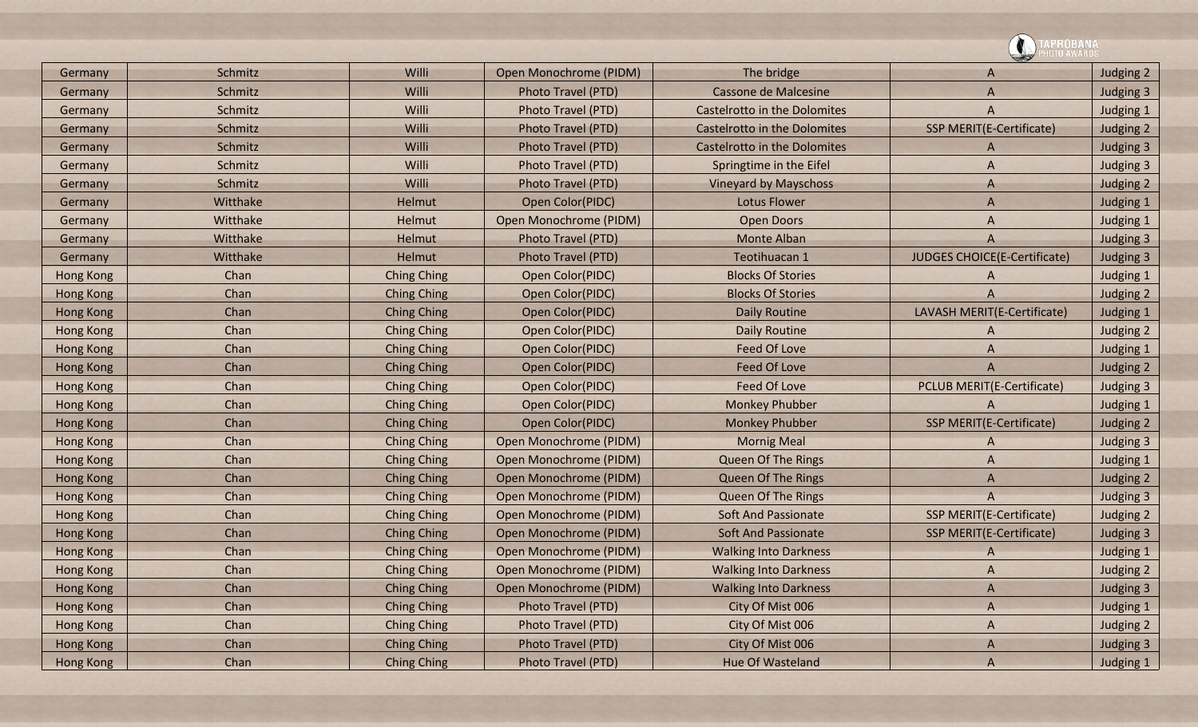| Germany | Schmitz | Willi | Open Monochrome (PIDM) | The bridge | A | Judging 2 |
|---|---|---|---|---|---|---|
| Germany | Schmitz | Willi | Photo Travel (PTD) | Cassone de Malcesine | A | Judging 3 |
| Germany | Schmitz | Willi | Photo Travel (PTD) | Castelrotto in the Dolomites | A | Judging 1 |
| Germany | Schmitz | Willi | Photo Travel (PTD) | Castelrotto in the Dolomites | SSP MERIT(E-Certificate) | Judging 2 |
| Germany | Schmitz | Willi | Photo Travel (PTD) | Castelrotto in the Dolomites | A | Judging 3 |
| Germany | Schmitz | Willi | Photo Travel (PTD) | Springtime in the Eifel | A | Judging 3 |
| Germany | Schmitz | Willi | Photo Travel (PTD) | Vineyard by Mayschoss | A | Judging 2 |
| Germany | Witthake | Helmut | Open Color(PIDC) | Lotus Flower | A | Judging 1 |
| Germany | Witthake | Helmut | Open Monochrome (PIDM) | Open Doors | A | Judging 1 |
| Germany | Witthake | Helmut | Photo Travel (PTD) | Monte Alban | A | Judging 3 |
| Germany | Witthake | Helmut | Photo Travel (PTD) | Teotihuacan 1 | JUDGES CHOICE(E-Certificate) | Judging 3 |
| Hong Kong | Chan | Ching Ching | Open Color(PIDC) | Blocks Of Stories | A | Judging 1 |
| Hong Kong | Chan | Ching Ching | Open Color(PIDC) | Blocks Of Stories | A | Judging 2 |
| Hong Kong | Chan | Ching Ching | Open Color(PIDC) | Daily Routine | LAVASH MERIT(E-Certificate) | Judging 1 |
| Hong Kong | Chan | Ching Ching | Open Color(PIDC) | Daily Routine | A | Judging 2 |
| Hong Kong | Chan | Ching Ching | Open Color(PIDC) | Feed Of Love | A | Judging 1 |
| Hong Kong | Chan | Ching Ching | Open Color(PIDC) | Feed Of Love | A | Judging 2 |
| Hong Kong | Chan | Ching Ching | Open Color(PIDC) | Feed Of Love | PCLUB MERIT(E-Certificate) | Judging 3 |
| Hong Kong | Chan | Ching Ching | Open Color(PIDC) | Monkey Phubber | A | Judging 1 |
| Hong Kong | Chan | Ching Ching | Open Color(PIDC) | Monkey Phubber | SSP MERIT(E-Certificate) | Judging 2 |
| Hong Kong | Chan | Ching Ching | Open Monochrome (PIDM) | Mornig Meal | A | Judging 3 |
| Hong Kong | Chan | Ching Ching | Open Monochrome (PIDM) | Queen Of The Rings | A | Judging 1 |
| Hong Kong | Chan | Ching Ching | Open Monochrome (PIDM) | Queen Of The Rings | A | Judging 2 |
| Hong Kong | Chan | Ching Ching | Open Monochrome (PIDM) | Queen Of The Rings | A | Judging 3 |
| Hong Kong | Chan | Ching Ching | Open Monochrome (PIDM) | Soft And Passionate | SSP MERIT(E-Certificate) | Judging 2 |
| Hong Kong | Chan | Ching Ching | Open Monochrome (PIDM) | Soft And Passionate | SSP MERIT(E-Certificate) | Judging 3 |
| Hong Kong | Chan | Ching Ching | Open Monochrome (PIDM) | Walking Into Darkness | A | Judging 1 |
| Hong Kong | Chan | Ching Ching | Open Monochrome (PIDM) | Walking Into Darkness | A | Judging 2 |
| Hong Kong | Chan | Ching Ching | Open Monochrome (PIDM) | Walking Into Darkness | A | Judging 3 |
| Hong Kong | Chan | Ching Ching | Photo Travel (PTD) | City Of Mist 006 | A | Judging 1 |
| Hong Kong | Chan | Ching Ching | Photo Travel (PTD) | City Of Mist 006 | A | Judging 2 |
| Hong Kong | Chan | Ching Ching | Photo Travel (PTD) | City Of Mist 006 | A | Judging 3 |
| Hong Kong | Chan | Ching Ching | Photo Travel (PTD) | Hue Of Wasteland | A | Judging 1 |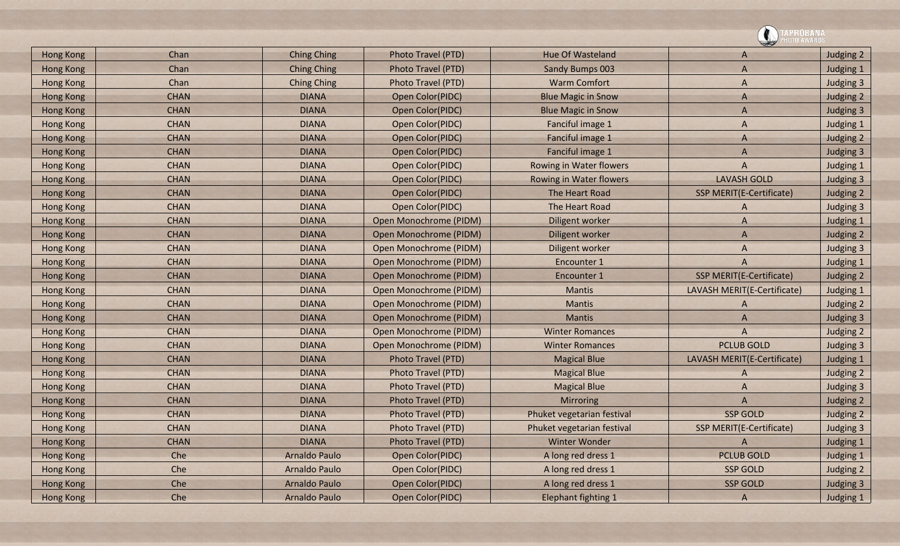| Hong Kong | Chan | Ching Ching | Photo Travel (PTD) | Hue Of Wasteland | A | Judging 2 |
|---|---|---|---|---|---|---|
| Hong Kong | Chan | Ching Ching | Photo Travel (PTD) | Sandy Bumps 003 | A | Judging 1 |
| Hong Kong | Chan | Ching Ching | Photo Travel (PTD) | Warm Comfort | A | Judging 3 |
| Hong Kong | CHAN | DIANA | Open Color(PIDC) | Blue Magic in Snow | A | Judging 2 |
| Hong Kong | CHAN | DIANA | Open Color(PIDC) | Blue Magic in Snow | A | Judging 3 |
| Hong Kong | CHAN | DIANA | Open Color(PIDC) | Fanciful image 1 | A | Judging 1 |
| Hong Kong | CHAN | DIANA | Open Color(PIDC) | Fanciful image 1 | A | Judging 2 |
| Hong Kong | CHAN | DIANA | Open Color(PIDC) | Fanciful image 1 | A | Judging 3 |
| Hong Kong | CHAN | DIANA | Open Color(PIDC) | Rowing in Water flowers | A | Judging 1 |
| Hong Kong | CHAN | DIANA | Open Color(PIDC) | Rowing in Water flowers | LAVASH GOLD | Judging 3 |
| Hong Kong | CHAN | DIANA | Open Color(PIDC) | The Heart Road | SSP MERIT(E-Certificate) | Judging 2 |
| Hong Kong | CHAN | DIANA | Open Color(PIDC) | The Heart Road | A | Judging 3 |
| Hong Kong | CHAN | DIANA | Open Monochrome (PIDM) | Diligent worker | A | Judging 1 |
| Hong Kong | CHAN | DIANA | Open Monochrome (PIDM) | Diligent worker | A | Judging 2 |
| Hong Kong | CHAN | DIANA | Open Monochrome (PIDM) | Diligent worker | A | Judging 3 |
| Hong Kong | CHAN | DIANA | Open Monochrome (PIDM) | Encounter 1 | A | Judging 1 |
| Hong Kong | CHAN | DIANA | Open Monochrome (PIDM) | Encounter 1 | SSP MERIT(E-Certificate) | Judging 2 |
| Hong Kong | CHAN | DIANA | Open Monochrome (PIDM) | Mantis | LAVASH MERIT(E-Certificate) | Judging 1 |
| Hong Kong | CHAN | DIANA | Open Monochrome (PIDM) | Mantis | A | Judging 2 |
| Hong Kong | CHAN | DIANA | Open Monochrome (PIDM) | Mantis | A | Judging 3 |
| Hong Kong | CHAN | DIANA | Open Monochrome (PIDM) | Winter Romances | A | Judging 2 |
| Hong Kong | CHAN | DIANA | Open Monochrome (PIDM) | Winter Romances | PCLUB GOLD | Judging 3 |
| Hong Kong | CHAN | DIANA | Photo Travel (PTD) | Magical Blue | LAVASH MERIT(E-Certificate) | Judging 1 |
| Hong Kong | CHAN | DIANA | Photo Travel (PTD) | Magical Blue | A | Judging 2 |
| Hong Kong | CHAN | DIANA | Photo Travel (PTD) | Magical Blue | A | Judging 3 |
| Hong Kong | CHAN | DIANA | Photo Travel (PTD) | Mirroring | A | Judging 2 |
| Hong Kong | CHAN | DIANA | Photo Travel (PTD) | Phuket vegetarian festival | SSP GOLD | Judging 2 |
| Hong Kong | CHAN | DIANA | Photo Travel (PTD) | Phuket vegetarian festival | SSP MERIT(E-Certificate) | Judging 3 |
| Hong Kong | CHAN | DIANA | Photo Travel (PTD) | Winter Wonder | A | Judging 1 |
| Hong Kong | Che | Arnaldo Paulo | Open Color(PIDC) | A long red dress 1 | PCLUB GOLD | Judging 1 |
| Hong Kong | Che | Arnaldo Paulo | Open Color(PIDC) | A long red dress 1 | SSP GOLD | Judging 2 |
| Hong Kong | Che | Arnaldo Paulo | Open Color(PIDC) | A long red dress 1 | SSP GOLD | Judging 3 |
| Hong Kong | Che | Arnaldo Paulo | Open Color(PIDC) | Elephant fighting 1 | A | Judging 1 |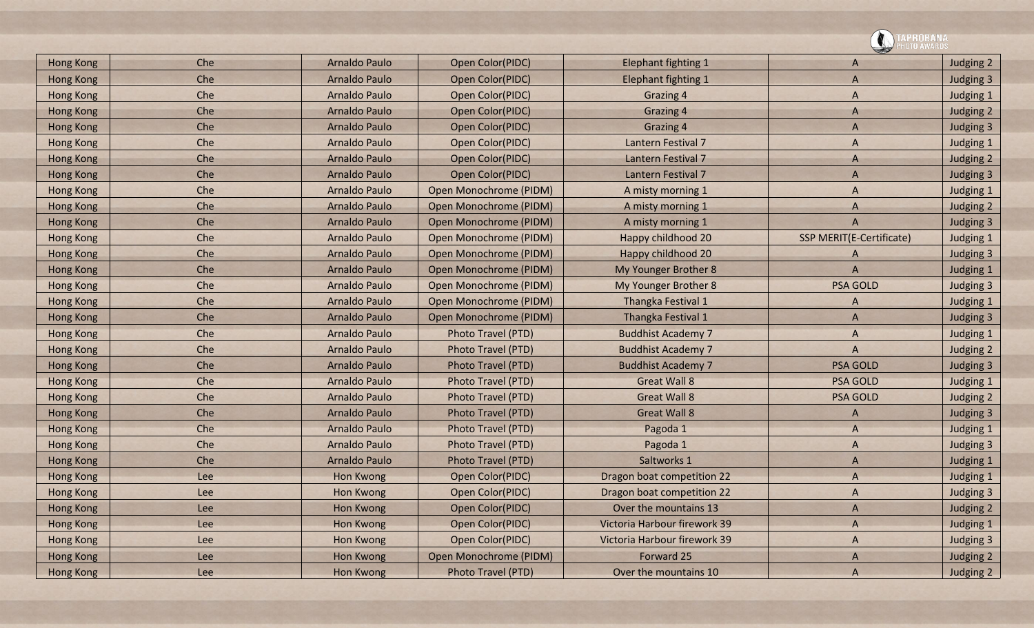| Hong Kong | Che | Arnaldo Paulo | Open Color(PIDC) | Elephant fighting 1 | A | Judging 2 |
|---|---|---|---|---|---|---|
| Hong Kong | Che | Arnaldo Paulo | Open Color(PIDC) | Elephant fighting 1 | A | Judging 3 |
| Hong Kong | Che | Arnaldo Paulo | Open Color(PIDC) | Grazing 4 | A | Judging 1 |
| Hong Kong | Che | Arnaldo Paulo | Open Color(PIDC) | Grazing 4 | A | Judging 2 |
| Hong Kong | Che | Arnaldo Paulo | Open Color(PIDC) | Grazing 4 | A | Judging 3 |
| Hong Kong | Che | Arnaldo Paulo | Open Color(PIDC) | Lantern Festival 7 | A | Judging 1 |
| Hong Kong | Che | Arnaldo Paulo | Open Color(PIDC) | Lantern Festival 7 | A | Judging 2 |
| Hong Kong | Che | Arnaldo Paulo | Open Color(PIDC) | Lantern Festival 7 | A | Judging 3 |
| Hong Kong | Che | Arnaldo Paulo | Open Monochrome (PIDM) | A misty morning 1 | A | Judging 1 |
| Hong Kong | Che | Arnaldo Paulo | Open Monochrome (PIDM) | A misty morning 1 | A | Judging 2 |
| Hong Kong | Che | Arnaldo Paulo | Open Monochrome (PIDM) | A misty morning 1 | A | Judging 3 |
| Hong Kong | Che | Arnaldo Paulo | Open Monochrome (PIDM) | Happy childhood 20 | SSP MERIT(E-Certificate) | Judging 1 |
| Hong Kong | Che | Arnaldo Paulo | Open Monochrome (PIDM) | Happy childhood 20 | A | Judging 3 |
| Hong Kong | Che | Arnaldo Paulo | Open Monochrome (PIDM) | My Younger Brother 8 | A | Judging 1 |
| Hong Kong | Che | Arnaldo Paulo | Open Monochrome (PIDM) | My Younger Brother 8 | PSA GOLD | Judging 3 |
| Hong Kong | Che | Arnaldo Paulo | Open Monochrome (PIDM) | Thangka Festival 1 | A | Judging 1 |
| Hong Kong | Che | Arnaldo Paulo | Open Monochrome (PIDM) | Thangka Festival 1 | A | Judging 3 |
| Hong Kong | Che | Arnaldo Paulo | Photo Travel (PTD) | Buddhist Academy 7 | A | Judging 1 |
| Hong Kong | Che | Arnaldo Paulo | Photo Travel (PTD) | Buddhist Academy 7 | A | Judging 2 |
| Hong Kong | Che | Arnaldo Paulo | Photo Travel (PTD) | Buddhist Academy 7 | PSA GOLD | Judging 3 |
| Hong Kong | Che | Arnaldo Paulo | Photo Travel (PTD) | Great Wall 8 | PSA GOLD | Judging 1 |
| Hong Kong | Che | Arnaldo Paulo | Photo Travel (PTD) | Great Wall 8 | PSA GOLD | Judging 2 |
| Hong Kong | Che | Arnaldo Paulo | Photo Travel (PTD) | Great Wall 8 | A | Judging 3 |
| Hong Kong | Che | Arnaldo Paulo | Photo Travel (PTD) | Pagoda 1 | A | Judging 1 |
| Hong Kong | Che | Arnaldo Paulo | Photo Travel (PTD) | Pagoda 1 | A | Judging 3 |
| Hong Kong | Che | Arnaldo Paulo | Photo Travel (PTD) | Saltworks 1 | A | Judging 1 |
| Hong Kong | Lee | Hon Kwong | Open Color(PIDC) | Dragon boat competition 22 | A | Judging 1 |
| Hong Kong | Lee | Hon Kwong | Open Color(PIDC) | Dragon boat competition 22 | A | Judging 3 |
| Hong Kong | Lee | Hon Kwong | Open Color(PIDC) | Over the mountains 13 | A | Judging 2 |
| Hong Kong | Lee | Hon Kwong | Open Color(PIDC) | Victoria Harbour firework 39 | A | Judging 1 |
| Hong Kong | Lee | Hon Kwong | Open Color(PIDC) | Victoria Harbour firework 39 | A | Judging 3 |
| Hong Kong | Lee | Hon Kwong | Open Monochrome (PIDM) | Forward 25 | A | Judging 2 |
| Hong Kong | Lee | Hon Kwong | Photo Travel (PTD) | Over the mountains 10 | A | Judging 2 |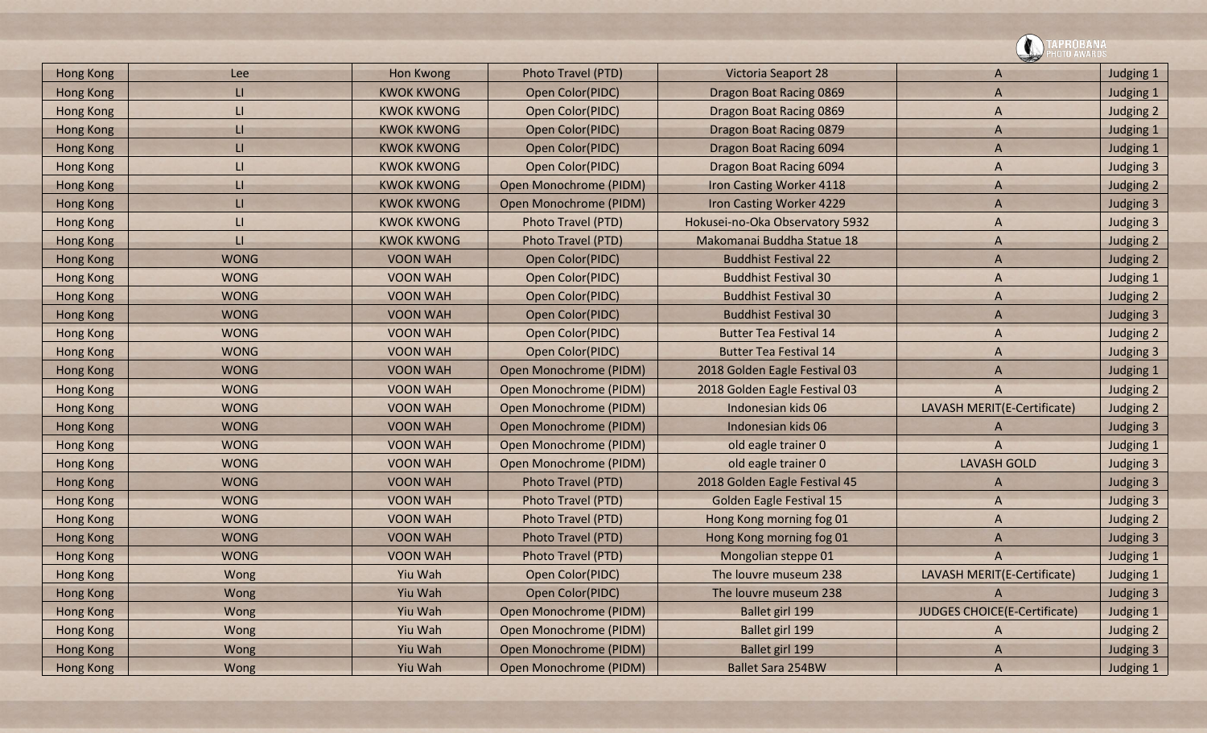| Hong Kong | Lee | Hon Kwong | Photo Travel (PTD) | Victoria Seaport 28 | A | Judging 1 |
|---|---|---|---|---|---|---|
| Hong Kong | LI | KWOK KWONG | Open Color(PIDC) | Dragon Boat Racing 0869 | A | Judging 1 |
| Hong Kong | LI | KWOK KWONG | Open Color(PIDC) | Dragon Boat Racing 0869 | A | Judging 2 |
| Hong Kong | LI | KWOK KWONG | Open Color(PIDC) | Dragon Boat Racing 0879 | A | Judging 1 |
| Hong Kong | LI | KWOK KWONG | Open Color(PIDC) | Dragon Boat Racing 6094 | A | Judging 1 |
| Hong Kong | LI | KWOK KWONG | Open Color(PIDC) | Dragon Boat Racing 6094 | A | Judging 3 |
| Hong Kong | LI | KWOK KWONG | Open Monochrome (PIDM) | Iron Casting Worker 4118 | A | Judging 2 |
| Hong Kong | LI | KWOK KWONG | Open Monochrome (PIDM) | Iron Casting Worker 4229 | A | Judging 3 |
| Hong Kong | LI | KWOK KWONG | Photo Travel (PTD) | Hokusei-no-Oka Observatory 5932 | A | Judging 3 |
| Hong Kong | LI | KWOK KWONG | Photo Travel (PTD) | Makomanai Buddha Statue 18 | A | Judging 2 |
| Hong Kong | WONG | VOON WAH | Open Color(PIDC) | Buddhist Festival 22 | A | Judging 2 |
| Hong Kong | WONG | VOON WAH | Open Color(PIDC) | Buddhist Festival 30 | A | Judging 1 |
| Hong Kong | WONG | VOON WAH | Open Color(PIDC) | Buddhist Festival 30 | A | Judging 2 |
| Hong Kong | WONG | VOON WAH | Open Color(PIDC) | Buddhist Festival 30 | A | Judging 3 |
| Hong Kong | WONG | VOON WAH | Open Color(PIDC) | Butter Tea Festival 14 | A | Judging 2 |
| Hong Kong | WONG | VOON WAH | Open Color(PIDC) | Butter Tea Festival 14 | A | Judging 3 |
| Hong Kong | WONG | VOON WAH | Open Monochrome (PIDM) | 2018 Golden Eagle Festival 03 | A | Judging 1 |
| Hong Kong | WONG | VOON WAH | Open Monochrome (PIDM) | 2018 Golden Eagle Festival 03 | A | Judging 2 |
| Hong Kong | WONG | VOON WAH | Open Monochrome (PIDM) | Indonesian kids 06 | LAVASH MERIT(E-Certificate) | Judging 2 |
| Hong Kong | WONG | VOON WAH | Open Monochrome (PIDM) | Indonesian kids 06 | A | Judging 3 |
| Hong Kong | WONG | VOON WAH | Open Monochrome (PIDM) | old eagle trainer 0 | A | Judging 1 |
| Hong Kong | WONG | VOON WAH | Open Monochrome (PIDM) | old eagle trainer 0 | LAVASH GOLD | Judging 3 |
| Hong Kong | WONG | VOON WAH | Photo Travel (PTD) | 2018 Golden Eagle Festival 45 | A | Judging 3 |
| Hong Kong | WONG | VOON WAH | Photo Travel (PTD) | Golden Eagle Festival 15 | A | Judging 3 |
| Hong Kong | WONG | VOON WAH | Photo Travel (PTD) | Hong Kong morning fog 01 | A | Judging 2 |
| Hong Kong | WONG | VOON WAH | Photo Travel (PTD) | Hong Kong morning fog 01 | A | Judging 3 |
| Hong Kong | WONG | VOON WAH | Photo Travel (PTD) | Mongolian steppe 01 | A | Judging 1 |
| Hong Kong | Wong | Yiu Wah | Open Color(PIDC) | The louvre museum 238 | LAVASH MERIT(E-Certificate) | Judging 1 |
| Hong Kong | Wong | Yiu Wah | Open Color(PIDC) | The louvre museum 238 | A | Judging 3 |
| Hong Kong | Wong | Yiu Wah | Open Monochrome (PIDM) | Ballet girl 199 | JUDGES CHOICE(E-Certificate) | Judging 1 |
| Hong Kong | Wong | Yiu Wah | Open Monochrome (PIDM) | Ballet girl 199 | A | Judging 2 |
| Hong Kong | Wong | Yiu Wah | Open Monochrome (PIDM) | Ballet girl 199 | A | Judging 3 |
| Hong Kong | Wong | Yiu Wah | Open Monochrome (PIDM) | Ballet Sara 254BW | A | Judging 1 |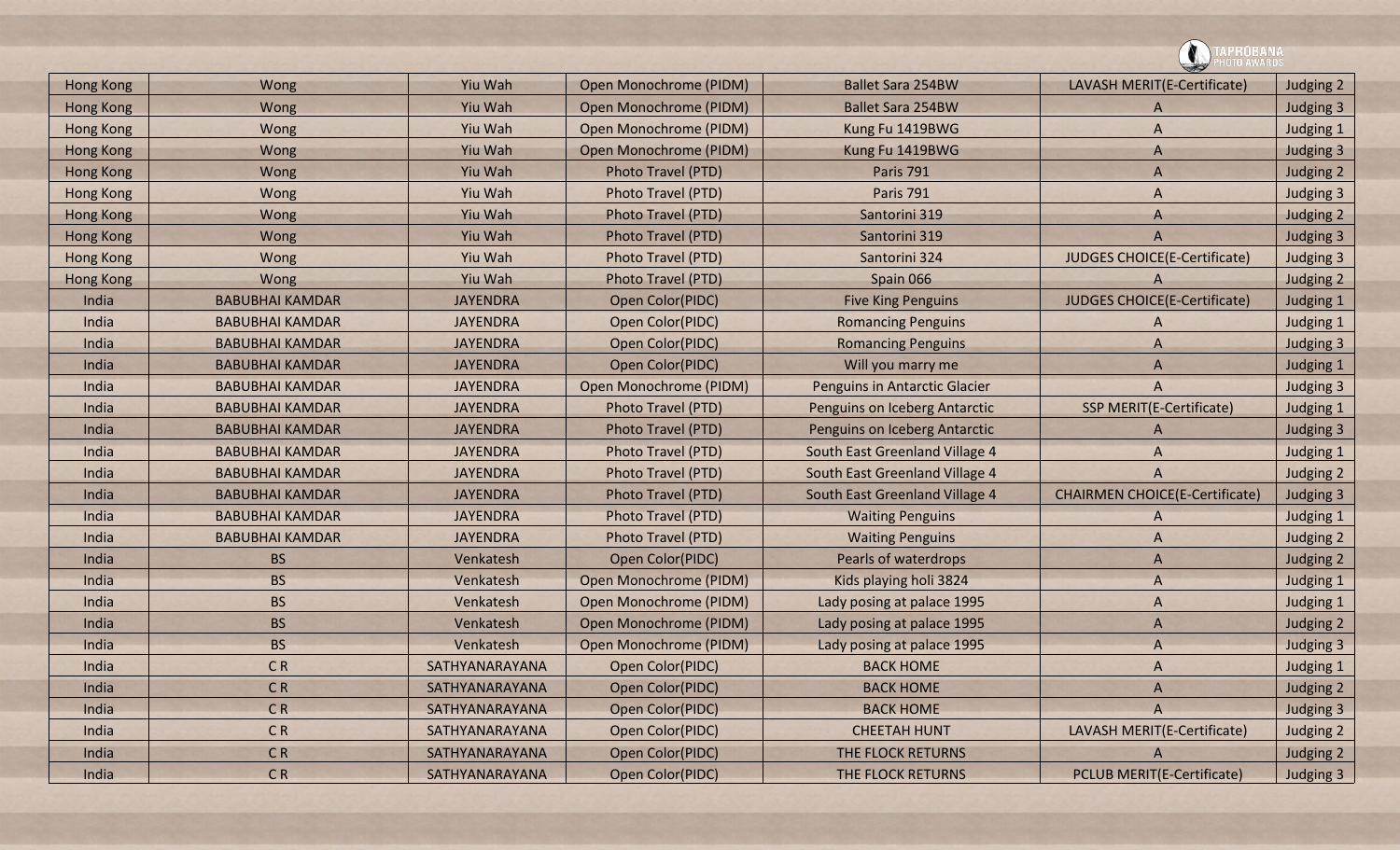| Hong Kong | Wong | Yiu Wah | Open Monochrome (PIDM) | Ballet Sara 254BW | LAVASH MERIT(E-Certificate) | Judging 2 |
|---|---|---|---|---|---|---|
| Hong Kong | Wong | Yiu Wah | Open Monochrome (PIDM) | Ballet Sara 254BW | A | Judging 3 |
| Hong Kong | Wong | Yiu Wah | Open Monochrome (PIDM) | Kung Fu 1419BWG | A | Judging 1 |
| Hong Kong | Wong | Yiu Wah | Open Monochrome (PIDM) | Kung Fu 1419BWG | A | Judging 3 |
| Hong Kong | Wong | Yiu Wah | Photo Travel (PTD) | Paris 791 | A | Judging 2 |
| Hong Kong | Wong | Yiu Wah | Photo Travel (PTD) | Paris 791 | A | Judging 3 |
| Hong Kong | Wong | Yiu Wah | Photo Travel (PTD) | Santorini 319 | A | Judging 2 |
| Hong Kong | Wong | Yiu Wah | Photo Travel (PTD) | Santorini 319 | A | Judging 3 |
| Hong Kong | Wong | Yiu Wah | Photo Travel (PTD) | Santorini 324 | JUDGES CHOICE(E-Certificate) | Judging 3 |
| Hong Kong | Wong | Yiu Wah | Photo Travel (PTD) | Spain 066 | A | Judging 2 |
| India | BABUBHAI KAMDAR | JAYENDRA | Open Color(PIDC) | Five King Penguins | JUDGES CHOICE(E-Certificate) | Judging 1 |
| India | BABUBHAI KAMDAR | JAYENDRA | Open Color(PIDC) | Romancing Penguins | A | Judging 1 |
| India | BABUBHAI KAMDAR | JAYENDRA | Open Color(PIDC) | Romancing Penguins | A | Judging 3 |
| India | BABUBHAI KAMDAR | JAYENDRA | Open Color(PIDC) | Will you marry me | A | Judging 1 |
| India | BABUBHAI KAMDAR | JAYENDRA | Open Monochrome (PIDM) | Penguins in Antarctic Glacier | A | Judging 3 |
| India | BABUBHAI KAMDAR | JAYENDRA | Photo Travel (PTD) | Penguins on Iceberg Antarctic | SSP MERIT(E-Certificate) | Judging 1 |
| India | BABUBHAI KAMDAR | JAYENDRA | Photo Travel (PTD) | Penguins on Iceberg Antarctic | A | Judging 3 |
| India | BABUBHAI KAMDAR | JAYENDRA | Photo Travel (PTD) | South East Greenland Village 4 | A | Judging 1 |
| India | BABUBHAI KAMDAR | JAYENDRA | Photo Travel (PTD) | South East Greenland Village 4 | A | Judging 2 |
| India | BABUBHAI KAMDAR | JAYENDRA | Photo Travel (PTD) | South East Greenland Village 4 | CHAIRMEN CHOICE(E-Certificate) | Judging 3 |
| India | BABUBHAI KAMDAR | JAYENDRA | Photo Travel (PTD) | Waiting Penguins | A | Judging 1 |
| India | BABUBHAI KAMDAR | JAYENDRA | Photo Travel (PTD) | Waiting Penguins | A | Judging 2 |
| India | BS | Venkatesh | Open Color(PIDC) | Pearls of waterdrops | A | Judging 2 |
| India | BS | Venkatesh | Open Monochrome (PIDM) | Kids playing holi 3824 | A | Judging 1 |
| India | BS | Venkatesh | Open Monochrome (PIDM) | Lady posing at palace 1995 | A | Judging 1 |
| India | BS | Venkatesh | Open Monochrome (PIDM) | Lady posing at palace 1995 | A | Judging 2 |
| India | BS | Venkatesh | Open Monochrome (PIDM) | Lady posing at palace 1995 | A | Judging 3 |
| India | C R | SATHYANARAYANA | Open Color(PIDC) | BACK HOME | A | Judging 1 |
| India | C R | SATHYANARAYANA | Open Color(PIDC) | BACK HOME | A | Judging 2 |
| India | C R | SATHYANARAYANA | Open Color(PIDC) | BACK HOME | A | Judging 3 |
| India | C R | SATHYANARAYANA | Open Color(PIDC) | CHEETAH HUNT | LAVASH MERIT(E-Certificate) | Judging 2 |
| India | C R | SATHYANARAYANA | Open Color(PIDC) | THE FLOCK RETURNS | A | Judging 2 |
| India | C R | SATHYANARAYANA | Open Color(PIDC) | THE FLOCK RETURNS | PCLUB MERIT(E-Certificate) | Judging 3 |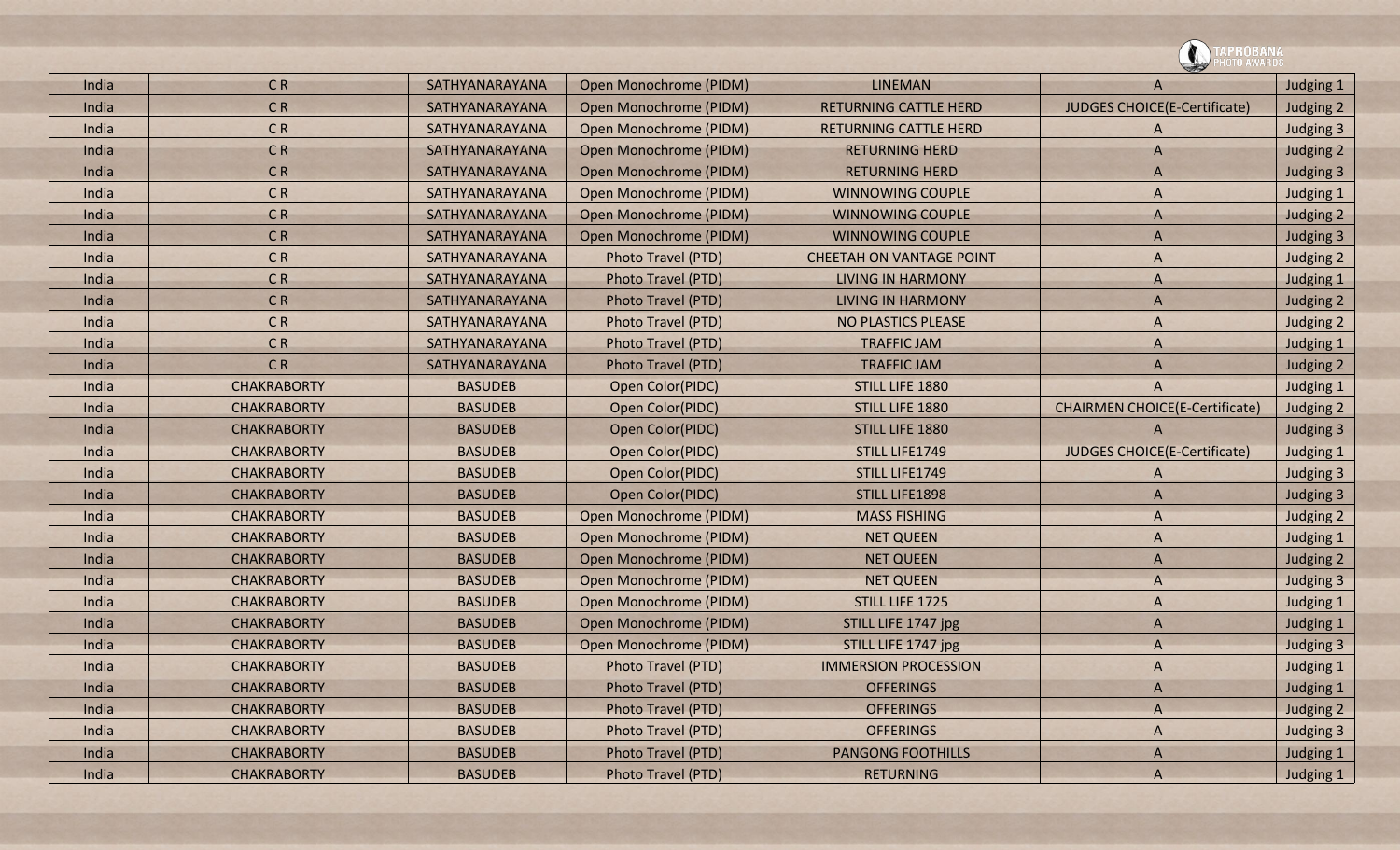| | | | | | | |
|---|---|---|---|---|---|---|
| India | C R | SATHYANARAYANA | Open Monochrome (PIDM) | LINEMAN | A | Judging 1 |
| India | C R | SATHYANARAYANA | Open Monochrome (PIDM) | RETURNING CATTLE HERD | JUDGES CHOICE(E-Certificate) | Judging 2 |
| India | C R | SATHYANARAYANA | Open Monochrome (PIDM) | RETURNING CATTLE HERD | A | Judging 3 |
| India | C R | SATHYANARAYANA | Open Monochrome (PIDM) | RETURNING HERD | A | Judging 2 |
| India | C R | SATHYANARAYANA | Open Monochrome (PIDM) | RETURNING HERD | A | Judging 3 |
| India | C R | SATHYANARAYANA | Open Monochrome (PIDM) | WINNOWING COUPLE | A | Judging 1 |
| India | C R | SATHYANARAYANA | Open Monochrome (PIDM) | WINNOWING COUPLE | A | Judging 2 |
| India | C R | SATHYANARAYANA | Open Monochrome (PIDM) | WINNOWING COUPLE | A | Judging 3 |
| India | C R | SATHYANARAYANA | Photo Travel (PTD) | CHEETAH ON VANTAGE POINT | A | Judging 2 |
| India | C R | SATHYANARAYANA | Photo Travel (PTD) | LIVING IN HARMONY | A | Judging 1 |
| India | C R | SATHYANARAYANA | Photo Travel (PTD) | LIVING IN HARMONY | A | Judging 2 |
| India | C R | SATHYANARAYANA | Photo Travel (PTD) | NO PLASTICS PLEASE | A | Judging 2 |
| India | C R | SATHYANARAYANA | Photo Travel (PTD) | TRAFFIC JAM | A | Judging 1 |
| India | C R | SATHYANARAYANA | Photo Travel (PTD) | TRAFFIC JAM | A | Judging 2 |
| India | CHAKRABORTY | BASUDEB | Open Color(PIDC) | STILL LIFE 1880 | A | Judging 1 |
| India | CHAKRABORTY | BASUDEB | Open Color(PIDC) | STILL LIFE 1880 | CHAIRMEN CHOICE(E-Certificate) | Judging 2 |
| India | CHAKRABORTY | BASUDEB | Open Color(PIDC) | STILL LIFE 1880 | A | Judging 3 |
| India | CHAKRABORTY | BASUDEB | Open Color(PIDC) | STILL LIFE1749 | JUDGES CHOICE(E-Certificate) | Judging 1 |
| India | CHAKRABORTY | BASUDEB | Open Color(PIDC) | STILL LIFE1749 | A | Judging 3 |
| India | CHAKRABORTY | BASUDEB | Open Color(PIDC) | STILL LIFE1898 | A | Judging 3 |
| India | CHAKRABORTY | BASUDEB | Open Monochrome (PIDM) | MASS FISHING | A | Judging 2 |
| India | CHAKRABORTY | BASUDEB | Open Monochrome (PIDM) | NET QUEEN | A | Judging 1 |
| India | CHAKRABORTY | BASUDEB | Open Monochrome (PIDM) | NET QUEEN | A | Judging 2 |
| India | CHAKRABORTY | BASUDEB | Open Monochrome (PIDM) | NET QUEEN | A | Judging 3 |
| India | CHAKRABORTY | BASUDEB | Open Monochrome (PIDM) | STILL LIFE 1725 | A | Judging 1 |
| India | CHAKRABORTY | BASUDEB | Open Monochrome (PIDM) | STILL LIFE 1747 jpg | A | Judging 1 |
| India | CHAKRABORTY | BASUDEB | Open Monochrome (PIDM) | STILL LIFE 1747 jpg | A | Judging 3 |
| India | CHAKRABORTY | BASUDEB | Photo Travel (PTD) | IMMERSION PROCESSION | A | Judging 1 |
| India | CHAKRABORTY | BASUDEB | Photo Travel (PTD) | OFFERINGS | A | Judging 1 |
| India | CHAKRABORTY | BASUDEB | Photo Travel (PTD) | OFFERINGS | A | Judging 2 |
| India | CHAKRABORTY | BASUDEB | Photo Travel (PTD) | OFFERINGS | A | Judging 3 |
| India | CHAKRABORTY | BASUDEB | Photo Travel (PTD) | PANGONG FOOTHILLS | A | Judging 1 |
| India | CHAKRABORTY | BASUDEB | Photo Travel (PTD) | RETURNING | A | Judging 1 |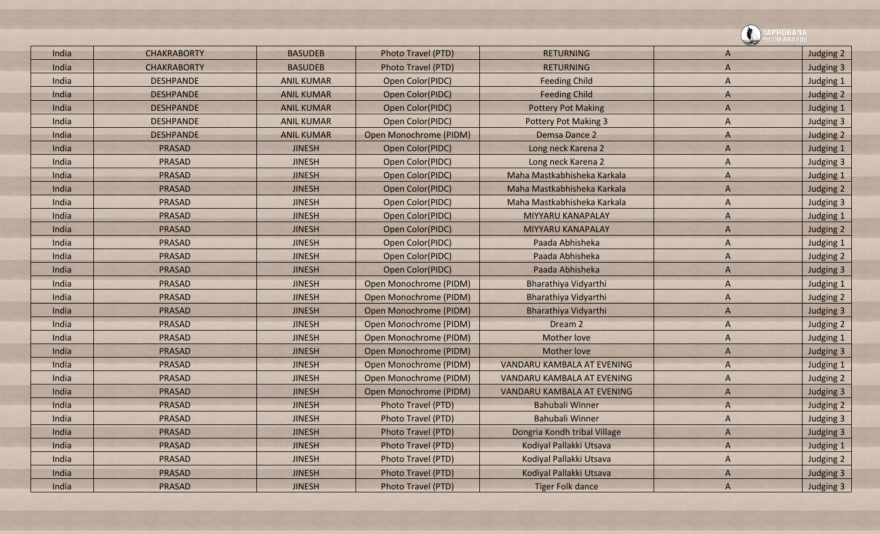| India | CHAKRABORTY | BASUDEB | Photo Travel (PTD) | RETURNING | A | Judging 2 |
|---|---|---|---|---|---|---|
| India | CHAKRABORTY | BASUDEB | Photo Travel (PTD) | RETURNING | A | Judging 3 |
| India | DESHPANDE | ANIL KUMAR | Open Color(PIDC) | Feeding Child | A | Judging 1 |
| India | DESHPANDE | ANIL KUMAR | Open Color(PIDC) | Feeding Child | A | Judging 2 |
| India | DESHPANDE | ANIL KUMAR | Open Color(PIDC) | Pottery Pot Making | A | Judging 1 |
| India | DESHPANDE | ANIL KUMAR | Open Color(PIDC) | Pottery Pot Making 3 | A | Judging 3 |
| India | DESHPANDE | ANIL KUMAR | Open Monochrome (PIDM) | Demsa Dance 2 | A | Judging 2 |
| India | PRASAD | JINESH | Open Color(PIDC) | Long neck Karena 2 | A | Judging 1 |
| India | PRASAD | JINESH | Open Color(PIDC) | Long neck Karena 2 | A | Judging 3 |
| India | PRASAD | JINESH | Open Color(PIDC) | Maha Mastkabhisheka Karkala | A | Judging 1 |
| India | PRASAD | JINESH | Open Color(PIDC) | Maha Mastkabhisheka Karkala | A | Judging 2 |
| India | PRASAD | JINESH | Open Color(PIDC) | Maha Mastkabhisheka Karkala | A | Judging 3 |
| India | PRASAD | JINESH | Open Color(PIDC) | MIYYARU KANAPALAY | A | Judging 1 |
| India | PRASAD | JINESH | Open Color(PIDC) | MIYYARU KANAPALAY | A | Judging 2 |
| India | PRASAD | JINESH | Open Color(PIDC) | Paada Abhisheka | A | Judging 1 |
| India | PRASAD | JINESH | Open Color(PIDC) | Paada Abhisheka | A | Judging 2 |
| India | PRASAD | JINESH | Open Color(PIDC) | Paada Abhisheka | A | Judging 3 |
| India | PRASAD | JINESH | Open Monochrome (PIDM) | Bharathiya Vidyarthi | A | Judging 1 |
| India | PRASAD | JINESH | Open Monochrome (PIDM) | Bharathiya Vidyarthi | A | Judging 2 |
| India | PRASAD | JINESH | Open Monochrome (PIDM) | Bharathiya Vidyarthi | A | Judging 3 |
| India | PRASAD | JINESH | Open Monochrome (PIDM) | Dream 2 | A | Judging 2 |
| India | PRASAD | JINESH | Open Monochrome (PIDM) | Mother love | A | Judging 1 |
| India | PRASAD | JINESH | Open Monochrome (PIDM) | Mother love | A | Judging 3 |
| India | PRASAD | JINESH | Open Monochrome (PIDM) | VANDARU KAMBALA AT EVENING | A | Judging 1 |
| India | PRASAD | JINESH | Open Monochrome (PIDM) | VANDARU KAMBALA AT EVENING | A | Judging 2 |
| India | PRASAD | JINESH | Open Monochrome (PIDM) | VANDARU KAMBALA AT EVENING | A | Judging 3 |
| India | PRASAD | JINESH | Photo Travel (PTD) | Bahubali Winner | A | Judging 2 |
| India | PRASAD | JINESH | Photo Travel (PTD) | Bahubali Winner | A | Judging 3 |
| India | PRASAD | JINESH | Photo Travel (PTD) | Dongria Kondh tribal Village | A | Judging 3 |
| India | PRASAD | JINESH | Photo Travel (PTD) | Kodiyal Pallakki Utsava | A | Judging 1 |
| India | PRASAD | JINESH | Photo Travel (PTD) | Kodiyal Pallakki Utsava | A | Judging 2 |
| India | PRASAD | JINESH | Photo Travel (PTD) | Kodiyal Pallakki Utsava | A | Judging 3 |
| India | PRASAD | JINESH | Photo Travel (PTD) | Tiger Folk dance | A | Judging 3 |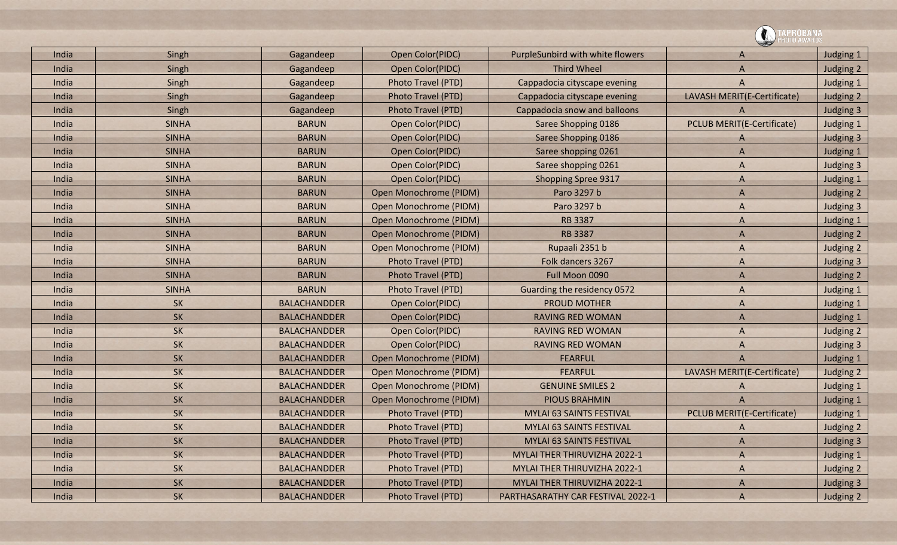| India | Singh | Gagandeep | Open Color(PIDC) | PurpleSunbird with white flowers | A | Judging 1 |
|---|---|---|---|---|---|---|
| India | Singh | Gagandeep | Open Color(PIDC) | Third Wheel | A | Judging 2 |
| India | Singh | Gagandeep | Photo Travel (PTD) | Cappadocia cityscape evening | A | Judging 1 |
| India | Singh | Gagandeep | Photo Travel (PTD) | Cappadocia cityscape evening | LAVASH MERIT(E-Certificate) | Judging 2 |
| India | Singh | Gagandeep | Photo Travel (PTD) | Cappadocia snow and balloons | A | Judging 3 |
| India | SINHA | BARUN | Open Color(PIDC) | Saree Shopping 0186 | PCLUB MERIT(E-Certificate) | Judging 1 |
| India | SINHA | BARUN | Open Color(PIDC) | Saree Shopping 0186 | A | Judging 3 |
| India | SINHA | BARUN | Open Color(PIDC) | Saree shopping 0261 | A | Judging 1 |
| India | SINHA | BARUN | Open Color(PIDC) | Saree shopping 0261 | A | Judging 3 |
| India | SINHA | BARUN | Open Color(PIDC) | Shopping Spree 9317 | A | Judging 1 |
| India | SINHA | BARUN | Open Monochrome (PIDM) | Paro 3297 b | A | Judging 2 |
| India | SINHA | BARUN | Open Monochrome (PIDM) | Paro 3297 b | A | Judging 3 |
| India | SINHA | BARUN | Open Monochrome (PIDM) | RB 3387 | A | Judging 1 |
| India | SINHA | BARUN | Open Monochrome (PIDM) | RB 3387 | A | Judging 2 |
| India | SINHA | BARUN | Open Monochrome (PIDM) | Rupaali 2351 b | A | Judging 2 |
| India | SINHA | BARUN | Photo Travel (PTD) | Folk dancers 3267 | A | Judging 3 |
| India | SINHA | BARUN | Photo Travel (PTD) | Full Moon 0090 | A | Judging 2 |
| India | SINHA | BARUN | Photo Travel (PTD) | Guarding the residency 0572 | A | Judging 1 |
| India | SK | BALACHANDDER | Open Color(PIDC) | PROUD MOTHER | A | Judging 1 |
| India | SK | BALACHANDDER | Open Color(PIDC) | RAVING RED WOMAN | A | Judging 1 |
| India | SK | BALACHANDDER | Open Color(PIDC) | RAVING RED WOMAN | A | Judging 2 |
| India | SK | BALACHANDDER | Open Color(PIDC) | RAVING RED WOMAN | A | Judging 3 |
| India | SK | BALACHANDDER | Open Monochrome (PIDM) | FEARFUL | A | Judging 1 |
| India | SK | BALACHANDDER | Open Monochrome (PIDM) | FEARFUL | LAVASH MERIT(E-Certificate) | Judging 2 |
| India | SK | BALACHANDDER | Open Monochrome (PIDM) | GENUINE SMILES 2 | A | Judging 1 |
| India | SK | BALACHANDDER | Open Monochrome (PIDM) | PIOUS BRAHMIN | A | Judging 1 |
| India | SK | BALACHANDDER | Photo Travel (PTD) | MYLAI 63 SAINTS FESTIVAL | PCLUB MERIT(E-Certificate) | Judging 1 |
| India | SK | BALACHANDDER | Photo Travel (PTD) | MYLAI 63 SAINTS FESTIVAL | A | Judging 2 |
| India | SK | BALACHANDDER | Photo Travel (PTD) | MYLAI 63 SAINTS FESTIVAL | A | Judging 3 |
| India | SK | BALACHANDDER | Photo Travel (PTD) | MYLAI THER THIRUVIZHA 2022-1 | A | Judging 1 |
| India | SK | BALACHANDDER | Photo Travel (PTD) | MYLAI THER THIRUVIZHA 2022-1 | A | Judging 2 |
| India | SK | BALACHANDDER | Photo Travel (PTD) | MYLAI THER THIRUVIZHA 2022-1 | A | Judging 3 |
| India | SK | BALACHANDDER | Photo Travel (PTD) | PARTHASARATHY CAR FESTIVAL 2022-1 | A | Judging 2 |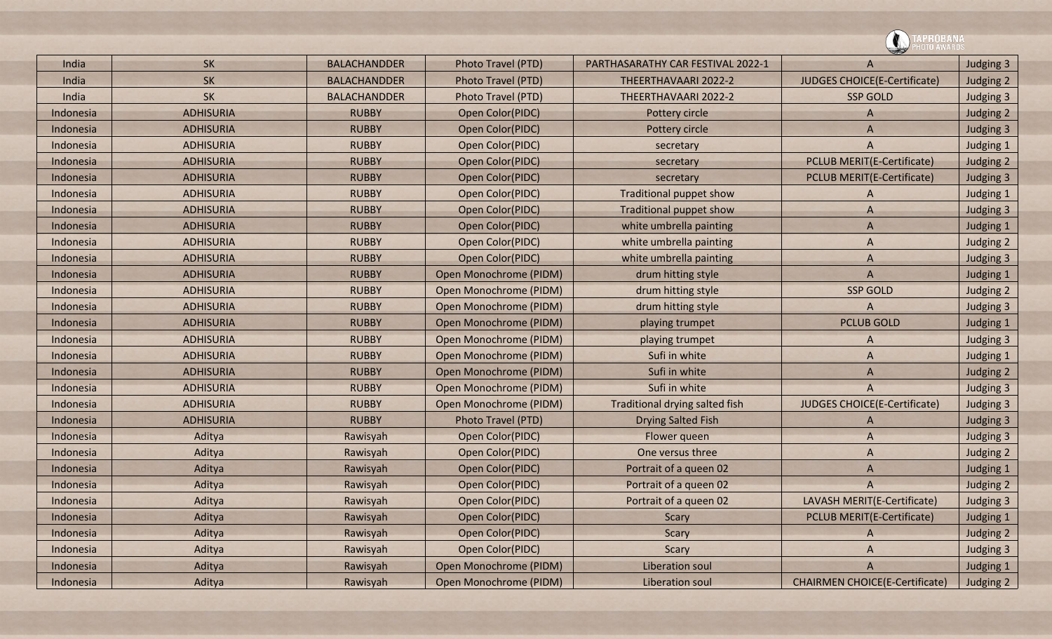| India | SK | BALACHANDDER | Photo Travel (PTD) | PARTHASARATHY CAR FESTIVAL 2022-1 | A | Judging 3 |
|---|---|---|---|---|---|---|
| India | SK | BALACHANDDER | Photo Travel (PTD) | THEERTHAVAARI 2022-2 | JUDGES CHOICE(E-Certificate) | Judging 2 |
| India | SK | BALACHANDDER | Photo Travel (PTD) | THEERTHAVAARI 2022-2 | SSP GOLD | Judging 3 |
| Indonesia | ADHISURIA | RUBBY | Open Color(PIDC) | Pottery circle | A | Judging 2 |
| Indonesia | ADHISURIA | RUBBY | Open Color(PIDC) | Pottery circle | A | Judging 3 |
| Indonesia | ADHISURIA | RUBBY | Open Color(PIDC) | secretary | A | Judging 1 |
| Indonesia | ADHISURIA | RUBBY | Open Color(PIDC) | secretary | PCLUB MERIT(E-Certificate) | Judging 2 |
| Indonesia | ADHISURIA | RUBBY | Open Color(PIDC) | secretary | PCLUB MERIT(E-Certificate) | Judging 3 |
| Indonesia | ADHISURIA | RUBBY | Open Color(PIDC) | Traditional puppet show | A | Judging 1 |
| Indonesia | ADHISURIA | RUBBY | Open Color(PIDC) | Traditional puppet show | A | Judging 3 |
| Indonesia | ADHISURIA | RUBBY | Open Color(PIDC) | white umbrella painting | A | Judging 1 |
| Indonesia | ADHISURIA | RUBBY | Open Color(PIDC) | white umbrella painting | A | Judging 2 |
| Indonesia | ADHISURIA | RUBBY | Open Color(PIDC) | white umbrella painting | A | Judging 3 |
| Indonesia | ADHISURIA | RUBBY | Open Monochrome (PIDM) | drum hitting style | A | Judging 1 |
| Indonesia | ADHISURIA | RUBBY | Open Monochrome (PIDM) | drum hitting style | SSP GOLD | Judging 2 |
| Indonesia | ADHISURIA | RUBBY | Open Monochrome (PIDM) | drum hitting style | A | Judging 3 |
| Indonesia | ADHISURIA | RUBBY | Open Monochrome (PIDM) | playing trumpet | PCLUB GOLD | Judging 1 |
| Indonesia | ADHISURIA | RUBBY | Open Monochrome (PIDM) | playing trumpet | A | Judging 3 |
| Indonesia | ADHISURIA | RUBBY | Open Monochrome (PIDM) | Sufi in white | A | Judging 1 |
| Indonesia | ADHISURIA | RUBBY | Open Monochrome (PIDM) | Sufi in white | A | Judging 2 |
| Indonesia | ADHISURIA | RUBBY | Open Monochrome (PIDM) | Sufi in white | A | Judging 3 |
| Indonesia | ADHISURIA | RUBBY | Open Monochrome (PIDM) | Traditional drying salted fish | JUDGES CHOICE(E-Certificate) | Judging 3 |
| Indonesia | ADHISURIA | RUBBY | Photo Travel (PTD) | Drying Salted Fish | A | Judging 3 |
| Indonesia | Aditya | Rawisyah | Open Color(PIDC) | Flower queen | A | Judging 3 |
| Indonesia | Aditya | Rawisyah | Open Color(PIDC) | One versus three | A | Judging 2 |
| Indonesia | Aditya | Rawisyah | Open Color(PIDC) | Portrait of a queen 02 | A | Judging 1 |
| Indonesia | Aditya | Rawisyah | Open Color(PIDC) | Portrait of a queen 02 | A | Judging 2 |
| Indonesia | Aditya | Rawisyah | Open Color(PIDC) | Portrait of a queen 02 | LAVASH MERIT(E-Certificate) | Judging 3 |
| Indonesia | Aditya | Rawisyah | Open Color(PIDC) | Scary | PCLUB MERIT(E-Certificate) | Judging 1 |
| Indonesia | Aditya | Rawisyah | Open Color(PIDC) | Scary | A | Judging 2 |
| Indonesia | Aditya | Rawisyah | Open Color(PIDC) | Scary | A | Judging 3 |
| Indonesia | Aditya | Rawisyah | Open Monochrome (PIDM) | Liberation soul | A | Judging 1 |
| Indonesia | Aditya | Rawisyah | Open Monochrome (PIDM) | Liberation soul | CHAIRMEN CHOICE(E-Certificate) | Judging 2 |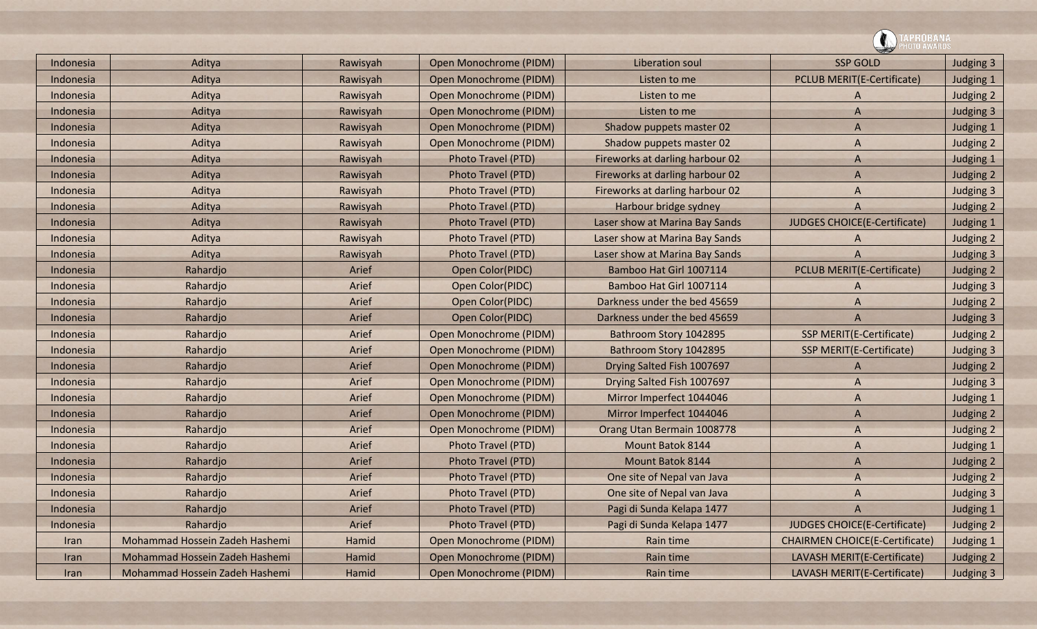| | | | | | | |
|---|---|---|---|---|---|---|
| Indonesia | Aditya | Rawisyah | Open Monochrome (PIDM) | Liberation soul | SSP GOLD | Judging 3 |
| Indonesia | Aditya | Rawisyah | Open Monochrome (PIDM) | Listen to me | PCLUB MERIT(E-Certificate) | Judging 1 |
| Indonesia | Aditya | Rawisyah | Open Monochrome (PIDM) | Listen to me | A | Judging 2 |
| Indonesia | Aditya | Rawisyah | Open Monochrome (PIDM) | Listen to me | A | Judging 3 |
| Indonesia | Aditya | Rawisyah | Open Monochrome (PIDM) | Shadow puppets master 02 | A | Judging 1 |
| Indonesia | Aditya | Rawisyah | Open Monochrome (PIDM) | Shadow puppets master 02 | A | Judging 2 |
| Indonesia | Aditya | Rawisyah | Photo Travel (PTD) | Fireworks at darling harbour 02 | A | Judging 1 |
| Indonesia | Aditya | Rawisyah | Photo Travel (PTD) | Fireworks at darling harbour 02 | A | Judging 2 |
| Indonesia | Aditya | Rawisyah | Photo Travel (PTD) | Fireworks at darling harbour 02 | A | Judging 3 |
| Indonesia | Aditya | Rawisyah | Photo Travel (PTD) | Harbour bridge sydney | A | Judging 2 |
| Indonesia | Aditya | Rawisyah | Photo Travel (PTD) | Laser show at Marina Bay Sands | JUDGES CHOICE(E-Certificate) | Judging 1 |
| Indonesia | Aditya | Rawisyah | Photo Travel (PTD) | Laser show at Marina Bay Sands | A | Judging 2 |
| Indonesia | Aditya | Rawisyah | Photo Travel (PTD) | Laser show at Marina Bay Sands | A | Judging 3 |
| Indonesia | Rahardjo | Arief | Open Color(PIDC) | Bamboo Hat Girl 1007114 | PCLUB MERIT(E-Certificate) | Judging 2 |
| Indonesia | Rahardjo | Arief | Open Color(PIDC) | Bamboo Hat Girl 1007114 | A | Judging 3 |
| Indonesia | Rahardjo | Arief | Open Color(PIDC) | Darkness under the bed 45659 | A | Judging 2 |
| Indonesia | Rahardjo | Arief | Open Color(PIDC) | Darkness under the bed 45659 | A | Judging 3 |
| Indonesia | Rahardjo | Arief | Open Monochrome (PIDM) | Bathroom Story 1042895 | SSP MERIT(E-Certificate) | Judging 2 |
| Indonesia | Rahardjo | Arief | Open Monochrome (PIDM) | Bathroom Story 1042895 | SSP MERIT(E-Certificate) | Judging 3 |
| Indonesia | Rahardjo | Arief | Open Monochrome (PIDM) | Drying Salted Fish 1007697 | A | Judging 2 |
| Indonesia | Rahardjo | Arief | Open Monochrome (PIDM) | Drying Salted Fish 1007697 | A | Judging 3 |
| Indonesia | Rahardjo | Arief | Open Monochrome (PIDM) | Mirror Imperfect 1044046 | A | Judging 1 |
| Indonesia | Rahardjo | Arief | Open Monochrome (PIDM) | Mirror Imperfect 1044046 | A | Judging 2 |
| Indonesia | Rahardjo | Arief | Open Monochrome (PIDM) | Orang Utan Bermain 1008778 | A | Judging 2 |
| Indonesia | Rahardjo | Arief | Photo Travel (PTD) | Mount Batok 8144 | A | Judging 1 |
| Indonesia | Rahardjo | Arief | Photo Travel (PTD) | Mount Batok 8144 | A | Judging 2 |
| Indonesia | Rahardjo | Arief | Photo Travel (PTD) | One site of Nepal van Java | A | Judging 2 |
| Indonesia | Rahardjo | Arief | Photo Travel (PTD) | One site of Nepal van Java | A | Judging 3 |
| Indonesia | Rahardjo | Arief | Photo Travel (PTD) | Pagi di Sunda Kelapa 1477 | A | Judging 1 |
| Indonesia | Rahardjo | Arief | Photo Travel (PTD) | Pagi di Sunda Kelapa 1477 | JUDGES CHOICE(E-Certificate) | Judging 2 |
| Iran | Mohammad Hossein Zadeh Hashemi | Hamid | Open Monochrome (PIDM) | Rain time | CHAIRMEN CHOICE(E-Certificate) | Judging 1 |
| Iran | Mohammad Hossein Zadeh Hashemi | Hamid | Open Monochrome (PIDM) | Rain time | LAVASH MERIT(E-Certificate) | Judging 2 |
| Iran | Mohammad Hossein Zadeh Hashemi | Hamid | Open Monochrome (PIDM) | Rain time | LAVASH MERIT(E-Certificate) | Judging 3 |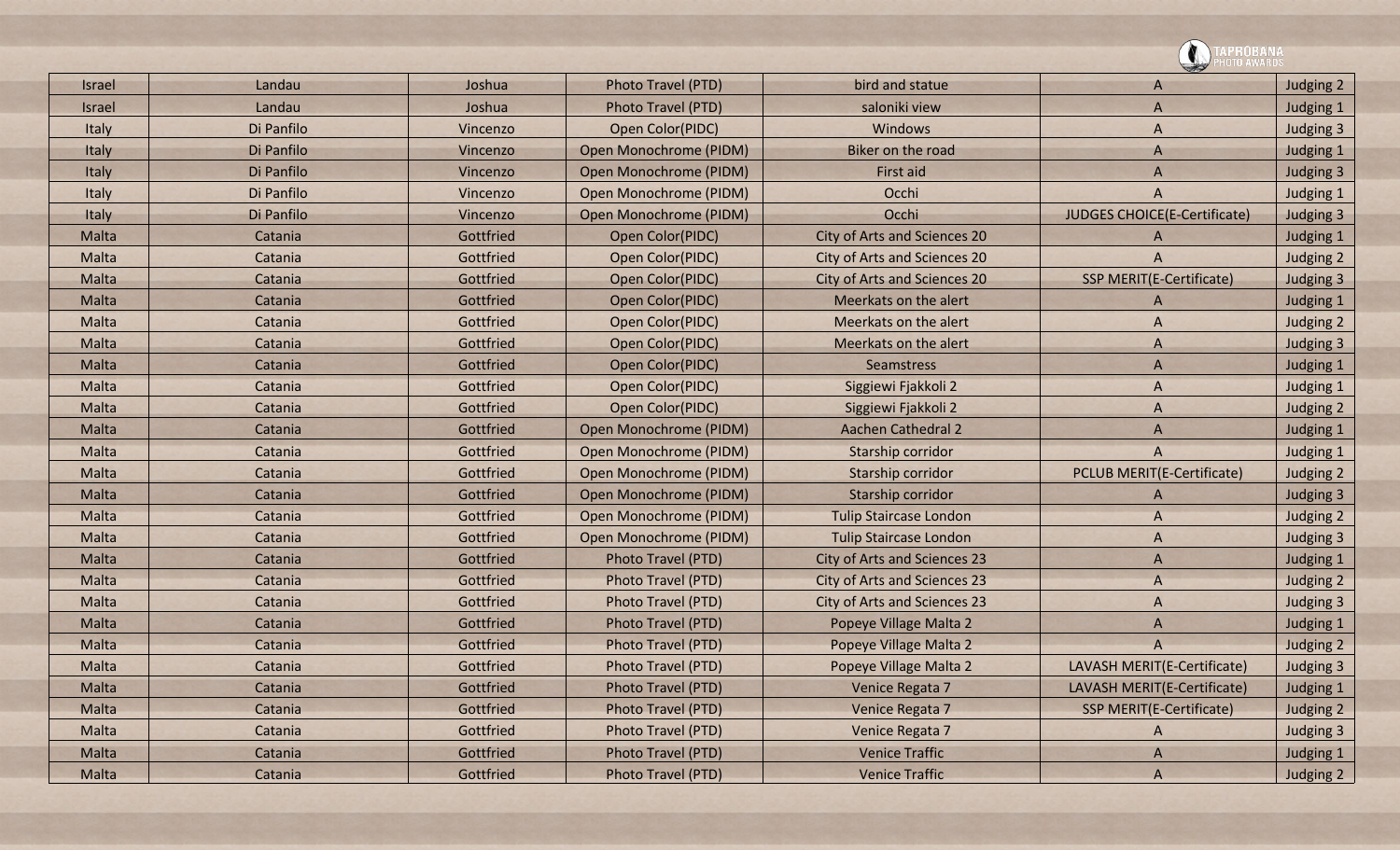| Israel | Landau | Joshua | Photo Travel (PTD) | bird and statue | A | Judging 2 |
|---|---|---|---|---|---|---|
| Israel | Landau | Joshua | Photo Travel (PTD) | saloniki view | A | Judging 1 |
| Italy | Di Panfilo | Vincenzo | Open Color(PIDC) | Windows | A | Judging 3 |
| Italy | Di Panfilo | Vincenzo | Open Monochrome (PIDM) | Biker on the road | A | Judging 1 |
| Italy | Di Panfilo | Vincenzo | Open Monochrome (PIDM) | First aid | A | Judging 3 |
| Italy | Di Panfilo | Vincenzo | Open Monochrome (PIDM) | Occhi | A | Judging 1 |
| Italy | Di Panfilo | Vincenzo | Open Monochrome (PIDM) | Occhi | JUDGES CHOICE(E-Certificate) | Judging 3 |
| Malta | Catania | Gottfried | Open Color(PIDC) | City of Arts and Sciences 20 | A | Judging 1 |
| Malta | Catania | Gottfried | Open Color(PIDC) | City of Arts and Sciences 20 | A | Judging 2 |
| Malta | Catania | Gottfried | Open Color(PIDC) | City of Arts and Sciences 20 | SSP MERIT(E-Certificate) | Judging 3 |
| Malta | Catania | Gottfried | Open Color(PIDC) | Meerkats on the alert | A | Judging 1 |
| Malta | Catania | Gottfried | Open Color(PIDC) | Meerkats on the alert | A | Judging 2 |
| Malta | Catania | Gottfried | Open Color(PIDC) | Meerkats on the alert | A | Judging 3 |
| Malta | Catania | Gottfried | Open Color(PIDC) | Seamstress | A | Judging 1 |
| Malta | Catania | Gottfried | Open Color(PIDC) | Siggiewi Fjakkoli 2 | A | Judging 1 |
| Malta | Catania | Gottfried | Open Color(PIDC) | Siggiewi Fjakkoli 2 | A | Judging 2 |
| Malta | Catania | Gottfried | Open Monochrome (PIDM) | Aachen Cathedral 2 | A | Judging 1 |
| Malta | Catania | Gottfried | Open Monochrome (PIDM) | Starship corridor | A | Judging 1 |
| Malta | Catania | Gottfried | Open Monochrome (PIDM) | Starship corridor | PCLUB MERIT(E-Certificate) | Judging 2 |
| Malta | Catania | Gottfried | Open Monochrome (PIDM) | Starship corridor | A | Judging 3 |
| Malta | Catania | Gottfried | Open Monochrome (PIDM) | Tulip Staircase London | A | Judging 2 |
| Malta | Catania | Gottfried | Open Monochrome (PIDM) | Tulip Staircase London | A | Judging 3 |
| Malta | Catania | Gottfried | Photo Travel (PTD) | City of Arts and Sciences 23 | A | Judging 1 |
| Malta | Catania | Gottfried | Photo Travel (PTD) | City of Arts and Sciences 23 | A | Judging 2 |
| Malta | Catania | Gottfried | Photo Travel (PTD) | City of Arts and Sciences 23 | A | Judging 3 |
| Malta | Catania | Gottfried | Photo Travel (PTD) | Popeye Village Malta 2 | A | Judging 1 |
| Malta | Catania | Gottfried | Photo Travel (PTD) | Popeye Village Malta 2 | A | Judging 2 |
| Malta | Catania | Gottfried | Photo Travel (PTD) | Popeye Village Malta 2 | LAVASH MERIT(E-Certificate) | Judging 3 |
| Malta | Catania | Gottfried | Photo Travel (PTD) | Venice Regata 7 | LAVASH MERIT(E-Certificate) | Judging 1 |
| Malta | Catania | Gottfried | Photo Travel (PTD) | Venice Regata 7 | SSP MERIT(E-Certificate) | Judging 2 |
| Malta | Catania | Gottfried | Photo Travel (PTD) | Venice Regata 7 | A | Judging 3 |
| Malta | Catania | Gottfried | Photo Travel (PTD) | Venice Traffic | A | Judging 1 |
| Malta | Catania | Gottfried | Photo Travel (PTD) | Venice Traffic | A | Judging 2 |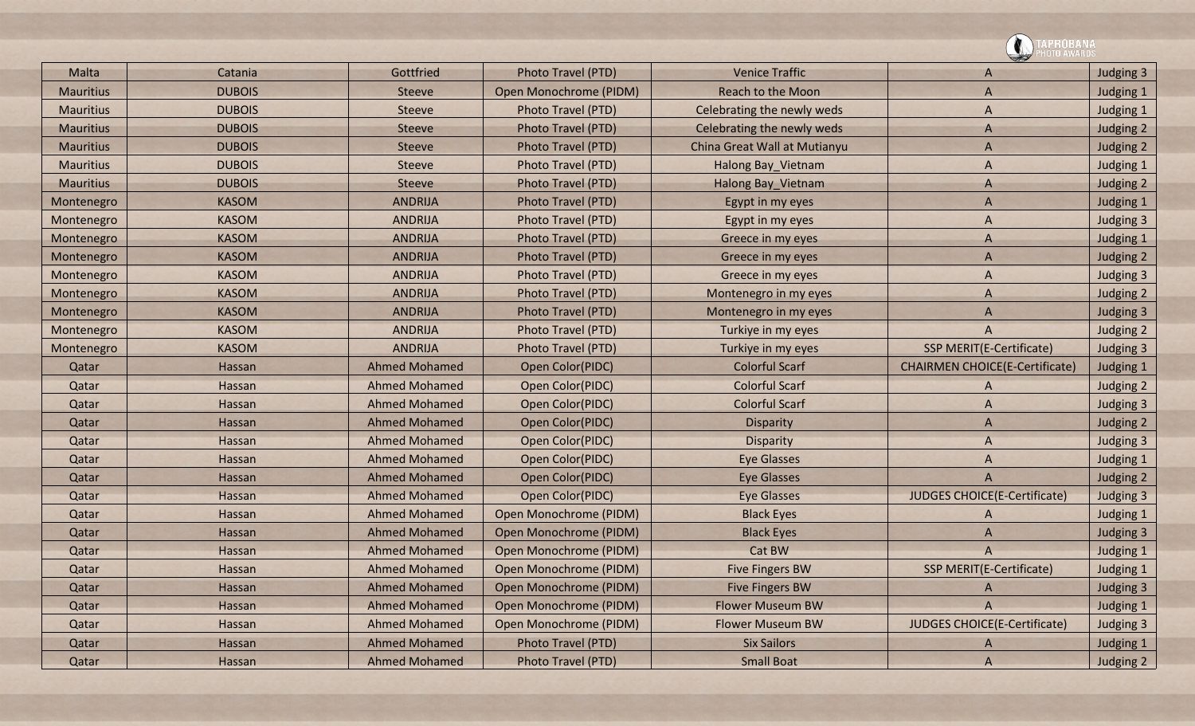| Malta | Catania | Gottfried | Photo Travel (PTD) | Venice Traffic | A | Judging 3 |
|---|---|---|---|---|---|---|
| Mauritius | DUBOIS | Steeve | Open Monochrome (PIDM) | Reach to the Moon | A | Judging 1 |
| Mauritius | DUBOIS | Steeve | Photo Travel (PTD) | Celebrating the newly weds | A | Judging 1 |
| Mauritius | DUBOIS | Steeve | Photo Travel (PTD) | Celebrating the newly weds | A | Judging 2 |
| Mauritius | DUBOIS | Steeve | Photo Travel (PTD) | China Great Wall at Mutianyu | A | Judging 2 |
| Mauritius | DUBOIS | Steeve | Photo Travel (PTD) | Halong Bay_Vietnam | A | Judging 1 |
| Mauritius | DUBOIS | Steeve | Photo Travel (PTD) | Halong Bay_Vietnam | A | Judging 2 |
| Montenegro | KASOM | ANDRIJA | Photo Travel (PTD) | Egypt in my eyes | A | Judging 1 |
| Montenegro | KASOM | ANDRIJA | Photo Travel (PTD) | Egypt in my eyes | A | Judging 3 |
| Montenegro | KASOM | ANDRIJA | Photo Travel (PTD) | Greece in my eyes | A | Judging 1 |
| Montenegro | KASOM | ANDRIJA | Photo Travel (PTD) | Greece in my eyes | A | Judging 2 |
| Montenegro | KASOM | ANDRIJA | Photo Travel (PTD) | Greece in my eyes | A | Judging 3 |
| Montenegro | KASOM | ANDRIJA | Photo Travel (PTD) | Montenegro in my eyes | A | Judging 2 |
| Montenegro | KASOM | ANDRIJA | Photo Travel (PTD) | Montenegro in my eyes | A | Judging 3 |
| Montenegro | KASOM | ANDRIJA | Photo Travel (PTD) | Turkiye in my eyes | A | Judging 2 |
| Montenegro | KASOM | ANDRIJA | Photo Travel (PTD) | Turkiye in my eyes | SSP MERIT(E-Certificate) | Judging 3 |
| Qatar | Hassan | Ahmed Mohamed | Open Color(PIDC) | Colorful Scarf | CHAIRMEN CHOICE(E-Certificate) | Judging 1 |
| Qatar | Hassan | Ahmed Mohamed | Open Color(PIDC) | Colorful Scarf | A | Judging 2 |
| Qatar | Hassan | Ahmed Mohamed | Open Color(PIDC) | Colorful Scarf | A | Judging 3 |
| Qatar | Hassan | Ahmed Mohamed | Open Color(PIDC) | Disparity | A | Judging 2 |
| Qatar | Hassan | Ahmed Mohamed | Open Color(PIDC) | Disparity | A | Judging 3 |
| Qatar | Hassan | Ahmed Mohamed | Open Color(PIDC) | Eye Glasses | A | Judging 1 |
| Qatar | Hassan | Ahmed Mohamed | Open Color(PIDC) | Eye Glasses | A | Judging 2 |
| Qatar | Hassan | Ahmed Mohamed | Open Color(PIDC) | Eye Glasses | JUDGES CHOICE(E-Certificate) | Judging 3 |
| Qatar | Hassan | Ahmed Mohamed | Open Monochrome (PIDM) | Black Eyes | A | Judging 1 |
| Qatar | Hassan | Ahmed Mohamed | Open Monochrome (PIDM) | Black Eyes | A | Judging 3 |
| Qatar | Hassan | Ahmed Mohamed | Open Monochrome (PIDM) | Cat BW | A | Judging 1 |
| Qatar | Hassan | Ahmed Mohamed | Open Monochrome (PIDM) | Five Fingers BW | SSP MERIT(E-Certificate) | Judging 1 |
| Qatar | Hassan | Ahmed Mohamed | Open Monochrome (PIDM) | Five Fingers BW | A | Judging 3 |
| Qatar | Hassan | Ahmed Mohamed | Open Monochrome (PIDM) | Flower Museum BW | A | Judging 1 |
| Qatar | Hassan | Ahmed Mohamed | Open Monochrome (PIDM) | Flower Museum BW | JUDGES CHOICE(E-Certificate) | Judging 3 |
| Qatar | Hassan | Ahmed Mohamed | Photo Travel (PTD) | Six Sailors | A | Judging 1 |
| Qatar | Hassan | Ahmed Mohamed | Photo Travel (PTD) | Small Boat | A | Judging 2 |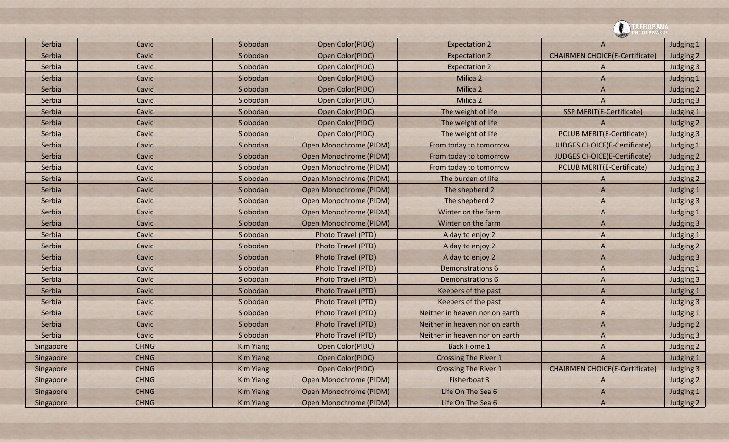| Serbia | Cavic | Slobodan | Open Color(PIDC) | Expectation 2 | A | Judging 1 |
|---|---|---|---|---|---|---|
| Serbia | Cavic | Slobodan | Open Color(PIDC) | Expectation 2 | CHAIRMEN CHOICE(E-Certificate) | Judging 2 |
| Serbia | Cavic | Slobodan | Open Color(PIDC) | Expectation 2 | A | Judging 3 |
| Serbia | Cavic | Slobodan | Open Color(PIDC) | Milica 2 | A | Judging 1 |
| Serbia | Cavic | Slobodan | Open Color(PIDC) | Milica 2 | A | Judging 2 |
| Serbia | Cavic | Slobodan | Open Color(PIDC) | Milica 2 | A | Judging 3 |
| Serbia | Cavic | Slobodan | Open Color(PIDC) | The weight of life | SSP MERIT(E-Certificate) | Judging 1 |
| Serbia | Cavic | Slobodan | Open Color(PIDC) | The weight of life | A | Judging 2 |
| Serbia | Cavic | Slobodan | Open Color(PIDC) | The weight of life | PCLUB MERIT(E-Certificate) | Judging 3 |
| Serbia | Cavic | Slobodan | Open Monochrome (PIDM) | From today to tomorrow | JUDGES CHOICE(E-Certificate) | Judging 1 |
| Serbia | Cavic | Slobodan | Open Monochrome (PIDM) | From today to tomorrow | JUDGES CHOICE(E-Certificate) | Judging 2 |
| Serbia | Cavic | Slobodan | Open Monochrome (PIDM) | From today to tomorrow | PCLUB MERIT(E-Certificate) | Judging 3 |
| Serbia | Cavic | Slobodan | Open Monochrome (PIDM) | The burden of life | A | Judging 2 |
| Serbia | Cavic | Slobodan | Open Monochrome (PIDM) | The shepherd 2 | A | Judging 1 |
| Serbia | Cavic | Slobodan | Open Monochrome (PIDM) | The shepherd 2 | A | Judging 3 |
| Serbia | Cavic | Slobodan | Open Monochrome (PIDM) | Winter on the farm | A | Judging 1 |
| Serbia | Cavic | Slobodan | Open Monochrome (PIDM) | Winter on the farm | A | Judging 3 |
| Serbia | Cavic | Slobodan | Photo Travel (PTD) | A day to enjoy 2 | A | Judging 1 |
| Serbia | Cavic | Slobodan | Photo Travel (PTD) | A day to enjoy 2 | A | Judging 2 |
| Serbia | Cavic | Slobodan | Photo Travel (PTD) | A day to enjoy 2 | A | Judging 3 |
| Serbia | Cavic | Slobodan | Photo Travel (PTD) | Demonstrations 6 | A | Judging 1 |
| Serbia | Cavic | Slobodan | Photo Travel (PTD) | Demonstrations 6 | A | Judging 3 |
| Serbia | Cavic | Slobodan | Photo Travel (PTD) | Keepers of the past | A | Judging 1 |
| Serbia | Cavic | Slobodan | Photo Travel (PTD) | Keepers of the past | A | Judging 3 |
| Serbia | Cavic | Slobodan | Photo Travel (PTD) | Neither in heaven nor on earth | A | Judging 1 |
| Serbia | Cavic | Slobodan | Photo Travel (PTD) | Neither in heaven nor on earth | A | Judging 2 |
| Serbia | Cavic | Slobodan | Photo Travel (PTD) | Neither in heaven nor on earth | A | Judging 3 |
| Singapore | CHNG | Kim Yiang | Open Color(PIDC) | Back Home 1 | A | Judging 2 |
| Singapore | CHNG | Kim Yiang | Open Color(PIDC) | Crossing The River 1 | A | Judging 1 |
| Singapore | CHNG | Kim Yiang | Open Color(PIDC) | Crossing The River 1 | CHAIRMEN CHOICE(E-Certificate) | Judging 3 |
| Singapore | CHNG | Kim Yiang | Open Monochrome (PIDM) | Fisherboat 8 | A | Judging 2 |
| Singapore | CHNG | Kim Yiang | Open Monochrome (PIDM) | Life On The Sea 6 | A | Judging 1 |
| Singapore | CHNG | Kim Yiang | Open Monochrome (PIDM) | Life On The Sea 6 | A | Judging 2 |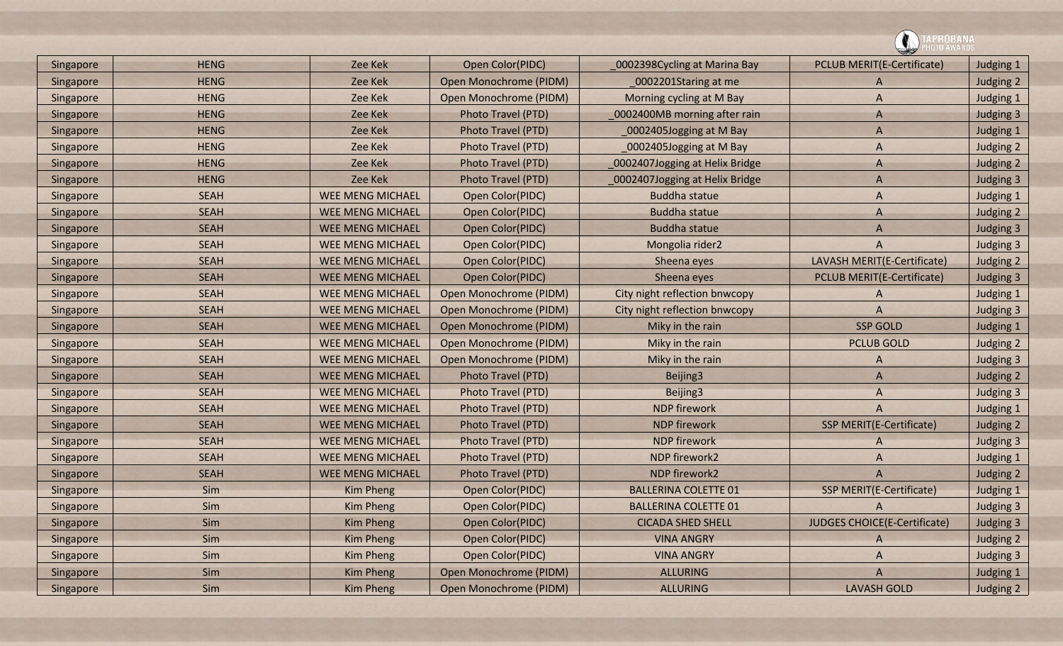| Singapore | HENG | Zee Kek | Open Color(PIDC) | _0002398Cycling at Marina Bay | PCLUB MERIT(E-Certificate) | Judging 1 |
|---|---|---|---|---|---|---|
| Singapore | HENG | Zee Kek | Open Monochrome (PIDM) | _0002201Staring at me | A | Judging 2 |
| Singapore | HENG | Zee Kek | Open Monochrome (PIDM) | Morning cycling at M Bay | A | Judging 1 |
| Singapore | HENG | Zee Kek | Photo Travel (PTD) | _0002400MB morning after rain | A | Judging 3 |
| Singapore | HENG | Zee Kek | Photo Travel (PTD) | _0002405Jogging at M Bay | A | Judging 1 |
| Singapore | HENG | Zee Kek | Photo Travel (PTD) | _0002405Jogging at M Bay | A | Judging 2 |
| Singapore | HENG | Zee Kek | Photo Travel (PTD) | _0002407Jogging at Helix Bridge | A | Judging 2 |
| Singapore | HENG | Zee Kek | Photo Travel (PTD) | _0002407Jogging at Helix Bridge | A | Judging 3 |
| Singapore | SEAH | WEE MENG MICHAEL | Open Color(PIDC) | Buddha statue | A | Judging 1 |
| Singapore | SEAH | WEE MENG MICHAEL | Open Color(PIDC) | Buddha statue | A | Judging 2 |
| Singapore | SEAH | WEE MENG MICHAEL | Open Color(PIDC) | Buddha statue | A | Judging 3 |
| Singapore | SEAH | WEE MENG MICHAEL | Open Color(PIDC) | Mongolia rider2 | A | Judging 3 |
| Singapore | SEAH | WEE MENG MICHAEL | Open Color(PIDC) | Sheena eyes | LAVASH MERIT(E-Certificate) | Judging 2 |
| Singapore | SEAH | WEE MENG MICHAEL | Open Color(PIDC) | Sheena eyes | PCLUB MERIT(E-Certificate) | Judging 3 |
| Singapore | SEAH | WEE MENG MICHAEL | Open Monochrome (PIDM) | City night reflection bnwcopy | A | Judging 1 |
| Singapore | SEAH | WEE MENG MICHAEL | Open Monochrome (PIDM) | City night reflection bnwcopy | A | Judging 3 |
| Singapore | SEAH | WEE MENG MICHAEL | Open Monochrome (PIDM) | Miky in the rain | SSP GOLD | Judging 1 |
| Singapore | SEAH | WEE MENG MICHAEL | Open Monochrome (PIDM) | Miky in the rain | PCLUB GOLD | Judging 2 |
| Singapore | SEAH | WEE MENG MICHAEL | Open Monochrome (PIDM) | Miky in the rain | A | Judging 3 |
| Singapore | SEAH | WEE MENG MICHAEL | Photo Travel (PTD) | Beijing3 | A | Judging 2 |
| Singapore | SEAH | WEE MENG MICHAEL | Photo Travel (PTD) | Beijing3 | A | Judging 3 |
| Singapore | SEAH | WEE MENG MICHAEL | Photo Travel (PTD) | NDP firework | A | Judging 1 |
| Singapore | SEAH | WEE MENG MICHAEL | Photo Travel (PTD) | NDP firework | SSP MERIT(E-Certificate) | Judging 2 |
| Singapore | SEAH | WEE MENG MICHAEL | Photo Travel (PTD) | NDP firework | A | Judging 3 |
| Singapore | SEAH | WEE MENG MICHAEL | Photo Travel (PTD) | NDP firework2 | A | Judging 1 |
| Singapore | SEAH | WEE MENG MICHAEL | Photo Travel (PTD) | NDP firework2 | A | Judging 2 |
| Singapore | Sim | Kim Pheng | Open Color(PIDC) | BALLERINA COLETTE 01 | SSP MERIT(E-Certificate) | Judging 1 |
| Singapore | Sim | Kim Pheng | Open Color(PIDC) | BALLERINA COLETTE 01 | A | Judging 3 |
| Singapore | Sim | Kim Pheng | Open Color(PIDC) | CICADA SHED SHELL | JUDGES CHOICE(E-Certificate) | Judging 3 |
| Singapore | Sim | Kim Pheng | Open Color(PIDC) | VINA ANGRY | A | Judging 2 |
| Singapore | Sim | Kim Pheng | Open Color(PIDC) | VINA ANGRY | A | Judging 3 |
| Singapore | Sim | Kim Pheng | Open Monochrome (PIDM) | ALLURING | A | Judging 1 |
| Singapore | Sim | Kim Pheng | Open Monochrome (PIDM) | ALLURING | LAVASH GOLD | Judging 2 |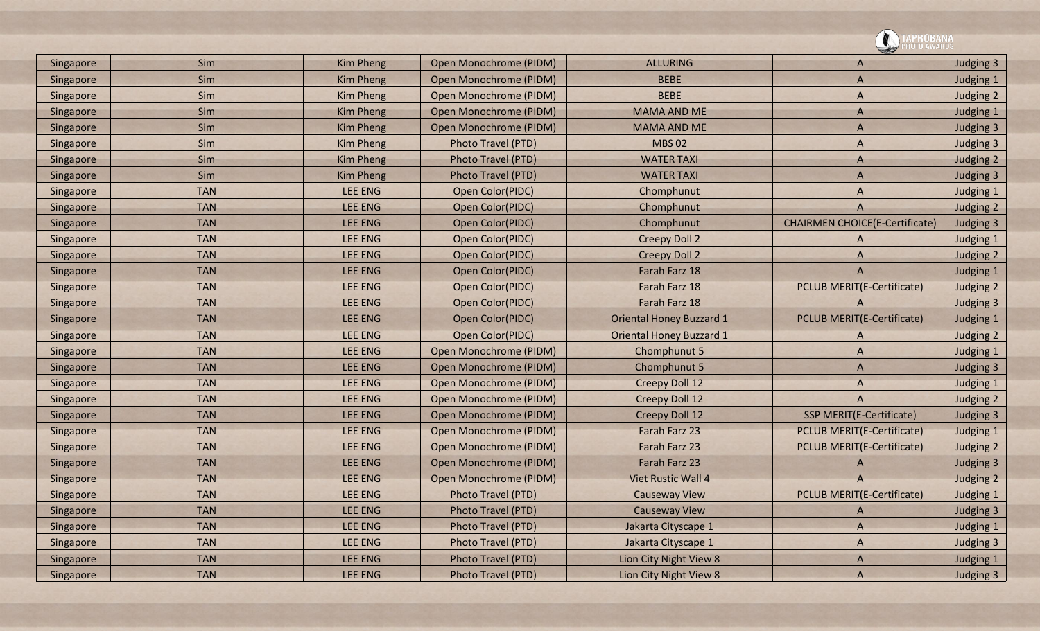| Singapore | Sim | Kim Pheng | Open Monochrome (PIDM) | ALLURING | A | Judging 3 |
|---|---|---|---|---|---|---|
| Singapore | Sim | Kim Pheng | Open Monochrome (PIDM) | BEBE | A | Judging 1 |
| Singapore | Sim | Kim Pheng | Open Monochrome (PIDM) | BEBE | A | Judging 2 |
| Singapore | Sim | Kim Pheng | Open Monochrome (PIDM) | MAMA AND ME | A | Judging 1 |
| Singapore | Sim | Kim Pheng | Open Monochrome (PIDM) | MAMA AND ME | A | Judging 3 |
| Singapore | Sim | Kim Pheng | Photo Travel (PTD) | MBS 02 | A | Judging 3 |
| Singapore | Sim | Kim Pheng | Photo Travel (PTD) | WATER TAXI | A | Judging 2 |
| Singapore | Sim | Kim Pheng | Photo Travel (PTD) | WATER TAXI | A | Judging 3 |
| Singapore | TAN | LEE ENG | Open Color(PIDC) | Chomphunut | A | Judging 1 |
| Singapore | TAN | LEE ENG | Open Color(PIDC) | Chomphunut | A | Judging 2 |
| Singapore | TAN | LEE ENG | Open Color(PIDC) | Chomphunut | CHAIRMEN CHOICE(E-Certificate) | Judging 3 |
| Singapore | TAN | LEE ENG | Open Color(PIDC) | Creepy Doll 2 | A | Judging 1 |
| Singapore | TAN | LEE ENG | Open Color(PIDC) | Creepy Doll 2 | A | Judging 2 |
| Singapore | TAN | LEE ENG | Open Color(PIDC) | Farah Farz 18 | A | Judging 1 |
| Singapore | TAN | LEE ENG | Open Color(PIDC) | Farah Farz 18 | PCLUB MERIT(E-Certificate) | Judging 2 |
| Singapore | TAN | LEE ENG | Open Color(PIDC) | Farah Farz 18 | A | Judging 3 |
| Singapore | TAN | LEE ENG | Open Color(PIDC) | Oriental Honey Buzzard 1 | PCLUB MERIT(E-Certificate) | Judging 1 |
| Singapore | TAN | LEE ENG | Open Color(PIDC) | Oriental Honey Buzzard 1 | A | Judging 2 |
| Singapore | TAN | LEE ENG | Open Monochrome (PIDM) | Chomphunut 5 | A | Judging 1 |
| Singapore | TAN | LEE ENG | Open Monochrome (PIDM) | Chomphunut 5 | A | Judging 3 |
| Singapore | TAN | LEE ENG | Open Monochrome (PIDM) | Creepy Doll 12 | A | Judging 1 |
| Singapore | TAN | LEE ENG | Open Monochrome (PIDM) | Creepy Doll 12 | A | Judging 2 |
| Singapore | TAN | LEE ENG | Open Monochrome (PIDM) | Creepy Doll 12 | SSP MERIT(E-Certificate) | Judging 3 |
| Singapore | TAN | LEE ENG | Open Monochrome (PIDM) | Farah Farz 23 | PCLUB MERIT(E-Certificate) | Judging 1 |
| Singapore | TAN | LEE ENG | Open Monochrome (PIDM) | Farah Farz 23 | PCLUB MERIT(E-Certificate) | Judging 2 |
| Singapore | TAN | LEE ENG | Open Monochrome (PIDM) | Farah Farz 23 | A | Judging 3 |
| Singapore | TAN | LEE ENG | Open Monochrome (PIDM) | Viet Rustic Wall 4 | A | Judging 2 |
| Singapore | TAN | LEE ENG | Photo Travel (PTD) | Causeway View | PCLUB MERIT(E-Certificate) | Judging 1 |
| Singapore | TAN | LEE ENG | Photo Travel (PTD) | Causeway View | A | Judging 3 |
| Singapore | TAN | LEE ENG | Photo Travel (PTD) | Jakarta Cityscape 1 | A | Judging 1 |
| Singapore | TAN | LEE ENG | Photo Travel (PTD) | Jakarta Cityscape 1 | A | Judging 3 |
| Singapore | TAN | LEE ENG | Photo Travel (PTD) | Lion City Night View 8 | A | Judging 1 |
| Singapore | TAN | LEE ENG | Photo Travel (PTD) | Lion City Night View 8 | A | Judging 3 |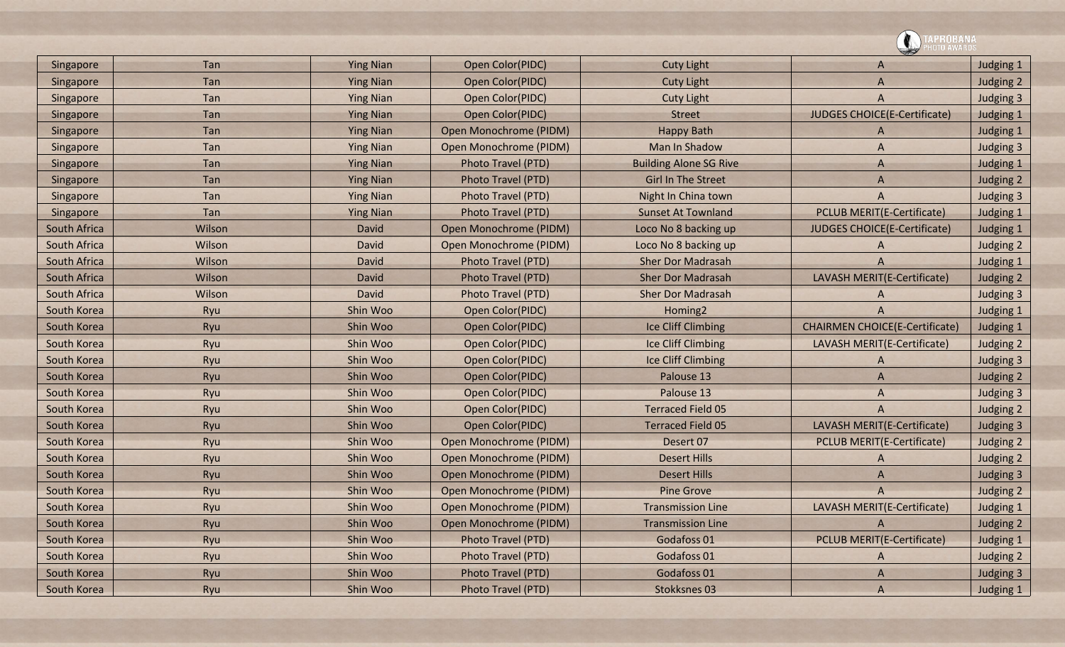| Singapore | Tan | Ying Nian | Open Color(PIDC) | Cuty Light | A | Judging 1 |
|---|---|---|---|---|---|---|
| Singapore | Tan | Ying Nian | Open Color(PIDC) | Cuty Light | A | Judging 2 |
| Singapore | Tan | Ying Nian | Open Color(PIDC) | Cuty Light | A | Judging 3 |
| Singapore | Tan | Ying Nian | Open Color(PIDC) | Street | JUDGES CHOICE(E-Certificate) | Judging 1 |
| Singapore | Tan | Ying Nian | Open Monochrome (PIDM) | Happy Bath | A | Judging 1 |
| Singapore | Tan | Ying Nian | Open Monochrome (PIDM) | Man In Shadow | A | Judging 3 |
| Singapore | Tan | Ying Nian | Photo Travel (PTD) | Building Alone SG Rive | A | Judging 1 |
| Singapore | Tan | Ying Nian | Photo Travel (PTD) | Girl In The Street | A | Judging 2 |
| Singapore | Tan | Ying Nian | Photo Travel (PTD) | Night In China town | A | Judging 3 |
| Singapore | Tan | Ying Nian | Photo Travel (PTD) | Sunset At Townland | PCLUB MERIT(E-Certificate) | Judging 1 |
| South Africa | Wilson | David | Open Monochrome (PIDM) | Loco No 8 backing up | JUDGES CHOICE(E-Certificate) | Judging 1 |
| South Africa | Wilson | David | Open Monochrome (PIDM) | Loco No 8 backing up | A | Judging 2 |
| South Africa | Wilson | David | Photo Travel (PTD) | Sher Dor Madrasah | A | Judging 1 |
| South Africa | Wilson | David | Photo Travel (PTD) | Sher Dor Madrasah | LAVASH MERIT(E-Certificate) | Judging 2 |
| South Africa | Wilson | David | Photo Travel (PTD) | Sher Dor Madrasah | A | Judging 3 |
| South Korea | Ryu | Shin Woo | Open Color(PIDC) | Homing2 | A | Judging 1 |
| South Korea | Ryu | Shin Woo | Open Color(PIDC) | Ice Cliff Climbing | CHAIRMEN CHOICE(E-Certificate) | Judging 1 |
| South Korea | Ryu | Shin Woo | Open Color(PIDC) | Ice Cliff Climbing | LAVASH MERIT(E-Certificate) | Judging 2 |
| South Korea | Ryu | Shin Woo | Open Color(PIDC) | Ice Cliff Climbing | A | Judging 3 |
| South Korea | Ryu | Shin Woo | Open Color(PIDC) | Palouse 13 | A | Judging 2 |
| South Korea | Ryu | Shin Woo | Open Color(PIDC) | Palouse 13 | A | Judging 3 |
| South Korea | Ryu | Shin Woo | Open Color(PIDC) | Terraced Field 05 | A | Judging 2 |
| South Korea | Ryu | Shin Woo | Open Color(PIDC) | Terraced Field 05 | LAVASH MERIT(E-Certificate) | Judging 3 |
| South Korea | Ryu | Shin Woo | Open Monochrome (PIDM) | Desert 07 | PCLUB MERIT(E-Certificate) | Judging 2 |
| South Korea | Ryu | Shin Woo | Open Monochrome (PIDM) | Desert Hills | A | Judging 2 |
| South Korea | Ryu | Shin Woo | Open Monochrome (PIDM) | Desert Hills | A | Judging 3 |
| South Korea | Ryu | Shin Woo | Open Monochrome (PIDM) | Pine Grove | A | Judging 2 |
| South Korea | Ryu | Shin Woo | Open Monochrome (PIDM) | Transmission Line | LAVASH MERIT(E-Certificate) | Judging 1 |
| South Korea | Ryu | Shin Woo | Open Monochrome (PIDM) | Transmission Line | A | Judging 2 |
| South Korea | Ryu | Shin Woo | Photo Travel (PTD) | Godafoss 01 | PCLUB MERIT(E-Certificate) | Judging 1 |
| South Korea | Ryu | Shin Woo | Photo Travel (PTD) | Godafoss 01 | A | Judging 2 |
| South Korea | Ryu | Shin Woo | Photo Travel (PTD) | Godafoss 01 | A | Judging 3 |
| South Korea | Ryu | Shin Woo | Photo Travel (PTD) | Stokksnes 03 | A | Judging 1 |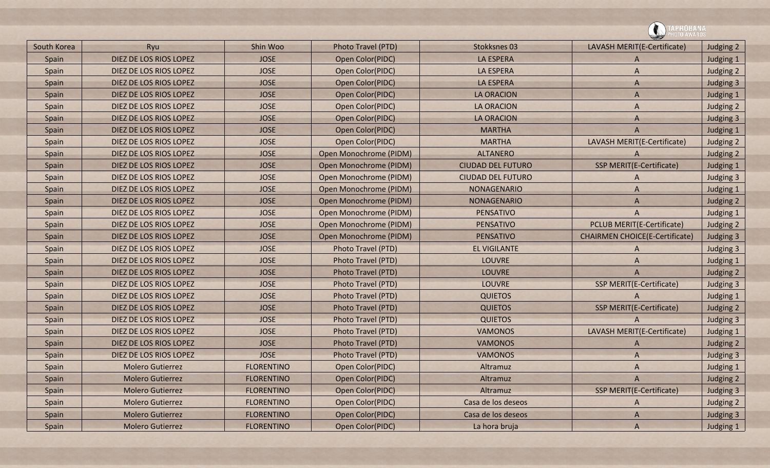| South Korea | Ryu | Shin Woo | Photo Travel (PTD) | Stokksnes 03 | LAVASH MERIT(E-Certificate) | Judging 2 |
|---|---|---|---|---|---|---|
| Spain | DIEZ DE LOS RIOS LOPEZ | JOSE | Open Color(PIDC) | LA ESPERA | A | Judging 1 |
| Spain | DIEZ DE LOS RIOS LOPEZ | JOSE | Open Color(PIDC) | LA ESPERA | A | Judging 2 |
| Spain | DIEZ DE LOS RIOS LOPEZ | JOSE | Open Color(PIDC) | LA ESPERA | A | Judging 3 |
| Spain | DIEZ DE LOS RIOS LOPEZ | JOSE | Open Color(PIDC) | LA ORACION | A | Judging 1 |
| Spain | DIEZ DE LOS RIOS LOPEZ | JOSE | Open Color(PIDC) | LA ORACION | A | Judging 2 |
| Spain | DIEZ DE LOS RIOS LOPEZ | JOSE | Open Color(PIDC) | LA ORACION | A | Judging 3 |
| Spain | DIEZ DE LOS RIOS LOPEZ | JOSE | Open Color(PIDC) | MARTHA | A | Judging 1 |
| Spain | DIEZ DE LOS RIOS LOPEZ | JOSE | Open Color(PIDC) | MARTHA | LAVASH MERIT(E-Certificate) | Judging 2 |
| Spain | DIEZ DE LOS RIOS LOPEZ | JOSE | Open Monochrome (PIDM) | ALTANERO | A | Judging 2 |
| Spain | DIEZ DE LOS RIOS LOPEZ | JOSE | Open Monochrome (PIDM) | CIUDAD DEL FUTURO | SSP MERIT(E-Certificate) | Judging 1 |
| Spain | DIEZ DE LOS RIOS LOPEZ | JOSE | Open Monochrome (PIDM) | CIUDAD DEL FUTURO | A | Judging 3 |
| Spain | DIEZ DE LOS RIOS LOPEZ | JOSE | Open Monochrome (PIDM) | NONAGENARIO | A | Judging 1 |
| Spain | DIEZ DE LOS RIOS LOPEZ | JOSE | Open Monochrome (PIDM) | NONAGENARIO | A | Judging 2 |
| Spain | DIEZ DE LOS RIOS LOPEZ | JOSE | Open Monochrome (PIDM) | PENSATIVO | A | Judging 1 |
| Spain | DIEZ DE LOS RIOS LOPEZ | JOSE | Open Monochrome (PIDM) | PENSATIVO | PCLUB MERIT(E-Certificate) | Judging 2 |
| Spain | DIEZ DE LOS RIOS LOPEZ | JOSE | Open Monochrome (PIDM) | PENSATIVO | CHAIRMEN CHOICE(E-Certificate) | Judging 3 |
| Spain | DIEZ DE LOS RIOS LOPEZ | JOSE | Photo Travel (PTD) | EL VIGILANTE | A | Judging 3 |
| Spain | DIEZ DE LOS RIOS LOPEZ | JOSE | Photo Travel (PTD) | LOUVRE | A | Judging 1 |
| Spain | DIEZ DE LOS RIOS LOPEZ | JOSE | Photo Travel (PTD) | LOUVRE | A | Judging 2 |
| Spain | DIEZ DE LOS RIOS LOPEZ | JOSE | Photo Travel (PTD) | LOUVRE | SSP MERIT(E-Certificate) | Judging 3 |
| Spain | DIEZ DE LOS RIOS LOPEZ | JOSE | Photo Travel (PTD) | QUIETOS | A | Judging 1 |
| Spain | DIEZ DE LOS RIOS LOPEZ | JOSE | Photo Travel (PTD) | QUIETOS | SSP MERIT(E-Certificate) | Judging 2 |
| Spain | DIEZ DE LOS RIOS LOPEZ | JOSE | Photo Travel (PTD) | QUIETOS | A | Judging 3 |
| Spain | DIEZ DE LOS RIOS LOPEZ | JOSE | Photo Travel (PTD) | VAMONOS | LAVASH MERIT(E-Certificate) | Judging 1 |
| Spain | DIEZ DE LOS RIOS LOPEZ | JOSE | Photo Travel (PTD) | VAMONOS | A | Judging 2 |
| Spain | DIEZ DE LOS RIOS LOPEZ | JOSE | Photo Travel (PTD) | VAMONOS | A | Judging 3 |
| Spain | Molero Gutierrez | FLORENTINO | Open Color(PIDC) | Altramuz | A | Judging 1 |
| Spain | Molero Gutierrez | FLORENTINO | Open Color(PIDC) | Altramuz | A | Judging 2 |
| Spain | Molero Gutierrez | FLORENTINO | Open Color(PIDC) | Altramuz | SSP MERIT(E-Certificate) | Judging 3 |
| Spain | Molero Gutierrez | FLORENTINO | Open Color(PIDC) | Casa de los deseos | A | Judging 2 |
| Spain | Molero Gutierrez | FLORENTINO | Open Color(PIDC) | Casa de los deseos | A | Judging 3 |
| Spain | Molero Gutierrez | FLORENTINO | Open Color(PIDC) | La hora bruja | A | Judging 1 |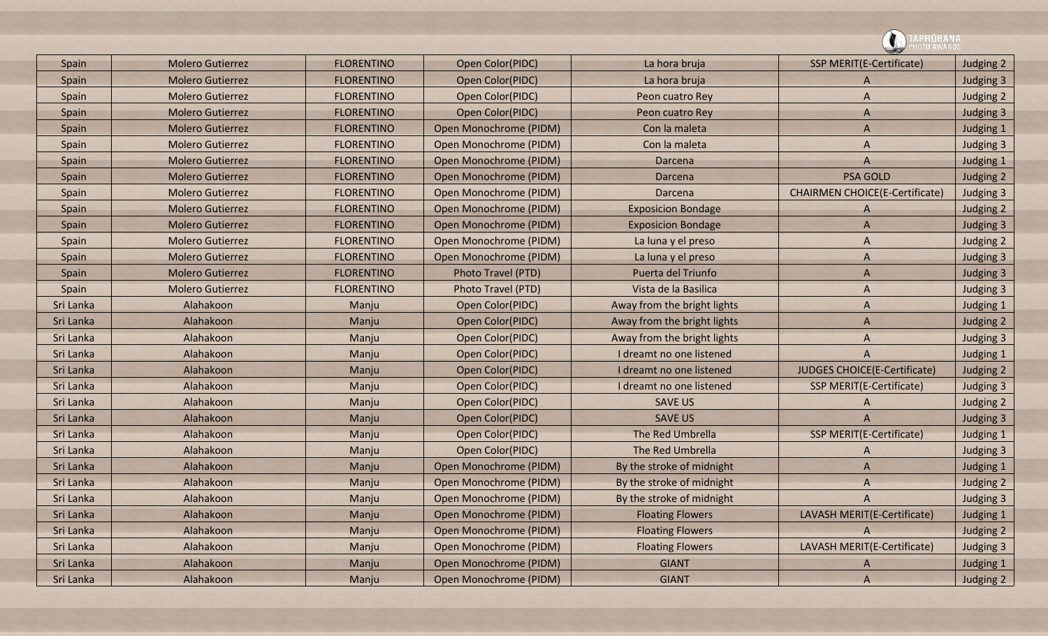| Spain | Molero Gutierrez | FLORENTINO | Open Color(PIDC) | La hora bruja | SSP MERIT(E-Certificate) | Judging 2 |
|---|---|---|---|---|---|---|
| Spain | Molero Gutierrez | FLORENTINO | Open Color(PIDC) | La hora bruja | A | Judging 3 |
| Spain | Molero Gutierrez | FLORENTINO | Open Color(PIDC) | Peon cuatro Rey | A | Judging 2 |
| Spain | Molero Gutierrez | FLORENTINO | Open Color(PIDC) | Peon cuatro Rey | A | Judging 3 |
| Spain | Molero Gutierrez | FLORENTINO | Open Monochrome (PIDM) | Con la maleta | A | Judging 1 |
| Spain | Molero Gutierrez | FLORENTINO | Open Monochrome (PIDM) | Con la maleta | A | Judging 3 |
| Spain | Molero Gutierrez | FLORENTINO | Open Monochrome (PIDM) | Darcena | A | Judging 1 |
| Spain | Molero Gutierrez | FLORENTINO | Open Monochrome (PIDM) | Darcena | PSA GOLD | Judging 2 |
| Spain | Molero Gutierrez | FLORENTINO | Open Monochrome (PIDM) | Darcena | CHAIRMEN CHOICE(E-Certificate) | Judging 3 |
| Spain | Molero Gutierrez | FLORENTINO | Open Monochrome (PIDM) | Exposicion Bondage | A | Judging 2 |
| Spain | Molero Gutierrez | FLORENTINO | Open Monochrome (PIDM) | Exposicion Bondage | A | Judging 3 |
| Spain | Molero Gutierrez | FLORENTINO | Open Monochrome (PIDM) | La luna y el preso | A | Judging 2 |
| Spain | Molero Gutierrez | FLORENTINO | Open Monochrome (PIDM) | La luna y el preso | A | Judging 3 |
| Spain | Molero Gutierrez | FLORENTINO | Photo Travel (PTD) | Puerta del Triunfo | A | Judging 3 |
| Spain | Molero Gutierrez | FLORENTINO | Photo Travel (PTD) | Vista de la Basilica | A | Judging 3 |
| Sri Lanka | Alahakoon | Manju | Open Color(PIDC) | Away from the bright lights | A | Judging 1 |
| Sri Lanka | Alahakoon | Manju | Open Color(PIDC) | Away from the bright lights | A | Judging 2 |
| Sri Lanka | Alahakoon | Manju | Open Color(PIDC) | Away from the bright lights | A | Judging 3 |
| Sri Lanka | Alahakoon | Manju | Open Color(PIDC) | I dreamt no one listened | A | Judging 1 |
| Sri Lanka | Alahakoon | Manju | Open Color(PIDC) | I dreamt no one listened | JUDGES CHOICE(E-Certificate) | Judging 2 |
| Sri Lanka | Alahakoon | Manju | Open Color(PIDC) | I dreamt no one listened | SSP MERIT(E-Certificate) | Judging 3 |
| Sri Lanka | Alahakoon | Manju | Open Color(PIDC) | SAVE US | A | Judging 2 |
| Sri Lanka | Alahakoon | Manju | Open Color(PIDC) | SAVE US | A | Judging 3 |
| Sri Lanka | Alahakoon | Manju | Open Color(PIDC) | The Red Umbrella | SSP MERIT(E-Certificate) | Judging 1 |
| Sri Lanka | Alahakoon | Manju | Open Color(PIDC) | The Red Umbrella | A | Judging 3 |
| Sri Lanka | Alahakoon | Manju | Open Monochrome (PIDM) | By the stroke of midnight | A | Judging 1 |
| Sri Lanka | Alahakoon | Manju | Open Monochrome (PIDM) | By the stroke of midnight | A | Judging 2 |
| Sri Lanka | Alahakoon | Manju | Open Monochrome (PIDM) | By the stroke of midnight | A | Judging 3 |
| Sri Lanka | Alahakoon | Manju | Open Monochrome (PIDM) | Floating Flowers | LAVASH MERIT(E-Certificate) | Judging 1 |
| Sri Lanka | Alahakoon | Manju | Open Monochrome (PIDM) | Floating Flowers | A | Judging 2 |
| Sri Lanka | Alahakoon | Manju | Open Monochrome (PIDM) | Floating Flowers | LAVASH MERIT(E-Certificate) | Judging 3 |
| Sri Lanka | Alahakoon | Manju | Open Monochrome (PIDM) | GIANT | A | Judging 1 |
| Sri Lanka | Alahakoon | Manju | Open Monochrome (PIDM) | GIANT | A | Judging 2 |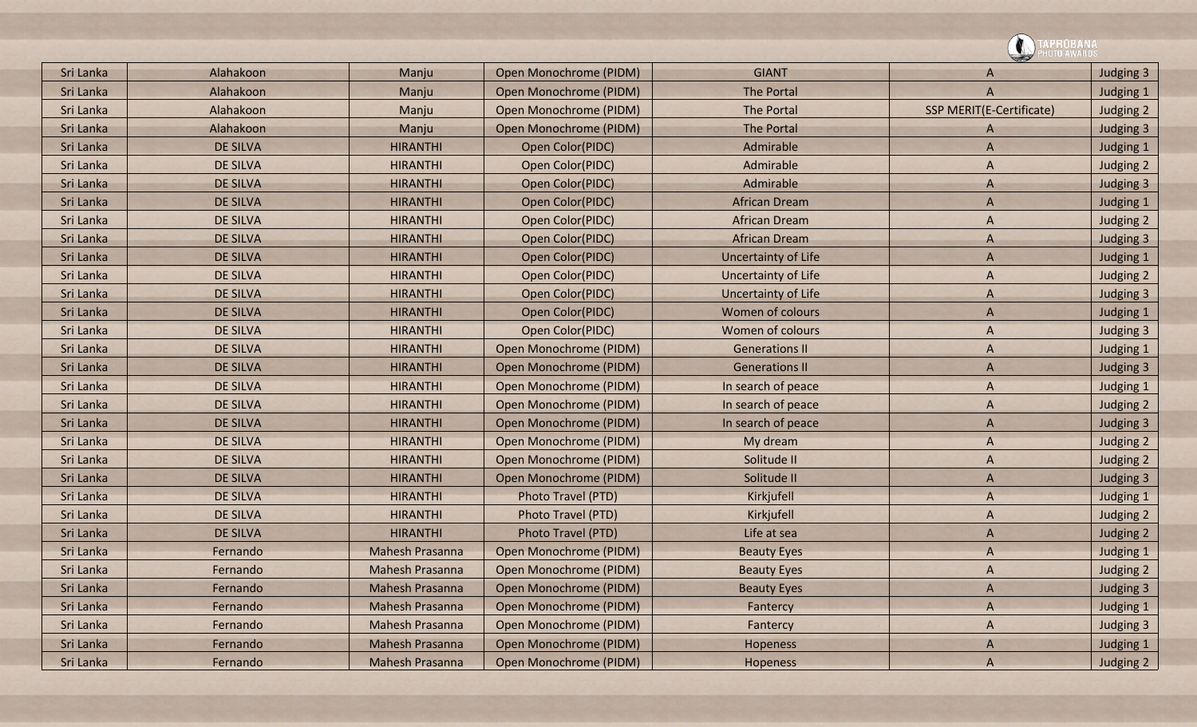| Sri Lanka | Alahakoon | Manju | Open Monochrome (PIDM) | GIANT | A | Judging 3 |
|---|---|---|---|---|---|---|
| Sri Lanka | Alahakoon | Manju | Open Monochrome (PIDM) | The Portal | A | Judging 1 |
| Sri Lanka | Alahakoon | Manju | Open Monochrome (PIDM) | The Portal | SSP MERIT(E-Certificate) | Judging 2 |
| Sri Lanka | Alahakoon | Manju | Open Monochrome (PIDM) | The Portal | A | Judging 3 |
| Sri Lanka | DE SILVA | HIRANTHI | Open Color(PIDC) | Admirable | A | Judging 1 |
| Sri Lanka | DE SILVA | HIRANTHI | Open Color(PIDC) | Admirable | A | Judging 2 |
| Sri Lanka | DE SILVA | HIRANTHI | Open Color(PIDC) | Admirable | A | Judging 3 |
| Sri Lanka | DE SILVA | HIRANTHI | Open Color(PIDC) | African Dream | A | Judging 1 |
| Sri Lanka | DE SILVA | HIRANTHI | Open Color(PIDC) | African Dream | A | Judging 2 |
| Sri Lanka | DE SILVA | HIRANTHI | Open Color(PIDC) | African Dream | A | Judging 3 |
| Sri Lanka | DE SILVA | HIRANTHI | Open Color(PIDC) | Uncertainty of Life | A | Judging 1 |
| Sri Lanka | DE SILVA | HIRANTHI | Open Color(PIDC) | Uncertainty of Life | A | Judging 2 |
| Sri Lanka | DE SILVA | HIRANTHI | Open Color(PIDC) | Uncertainty of Life | A | Judging 3 |
| Sri Lanka | DE SILVA | HIRANTHI | Open Color(PIDC) | Women of colours | A | Judging 1 |
| Sri Lanka | DE SILVA | HIRANTHI | Open Color(PIDC) | Women of colours | A | Judging 3 |
| Sri Lanka | DE SILVA | HIRANTHI | Open Monochrome (PIDM) | Generations II | A | Judging 1 |
| Sri Lanka | DE SILVA | HIRANTHI | Open Monochrome (PIDM) | Generations II | A | Judging 3 |
| Sri Lanka | DE SILVA | HIRANTHI | Open Monochrome (PIDM) | In search of peace | A | Judging 1 |
| Sri Lanka | DE SILVA | HIRANTHI | Open Monochrome (PIDM) | In search of peace | A | Judging 2 |
| Sri Lanka | DE SILVA | HIRANTHI | Open Monochrome (PIDM) | In search of peace | A | Judging 3 |
| Sri Lanka | DE SILVA | HIRANTHI | Open Monochrome (PIDM) | My dream | A | Judging 2 |
| Sri Lanka | DE SILVA | HIRANTHI | Open Monochrome (PIDM) | Solitude II | A | Judging 2 |
| Sri Lanka | DE SILVA | HIRANTHI | Open Monochrome (PIDM) | Solitude II | A | Judging 3 |
| Sri Lanka | DE SILVA | HIRANTHI | Photo Travel (PTD) | Kirkjufell | A | Judging 1 |
| Sri Lanka | DE SILVA | HIRANTHI | Photo Travel (PTD) | Kirkjufell | A | Judging 2 |
| Sri Lanka | DE SILVA | HIRANTHI | Photo Travel (PTD) | Life at sea | A | Judging 2 |
| Sri Lanka | Fernando | Mahesh Prasanna | Open Monochrome (PIDM) | Beauty Eyes | A | Judging 1 |
| Sri Lanka | Fernando | Mahesh Prasanna | Open Monochrome (PIDM) | Beauty Eyes | A | Judging 2 |
| Sri Lanka | Fernando | Mahesh Prasanna | Open Monochrome (PIDM) | Beauty Eyes | A | Judging 3 |
| Sri Lanka | Fernando | Mahesh Prasanna | Open Monochrome (PIDM) | Fantercy | A | Judging 1 |
| Sri Lanka | Fernando | Mahesh Prasanna | Open Monochrome (PIDM) | Fantercy | A | Judging 3 |
| Sri Lanka | Fernando | Mahesh Prasanna | Open Monochrome (PIDM) | Hopeness | A | Judging 1 |
| Sri Lanka | Fernando | Mahesh Prasanna | Open Monochrome (PIDM) | Hopeness | A | Judging 2 |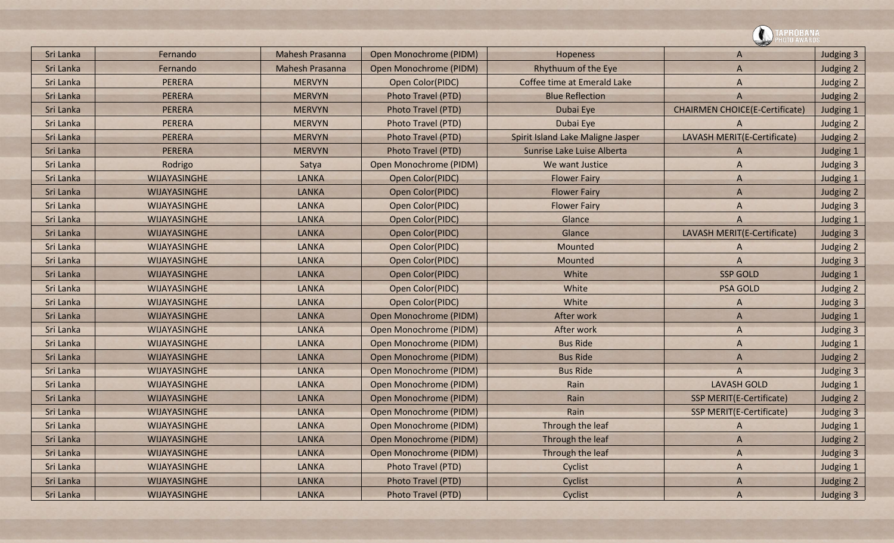| Sri Lanka | Fernando | Mahesh Prasanna | Open Monochrome (PIDM) | Hopeness | A | Judging 3 |
|---|---|---|---|---|---|---|
| Sri Lanka | Fernando | Mahesh Prasanna | Open Monochrome (PIDM) | Rhythuum of the Eye | A | Judging 2 |
| Sri Lanka | PERERA | MERVYN | Open Color(PIDC) | Coffee time at Emerald Lake | A | Judging 2 |
| Sri Lanka | PERERA | MERVYN | Photo Travel (PTD) | Blue Reflection | A | Judging 2 |
| Sri Lanka | PERERA | MERVYN | Photo Travel (PTD) | Dubai Eye | CHAIRMEN CHOICE(E-Certificate) | Judging 1 |
| Sri Lanka | PERERA | MERVYN | Photo Travel (PTD) | Dubai Eye | A | Judging 2 |
| Sri Lanka | PERERA | MERVYN | Photo Travel (PTD) | Spirit Island Lake Maligne Jasper | LAVASH MERIT(E-Certificate) | Judging 2 |
| Sri Lanka | PERERA | MERVYN | Photo Travel (PTD) | Sunrise Lake Luise Alberta | A | Judging 1 |
| Sri Lanka | Rodrigo | Satya | Open Monochrome (PIDM) | We want Justice | A | Judging 3 |
| Sri Lanka | WIJAYASINGHE | LANKA | Open Color(PIDC) | Flower Fairy | A | Judging 1 |
| Sri Lanka | WIJAYASINGHE | LANKA | Open Color(PIDC) | Flower Fairy | A | Judging 2 |
| Sri Lanka | WIJAYASINGHE | LANKA | Open Color(PIDC) | Flower Fairy | A | Judging 3 |
| Sri Lanka | WIJAYASINGHE | LANKA | Open Color(PIDC) | Glance | A | Judging 1 |
| Sri Lanka | WIJAYASINGHE | LANKA | Open Color(PIDC) | Glance | LAVASH MERIT(E-Certificate) | Judging 3 |
| Sri Lanka | WIJAYASINGHE | LANKA | Open Color(PIDC) | Mounted | A | Judging 2 |
| Sri Lanka | WIJAYASINGHE | LANKA | Open Color(PIDC) | Mounted | A | Judging 3 |
| Sri Lanka | WIJAYASINGHE | LANKA | Open Color(PIDC) | White | SSP GOLD | Judging 1 |
| Sri Lanka | WIJAYASINGHE | LANKA | Open Color(PIDC) | White | PSA GOLD | Judging 2 |
| Sri Lanka | WIJAYASINGHE | LANKA | Open Color(PIDC) | White | A | Judging 3 |
| Sri Lanka | WIJAYASINGHE | LANKA | Open Monochrome (PIDM) | After work | A | Judging 1 |
| Sri Lanka | WIJAYASINGHE | LANKA | Open Monochrome (PIDM) | After work | A | Judging 3 |
| Sri Lanka | WIJAYASINGHE | LANKA | Open Monochrome (PIDM) | Bus Ride | A | Judging 1 |
| Sri Lanka | WIJAYASINGHE | LANKA | Open Monochrome (PIDM) | Bus Ride | A | Judging 2 |
| Sri Lanka | WIJAYASINGHE | LANKA | Open Monochrome (PIDM) | Bus Ride | A | Judging 3 |
| Sri Lanka | WIJAYASINGHE | LANKA | Open Monochrome (PIDM) | Rain | LAVASH GOLD | Judging 1 |
| Sri Lanka | WIJAYASINGHE | LANKA | Open Monochrome (PIDM) | Rain | SSP MERIT(E-Certificate) | Judging 2 |
| Sri Lanka | WIJAYASINGHE | LANKA | Open Monochrome (PIDM) | Rain | SSP MERIT(E-Certificate) | Judging 3 |
| Sri Lanka | WIJAYASINGHE | LANKA | Open Monochrome (PIDM) | Through the leaf | A | Judging 1 |
| Sri Lanka | WIJAYASINGHE | LANKA | Open Monochrome (PIDM) | Through the leaf | A | Judging 2 |
| Sri Lanka | WIJAYASINGHE | LANKA | Open Monochrome (PIDM) | Through the leaf | A | Judging 3 |
| Sri Lanka | WIJAYASINGHE | LANKA | Photo Travel (PTD) | Cyclist | A | Judging 1 |
| Sri Lanka | WIJAYASINGHE | LANKA | Photo Travel (PTD) | Cyclist | A | Judging 2 |
| Sri Lanka | WIJAYASINGHE | LANKA | Photo Travel (PTD) | Cyclist | A | Judging 3 |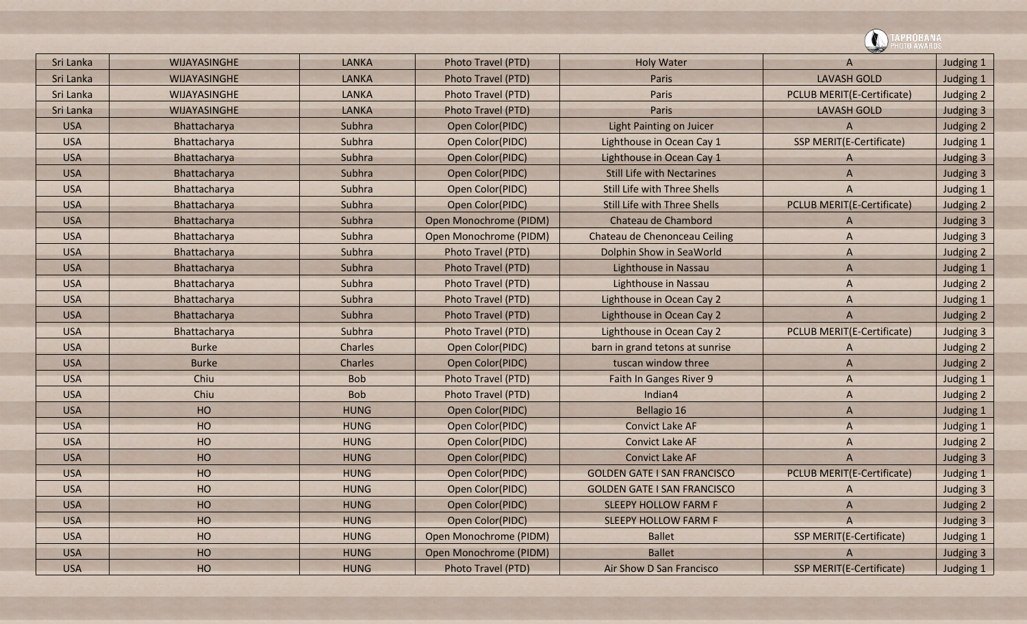| Sri Lanka | WIJAYASINGHE | LANKA | Photo Travel (PTD) | Holy Water | A | Judging 1 |
|---|---|---|---|---|---|---|
| Sri Lanka | WIJAYASINGHE | LANKA | Photo Travel (PTD) | Paris | LAVASH GOLD | Judging 1 |
| Sri Lanka | WIJAYASINGHE | LANKA | Photo Travel (PTD) | Paris | PCLUB MERIT(E-Certificate) | Judging 2 |
| Sri Lanka | WIJAYASINGHE | LANKA | Photo Travel (PTD) | Paris | LAVASH GOLD | Judging 3 |
| USA | Bhattacharya | Subhra | Open Color(PIDC) | Light Painting on Juicer | A | Judging 2 |
| USA | Bhattacharya | Subhra | Open Color(PIDC) | Lighthouse in Ocean Cay 1 | SSP MERIT(E-Certificate) | Judging 1 |
| USA | Bhattacharya | Subhra | Open Color(PIDC) | Lighthouse in Ocean Cay 1 | A | Judging 3 |
| USA | Bhattacharya | Subhra | Open Color(PIDC) | Still Life with Nectarines | A | Judging 3 |
| USA | Bhattacharya | Subhra | Open Color(PIDC) | Still Life with Three Shells | A | Judging 1 |
| USA | Bhattacharya | Subhra | Open Color(PIDC) | Still Life with Three Shells | PCLUB MERIT(E-Certificate) | Judging 2 |
| USA | Bhattacharya | Subhra | Open Monochrome (PIDM) | Chateau de Chambord | A | Judging 3 |
| USA | Bhattacharya | Subhra | Open Monochrome (PIDM) | Chateau de Chenonceau Ceiling | A | Judging 3 |
| USA | Bhattacharya | Subhra | Photo Travel (PTD) | Dolphin Show in SeaWorld | A | Judging 2 |
| USA | Bhattacharya | Subhra | Photo Travel (PTD) | Lighthouse in Nassau | A | Judging 1 |
| USA | Bhattacharya | Subhra | Photo Travel (PTD) | Lighthouse in Nassau | A | Judging 2 |
| USA | Bhattacharya | Subhra | Photo Travel (PTD) | Lighthouse in Ocean Cay 2 | A | Judging 1 |
| USA | Bhattacharya | Subhra | Photo Travel (PTD) | Lighthouse in Ocean Cay 2 | A | Judging 2 |
| USA | Bhattacharya | Subhra | Photo Travel (PTD) | Lighthouse in Ocean Cay 2 | PCLUB MERIT(E-Certificate) | Judging 3 |
| USA | Burke | Charles | Open Color(PIDC) | barn in grand tetons at sunrise | A | Judging 2 |
| USA | Burke | Charles | Open Color(PIDC) | tuscan window three | A | Judging 2 |
| USA | Chiu | Bob | Photo Travel (PTD) | Faith In Ganges River 9 | A | Judging 1 |
| USA | Chiu | Bob | Photo Travel (PTD) | Indian4 | A | Judging 2 |
| USA | HO | HUNG | Open Color(PIDC) | Bellagio 16 | A | Judging 1 |
| USA | HO | HUNG | Open Color(PIDC) | Convict Lake AF | A | Judging 1 |
| USA | HO | HUNG | Open Color(PIDC) | Convict Lake AF | A | Judging 2 |
| USA | HO | HUNG | Open Color(PIDC) | Convict Lake AF | A | Judging 3 |
| USA | HO | HUNG | Open Color(PIDC) | GOLDEN GATE I SAN FRANCISCO | PCLUB MERIT(E-Certificate) | Judging 1 |
| USA | HO | HUNG | Open Color(PIDC) | GOLDEN GATE I SAN FRANCISCO | A | Judging 3 |
| USA | HO | HUNG | Open Color(PIDC) | SLEEPY HOLLOW FARM F | A | Judging 2 |
| USA | HO | HUNG | Open Color(PIDC) | SLEEPY HOLLOW FARM F | A | Judging 3 |
| USA | HO | HUNG | Open Monochrome (PIDM) | Ballet | SSP MERIT(E-Certificate) | Judging 1 |
| USA | HO | HUNG | Open Monochrome (PIDM) | Ballet | A | Judging 3 |
| USA | HO | HUNG | Photo Travel (PTD) | Air Show D San Francisco | SSP MERIT(E-Certificate) | Judging 1 |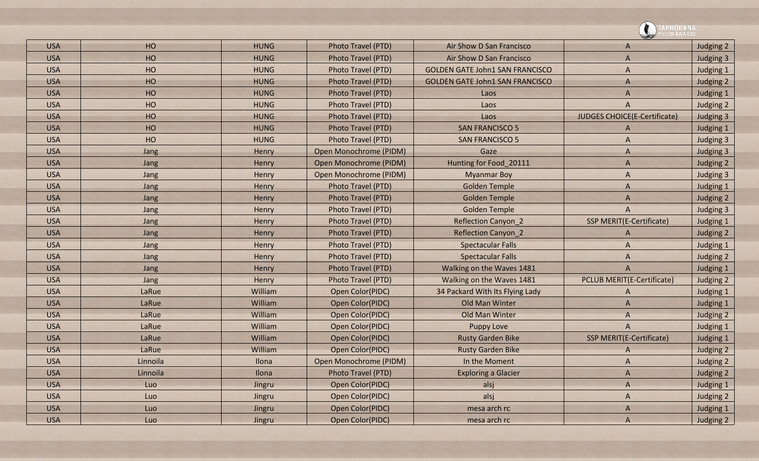| USA | HO | HUNG | Photo Travel (PTD) | Air Show D San Francisco | A | Judging 2 |
|---|---|---|---|---|---|---|
| USA | HO | HUNG | Photo Travel (PTD) | Air Show D San Francisco | A | Judging 3 |
| USA | HO | HUNG | Photo Travel (PTD) | GOLDEN GATE John1 SAN FRANCISCO | A | Judging 1 |
| USA | HO | HUNG | Photo Travel (PTD) | GOLDEN GATE John1 SAN FRANCISCO | A | Judging 2 |
| USA | HO | HUNG | Photo Travel (PTD) | Laos | A | Judging 1 |
| USA | HO | HUNG | Photo Travel (PTD) | Laos | A | Judging 2 |
| USA | HO | HUNG | Photo Travel (PTD) | Laos | JUDGES CHOICE(E-Certificate) | Judging 3 |
| USA | HO | HUNG | Photo Travel (PTD) | SAN FRANCISCO 5 | A | Judging 1 |
| USA | HO | HUNG | Photo Travel (PTD) | SAN FRANCISCO 5 | A | Judging 3 |
| USA | Jang | Henry | Open Monochrome (PIDM) | Gaze | A | Judging 3 |
| USA | Jang | Henry | Open Monochrome (PIDM) | Hunting for Food_20111 | A | Judging 2 |
| USA | Jang | Henry | Open Monochrome (PIDM) | Myanmar Boy | A | Judging 3 |
| USA | Jang | Henry | Photo Travel (PTD) | Golden Temple | A | Judging 1 |
| USA | Jang | Henry | Photo Travel (PTD) | Golden Temple | A | Judging 2 |
| USA | Jang | Henry | Photo Travel (PTD) | Golden Temple | A | Judging 3 |
| USA | Jang | Henry | Photo Travel (PTD) | Reflection Canyon_2 | SSP MERIT(E-Certificate) | Judging 1 |
| USA | Jang | Henry | Photo Travel (PTD) | Reflection Canyon_2 | A | Judging 2 |
| USA | Jang | Henry | Photo Travel (PTD) | Spectacular Falls | A | Judging 1 |
| USA | Jang | Henry | Photo Travel (PTD) | Spectacular Falls | A | Judging 2 |
| USA | Jang | Henry | Photo Travel (PTD) | Walking on the Waves 1481 | A | Judging 1 |
| USA | Jang | Henry | Photo Travel (PTD) | Walking on the Waves 1481 | PCLUB MERIT(E-Certificate) | Judging 2 |
| USA | LaRue | William | Open Color(PIDC) | 34 Packard With Its Flying Lady | A | Judging 1 |
| USA | LaRue | William | Open Color(PIDC) | Old Man Winter | A | Judging 1 |
| USA | LaRue | William | Open Color(PIDC) | Old Man Winter | A | Judging 2 |
| USA | LaRue | William | Open Color(PIDC) | Puppy Love | A | Judging 1 |
| USA | LaRue | William | Open Color(PIDC) | Rusty Garden Bike | SSP MERIT(E-Certificate) | Judging 1 |
| USA | LaRue | William | Open Color(PIDC) | Rusty Garden Bike | A | Judging 2 |
| USA | Linnoila | Ilona | Open Monochrome (PIDM) | In the Moment | A | Judging 2 |
| USA | Linnoila | Ilona | Photo Travel (PTD) | Exploring a Glacier | A | Judging 2 |
| USA | Luo | Jingru | Open Color(PIDC) | alsj | A | Judging 1 |
| USA | Luo | Jingru | Open Color(PIDC) | alsj | A | Judging 2 |
| USA | Luo | Jingru | Open Color(PIDC) | mesa arch rc | A | Judging 1 |
| USA | Luo | Jingru | Open Color(PIDC) | mesa arch rc | A | Judging 2 |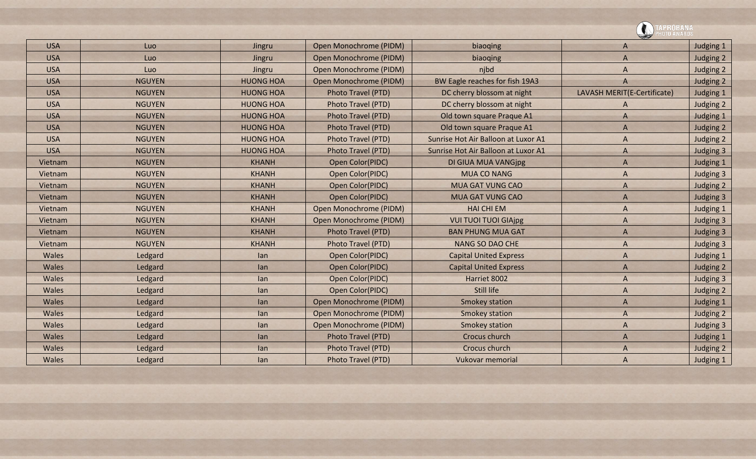| | | | | | | |
|---|---|---|---|---|---|---|
| USA | Luo | Jingru | Open Monochrome (PIDM) | biaoqing | A | Judging 1 |
| USA | Luo | Jingru | Open Monochrome (PIDM) | biaoqing | A | Judging 2 |
| USA | Luo | Jingru | Open Monochrome (PIDM) | njbd | A | Judging 2 |
| USA | NGUYEN | HUONG HOA | Open Monochrome (PIDM) | BW Eagle reaches for fish 19A3 | A | Judging 2 |
| USA | NGUYEN | HUONG HOA | Photo Travel (PTD) | DC cherry blossom at night | LAVASH MERIT(E-Certificate) | Judging 1 |
| USA | NGUYEN | HUONG HOA | Photo Travel (PTD) | DC cherry blossom at night | A | Judging 2 |
| USA | NGUYEN | HUONG HOA | Photo Travel (PTD) | Old town square Praque A1 | A | Judging 1 |
| USA | NGUYEN | HUONG HOA | Photo Travel (PTD) | Old town square Praque A1 | A | Judging 2 |
| USA | NGUYEN | HUONG HOA | Photo Travel (PTD) | Sunrise Hot Air Balloon at Luxor A1 | A | Judging 2 |
| USA | NGUYEN | HUONG HOA | Photo Travel (PTD) | Sunrise Hot Air Balloon at Luxor A1 | A | Judging 3 |
| Vietnam | NGUYEN | KHANH | Open Color(PIDC) | DI GIUA MUA VANGjpg | A | Judging 1 |
| Vietnam | NGUYEN | KHANH | Open Color(PIDC) | MUA CO NANG | A | Judging 3 |
| Vietnam | NGUYEN | KHANH | Open Color(PIDC) | MUA GAT VUNG CAO | A | Judging 2 |
| Vietnam | NGUYEN | KHANH | Open Color(PIDC) | MUA GAT VUNG CAO | A | Judging 3 |
| Vietnam | NGUYEN | KHANH | Open Monochrome (PIDM) | HAI CHI EM | A | Judging 1 |
| Vietnam | NGUYEN | KHANH | Open Monochrome (PIDM) | VUI TUOI TUOI GIAjpg | A | Judging 3 |
| Vietnam | NGUYEN | KHANH | Photo Travel (PTD) | BAN PHUNG MUA GAT | A | Judging 3 |
| Vietnam | NGUYEN | KHANH | Photo Travel (PTD) | NANG SO DAO CHE | A | Judging 3 |
| Wales | Ledgard | Ian | Open Color(PIDC) | Capital United Express | A | Judging 1 |
| Wales | Ledgard | Ian | Open Color(PIDC) | Capital United Express | A | Judging 2 |
| Wales | Ledgard | Ian | Open Color(PIDC) | Harriet 8002 | A | Judging 3 |
| Wales | Ledgard | Ian | Open Color(PIDC) | Still life | A | Judging 2 |
| Wales | Ledgard | Ian | Open Monochrome (PIDM) | Smokey station | A | Judging 1 |
| Wales | Ledgard | Ian | Open Monochrome (PIDM) | Smokey station | A | Judging 2 |
| Wales | Ledgard | Ian | Open Monochrome (PIDM) | Smokey station | A | Judging 3 |
| Wales | Ledgard | Ian | Photo Travel (PTD) | Crocus church | A | Judging 1 |
| Wales | Ledgard | Ian | Photo Travel (PTD) | Crocus church | A | Judging 2 |
| Wales | Ledgard | Ian | Photo Travel (PTD) | Vukovar memorial | A | Judging 1 |